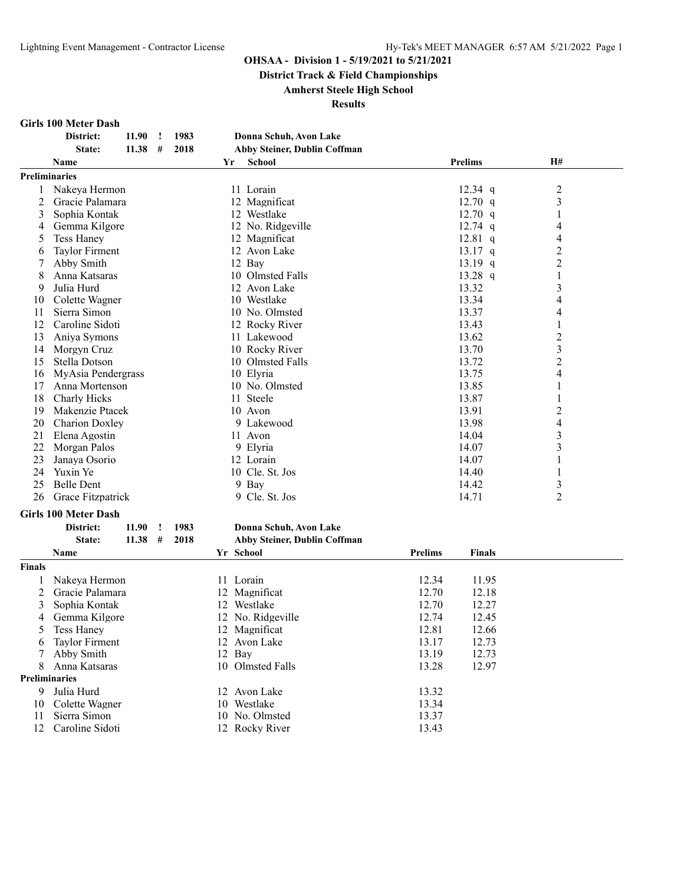# OHSAA - Division 1 - 5/19/2021 to 5/21/2021

## District Track & Field Championships

## Amherst Steele High School

## Results

### Girls 100 Meter Dash

| | | | | |
|---|---|---|---|---|
| District: | 11.90 | ! | 1983 | Donna Schuh, Avon Lake |
| State: | 11.38 | # | 2018 | Abby Steiner, Dublin Coffman |

**Preliminaries**

| | Name | Yr | School | Prelims | | H# |
|---|---|---|---|---|---|---|
| 1 | Nakeya Hermon | 11 | Lorain | 12.34 | q | 2 |
| 2 | Gracie Palamara | 12 | Magnificat | 12.70 | q | 3 |
| 3 | Sophia Kontak | 12 | Westlake | 12.70 | q | 1 |
| 4 | Gemma Kilgore | 12 | No. Ridgeville | 12.74 | q | 4 |
| 5 | Tess Haney | 12 | Magnificat | 12.81 | q | 4 |
| 6 | Taylor Firment | 12 | Avon Lake | 13.17 | q | 2 |
| 7 | Abby Smith | 12 | Bay | 13.19 | q | 2 |
| 8 | Anna Katsaras | 10 | Olmsted Falls | 13.28 | q | 1 |
| 9 | Julia Hurd | 12 | Avon Lake | 13.32 | | 3 |
| 10 | Colette Wagner | 10 | Westlake | 13.34 | | 4 |
| 11 | Sierra Simon | 10 | No. Olmsted | 13.37 | | 4 |
| 12 | Caroline Sidoti | 12 | Rocky River | 13.43 | | 1 |
| 13 | Aniya Symons | 11 | Lakewood | 13.62 | | 2 |
| 14 | Morgyn Cruz | 10 | Rocky River | 13.70 | | 3 |
| 15 | Stella Dotson | 10 | Olmsted Falls | 13.72 | | 2 |
| 16 | MyAsia Pendergrass | 10 | Elyria | 13.75 | | 4 |
| 17 | Anna Mortenson | 10 | No. Olmsted | 13.85 | | 1 |
| 18 | Charly Hicks | 11 | Steele | 13.87 | | 1 |
| 19 | Makenzie Ptacek | 10 | Avon | 13.91 | | 2 |
| 20 | Charion Doxley | 9 | Lakewood | 13.98 | | 4 |
| 21 | Elena Agostin | 11 | Avon | 14.04 | | 3 |
| 22 | Morgan Palos | 9 | Elyria | 14.07 | | 3 |
| 23 | Janaya Osorio | 12 | Lorain | 14.07 | | 1 |
| 24 | Yuxin Ye | 10 | Cle. St. Jos | 14.40 | | 1 |
| 25 | Belle Dent | 9 | Bay | 14.42 | | 3 |
| 26 | Grace Fitzpatrick | 9 | Cle. St. Jos | 14.71 | | 2 |

### Girls 100 Meter Dash

| | | | | |
|---|---|---|---|---|
| District: | 11.90 | ! | 1983 | Donna Schuh, Avon Lake |
| State: | 11.38 | # | 2018 | Abby Steiner, Dublin Coffman |

**Finals**

| | Name | Yr | School | Prelims | Finals |
|---|---|---|---|---|---|
| 1 | Nakeya Hermon | 11 | Lorain | 12.34 | 11.95 |
| 2 | Gracie Palamara | 12 | Magnificat | 12.70 | 12.18 |
| 3 | Sophia Kontak | 12 | Westlake | 12.70 | 12.27 |
| 4 | Gemma Kilgore | 12 | No. Ridgeville | 12.74 | 12.45 |
| 5 | Tess Haney | 12 | Magnificat | 12.81 | 12.66 |
| 6 | Taylor Firment | 12 | Avon Lake | 13.17 | 12.73 |
| 7 | Abby Smith | 12 | Bay | 13.19 | 12.73 |
| 8 | Anna Katsaras | 10 | Olmsted Falls | 13.28 | 12.97 |

**Preliminaries**

| | Name | Yr | School | Prelims | Finals |
|---|---|---|---|---|---|
| 9 | Julia Hurd | 12 | Avon Lake | 13.32 | |
| 10 | Colette Wagner | 10 | Westlake | 13.34 | |
| 11 | Sierra Simon | 10 | No. Olmsted | 13.37 | |
| 12 | Caroline Sidoti | 12 | Rocky River | 13.43 | |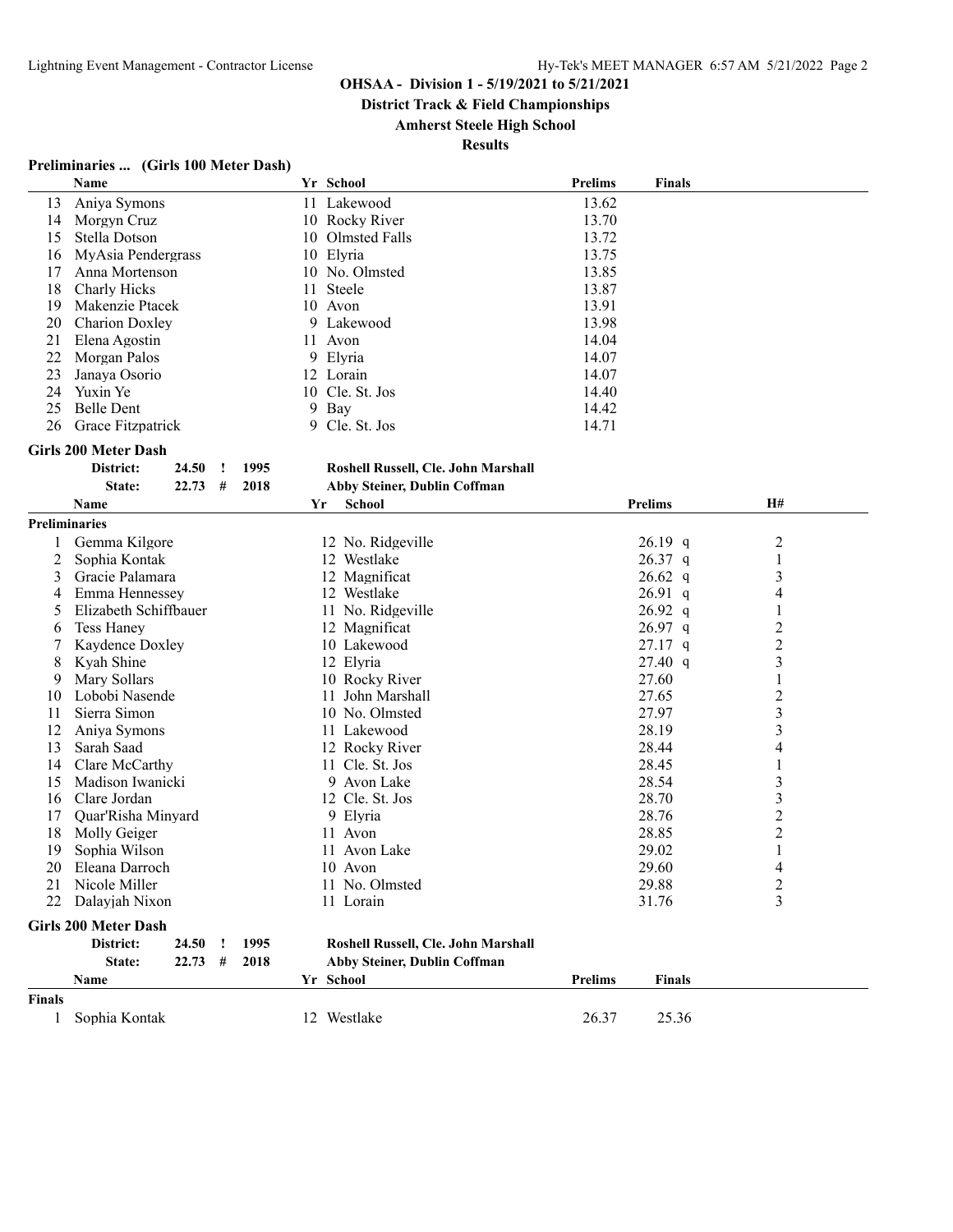**OHSAA - Division 1 - 5/19/2021 to 5/21/2021**

**District Track & Field Championships**

**Amherst Steele High School**

**Results**

### Preliminaries ... (Girls 100 Meter Dash)

| | Name | Yr | School | Prelims | Finals |
|---|---|---|---|---|---|
| 13 | Aniya Symons | 11 | Lakewood | 13.62 | |
| 14 | Morgyn Cruz | 10 | Rocky River | 13.70 | |
| 15 | Stella Dotson | 10 | Olmsted Falls | 13.72 | |
| 16 | MyAsia Pendergrass | 10 | Elyria | 13.75 | |
| 17 | Anna Mortenson | 10 | No. Olmsted | 13.85 | |
| 18 | Charly Hicks | 11 | Steele | 13.87 | |
| 19 | Makenzie Ptacek | 10 | Avon | 13.91 | |
| 20 | Charion Doxley | 9 | Lakewood | 13.98 | |
| 21 | Elena Agostin | 11 | Avon | 14.04 | |
| 22 | Morgan Palos | 9 | Elyria | 14.07 | |
| 23 | Janaya Osorio | 12 | Lorain | 14.07 | |
| 24 | Yuxin Ye | 10 | Cle. St. Jos | 14.40 | |
| 25 | Belle Dent | 9 | Bay | 14.42 | |
| 26 | Grace Fitzpatrick | 9 | Cle. St. Jos | 14.71 | |

### Girls 200 Meter Dash

District: 24.50 ! 1995 Roshell Russell, Cle. John Marshall

State: 22.73 # 2018 Abby Steiner, Dublin Coffman

**Preliminaries**

| | Name | Yr | School | Prelims | | H# |
|---|---|---|---|---|---|---|
| 1 | Gemma Kilgore | 12 | No. Ridgeville | 26.19 | q | 2 |
| 2 | Sophia Kontak | 12 | Westlake | 26.37 | q | 1 |
| 3 | Gracie Palamara | 12 | Magnificat | 26.62 | q | 3 |
| 4 | Emma Hennessey | 12 | Westlake | 26.91 | q | 4 |
| 5 | Elizabeth Schiffbauer | 11 | No. Ridgeville | 26.92 | q | 1 |
| 6 | Tess Haney | 12 | Magnificat | 26.97 | q | 2 |
| 7 | Kaydence Doxley | 10 | Lakewood | 27.17 | q | 2 |
| 8 | Kyah Shine | 12 | Elyria | 27.40 | q | 3 |
| 9 | Mary Sollars | 10 | Rocky River | 27.60 | | 1 |
| 10 | Lobobi Nasende | 11 | John Marshall | 27.65 | | 2 |
| 11 | Sierra Simon | 10 | No. Olmsted | 27.97 | | 3 |
| 12 | Aniya Symons | 11 | Lakewood | 28.19 | | 3 |
| 13 | Sarah Saad | 12 | Rocky River | 28.44 | | 4 |
| 14 | Clare McCarthy | 11 | Cle. St. Jos | 28.45 | | 1 |
| 15 | Madison Iwanicki | 9 | Avon Lake | 28.54 | | 3 |
| 16 | Clare Jordan | 12 | Cle. St. Jos | 28.70 | | 3 |
| 17 | Quar'Risha Minyard | 9 | Elyria | 28.76 | | 2 |
| 18 | Molly Geiger | 11 | Avon | 28.85 | | 2 |
| 19 | Sophia Wilson | 11 | Avon Lake | 29.02 | | 1 |
| 20 | Eleana Darroch | 10 | Avon | 29.60 | | 4 |
| 21 | Nicole Miller | 11 | No. Olmsted | 29.88 | | 2 |
| 22 | Dalayjah Nixon | 11 | Lorain | 31.76 | | 3 |

### Girls 200 Meter Dash

District: 24.50 ! 1995 Roshell Russell, Cle. John Marshall

State: 22.73 # 2018 Abby Steiner, Dublin Coffman

**Finals**

| | Name | Yr | School | Prelims | Finals |
|---|---|---|---|---|---|
| 1 | Sophia Kontak | 12 | Westlake | 26.37 | 25.36 |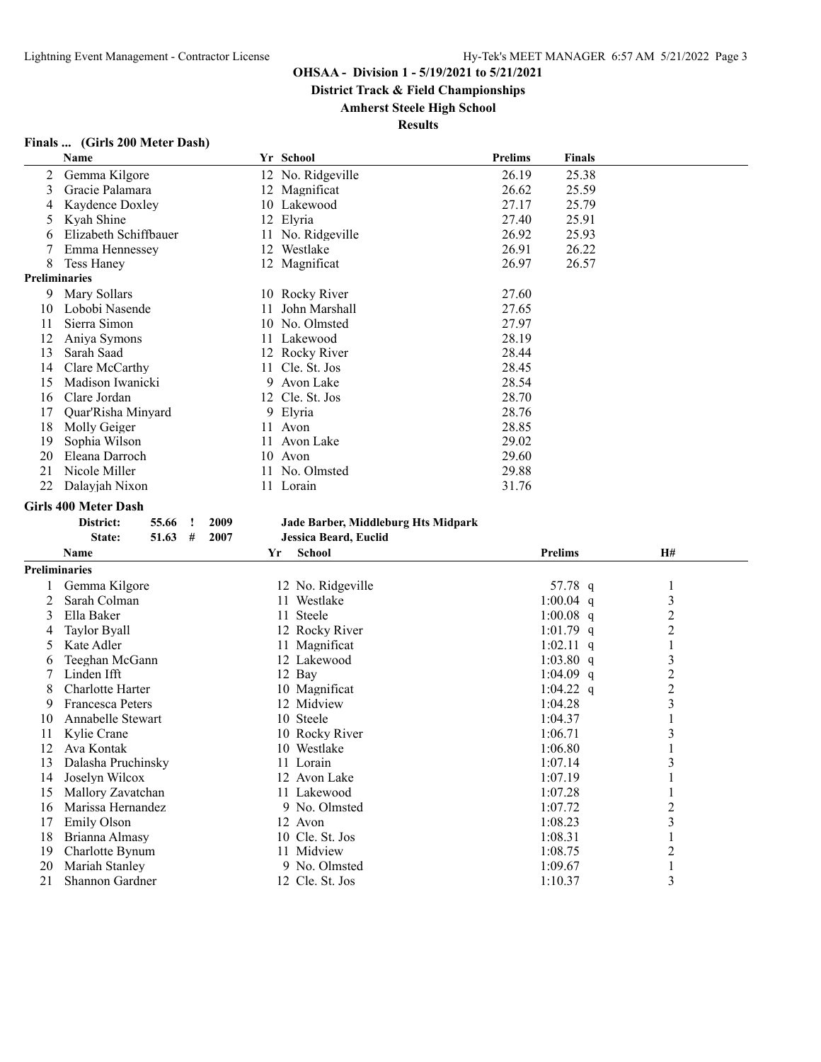**OHSAA - Division 1 - 5/19/2021 to 5/21/2021**

**District Track & Field Championships**

**Amherst Steele High School**

**Results**

### Finals ... (Girls 200 Meter Dash)

| | Name | Yr | School | Prelims | Finals |
|---|---|---|---|---|---|
| 2 | Gemma Kilgore | 12 | No. Ridgeville | 26.19 | 25.38 |
| 3 | Gracie Palamara | 12 | Magnificat | 26.62 | 25.59 |
| 4 | Kaydence Doxley | 10 | Lakewood | 27.17 | 25.79 |
| 5 | Kyah Shine | 12 | Elyria | 27.40 | 25.91 |
| 6 | Elizabeth Schiffbauer | 11 | No. Ridgeville | 26.92 | 25.93 |
| 7 | Emma Hennessey | 12 | Westlake | 26.91 | 26.22 |
| 8 | Tess Haney | 12 | Magnificat | 26.97 | 26.57 |
| **Preliminaries** | | | | | |
| 9 | Mary Sollars | 10 | Rocky River | 27.60 | |
| 10 | Lobobi Nasende | 11 | John Marshall | 27.65 | |
| 11 | Sierra Simon | 10 | No. Olmsted | 27.97 | |
| 12 | Aniya Symons | 11 | Lakewood | 28.19 | |
| 13 | Sarah Saad | 12 | Rocky River | 28.44 | |
| 14 | Clare McCarthy | 11 | Cle. St. Jos | 28.45 | |
| 15 | Madison Iwanicki | 9 | Avon Lake | 28.54 | |
| 16 | Clare Jordan | 12 | Cle. St. Jos | 28.70 | |
| 17 | Quar'Risha Minyard | 9 | Elyria | 28.76 | |
| 18 | Molly Geiger | 11 | Avon | 28.85 | |
| 19 | Sophia Wilson | 11 | Avon Lake | 29.02 | |
| 20 | Eleana Darroch | 10 | Avon | 29.60 | |
| 21 | Nicole Miller | 11 | No. Olmsted | 29.88 | |
| 22 | Dalayjah Nixon | 11 | Lorain | 31.76 | |

### Girls 400 Meter Dash

| | | | | |
|---|---|---|---|---|
| District: | 55.66 | ! | 2009 | Jade Barber, Middleburg Hts Midpark |
| State: | 51.63 | # | 2007 | Jessica Beard, Euclid |

| | Name | Yr | School | Prelims | | H# |
|---|---|---|---|---|---|---|
| **Preliminaries** | | | | | | |
| 1 | Gemma Kilgore | 12 | No. Ridgeville | 57.78 | q | 1 |
| 2 | Sarah Colman | 11 | Westlake | 1:00.04 | q | 3 |
| 3 | Ella Baker | 11 | Steele | 1:00.08 | q | 2 |
| 4 | Taylor Byall | 12 | Rocky River | 1:01.79 | q | 2 |
| 5 | Kate Adler | 11 | Magnificat | 1:02.11 | q | 1 |
| 6 | Teeghan McGann | 12 | Lakewood | 1:03.80 | q | 3 |
| 7 | Linden Ifft | 12 | Bay | 1:04.09 | q | 2 |
| 8 | Charlotte Harter | 10 | Magnificat | 1:04.22 | q | 2 |
| 9 | Francesca Peters | 12 | Midview | 1:04.28 | | 3 |
| 10 | Annabelle Stewart | 10 | Steele | 1:04.37 | | 1 |
| 11 | Kylie Crane | 10 | Rocky River | 1:06.71 | | 3 |
| 12 | Ava Kontak | 10 | Westlake | 1:06.80 | | 1 |
| 13 | Dalasha Pruchinsky | 11 | Lorain | 1:07.14 | | 3 |
| 14 | Joselyn Wilcox | 12 | Avon Lake | 1:07.19 | | 1 |
| 15 | Mallory Zavatchan | 11 | Lakewood | 1:07.28 | | 1 |
| 16 | Marissa Hernandez | 9 | No. Olmsted | 1:07.72 | | 2 |
| 17 | Emily Olson | 12 | Avon | 1:08.23 | | 3 |
| 18 | Brianna Almasy | 10 | Cle. St. Jos | 1:08.31 | | 1 |
| 19 | Charlotte Bynum | 11 | Midview | 1:08.75 | | 2 |
| 20 | Mariah Stanley | 9 | No. Olmsted | 1:09.67 | | 1 |
| 21 | Shannon Gardner | 12 | Cle. St. Jos | 1:10.37 | | 3 |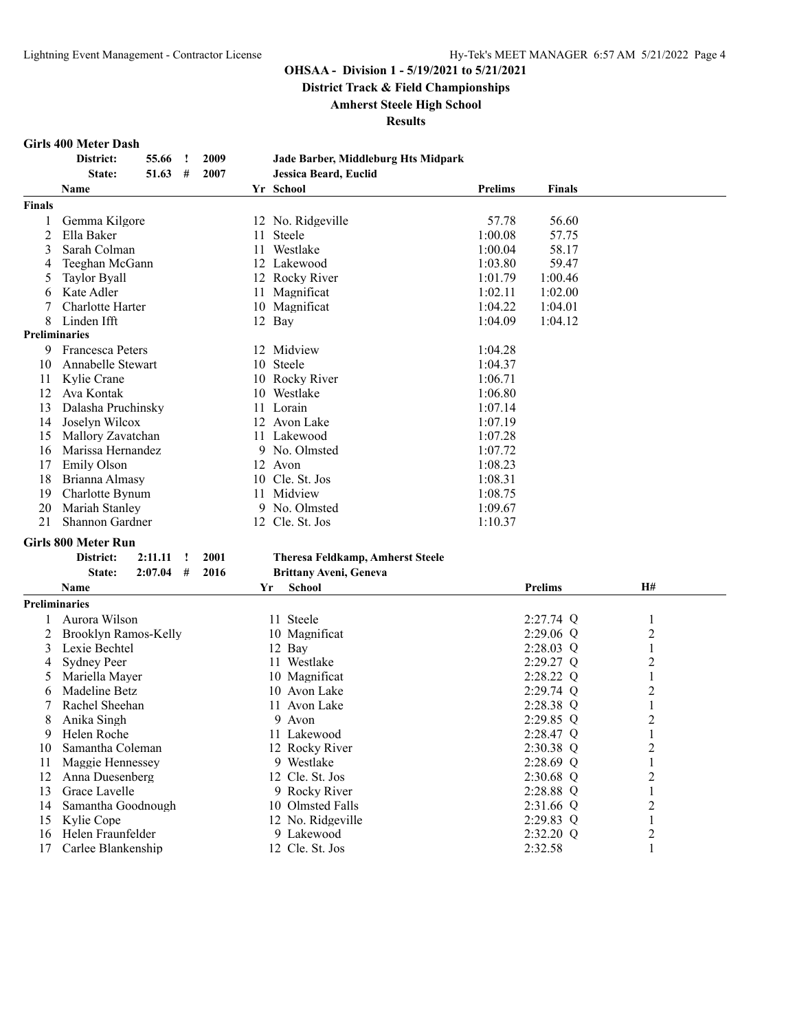**OHSAA - Division 1 - 5/19/2021 to 5/21/2021**

**District Track & Field Championships**

**Amherst Steele High School**

**Results**

### Girls 400 Meter Dash

| | | | | |
|---|---|---|---|---|
| **District:** | **55.66 !** | **2009** | **Jade Barber, Middleburg Hts Midpark** | |
| **State:** | **51.63 #** | **2007** | **Jessica Beard, Euclid** | |

| | Name | Yr | School | Prelims | Finals |
|---|---|---|---|---|---|
| **Finals** | | | | | |
| 1 | Gemma Kilgore | 12 | No. Ridgeville | 57.78 | 56.60 |
| 2 | Ella Baker | 11 | Steele | 1:00.08 | 57.75 |
| 3 | Sarah Colman | 11 | Westlake | 1:00.04 | 58.17 |
| 4 | Teeghan McGann | 12 | Lakewood | 1:03.80 | 59.47 |
| 5 | Taylor Byall | 12 | Rocky River | 1:01.79 | 1:00.46 |
| 6 | Kate Adler | 11 | Magnificat | 1:02.11 | 1:02.00 |
| 7 | Charlotte Harter | 10 | Magnificat | 1:04.22 | 1:04.01 |
| 8 | Linden Ifft | 12 | Bay | 1:04.09 | 1:04.12 |
| **Preliminaries** | | | | | |
| 9 | Francesca Peters | 12 | Midview | 1:04.28 | |
| 10 | Annabelle Stewart | 10 | Steele | 1:04.37 | |
| 11 | Kylie Crane | 10 | Rocky River | 1:06.71 | |
| 12 | Ava Kontak | 10 | Westlake | 1:06.80 | |
| 13 | Dalasha Pruchinsky | 11 | Lorain | 1:07.14 | |
| 14 | Joselyn Wilcox | 12 | Avon Lake | 1:07.19 | |
| 15 | Mallory Zavatchan | 11 | Lakewood | 1:07.28 | |
| 16 | Marissa Hernandez | 9 | No. Olmsted | 1:07.72 | |
| 17 | Emily Olson | 12 | Avon | 1:08.23 | |
| 18 | Brianna Almasy | 10 | Cle. St. Jos | 1:08.31 | |
| 19 | Charlotte Bynum | 11 | Midview | 1:08.75 | |
| 20 | Mariah Stanley | 9 | No. Olmsted | 1:09.67 | |
| 21 | Shannon Gardner | 12 | Cle. St. Jos | 1:10.37 | |

### Girls 800 Meter Run

| | | | | |
|---|---|---|---|---|
| **District:** | **2:11.11 !** | **2001** | **Theresa Feldkamp, Amherst Steele** | |
| **State:** | **2:07.04 #** | **2016** | **Brittany Aveni, Geneva** | |

| | Name | Yr | School | Prelims | H# |
|---|---|---|---|---|---|
| **Preliminaries** | | | | | |
| 1 | Aurora Wilson | 11 | Steele | 2:27.74 Q | 1 |
| 2 | Brooklyn Ramos-Kelly | 10 | Magnificat | 2:29.06 Q | 2 |
| 3 | Lexie Bechtel | 12 | Bay | 2:28.03 Q | 1 |
| 4 | Sydney Peer | 11 | Westlake | 2:29.27 Q | 2 |
| 5 | Mariella Mayer | 10 | Magnificat | 2:28.22 Q | 1 |
| 6 | Madeline Betz | 10 | Avon Lake | 2:29.74 Q | 2 |
| 7 | Rachel Sheehan | 11 | Avon Lake | 2:28.38 Q | 1 |
| 8 | Anika Singh | 9 | Avon | 2:29.85 Q | 2 |
| 9 | Helen Roche | 11 | Lakewood | 2:28.47 Q | 1 |
| 10 | Samantha Coleman | 12 | Rocky River | 2:30.38 Q | 2 |
| 11 | Maggie Hennessey | 9 | Westlake | 2:28.69 Q | 1 |
| 12 | Anna Duesenberg | 12 | Cle. St. Jos | 2:30.68 Q | 2 |
| 13 | Grace Lavelle | 9 | Rocky River | 2:28.88 Q | 1 |
| 14 | Samantha Goodnough | 10 | Olmsted Falls | 2:31.66 Q | 2 |
| 15 | Kylie Cope | 12 | No. Ridgeville | 2:29.83 Q | 1 |
| 16 | Helen Fraunfelder | 9 | Lakewood | 2:32.20 Q | 2 |
| 17 | Carlee Blankenship | 12 | Cle. St. Jos | 2:32.58 | 1 |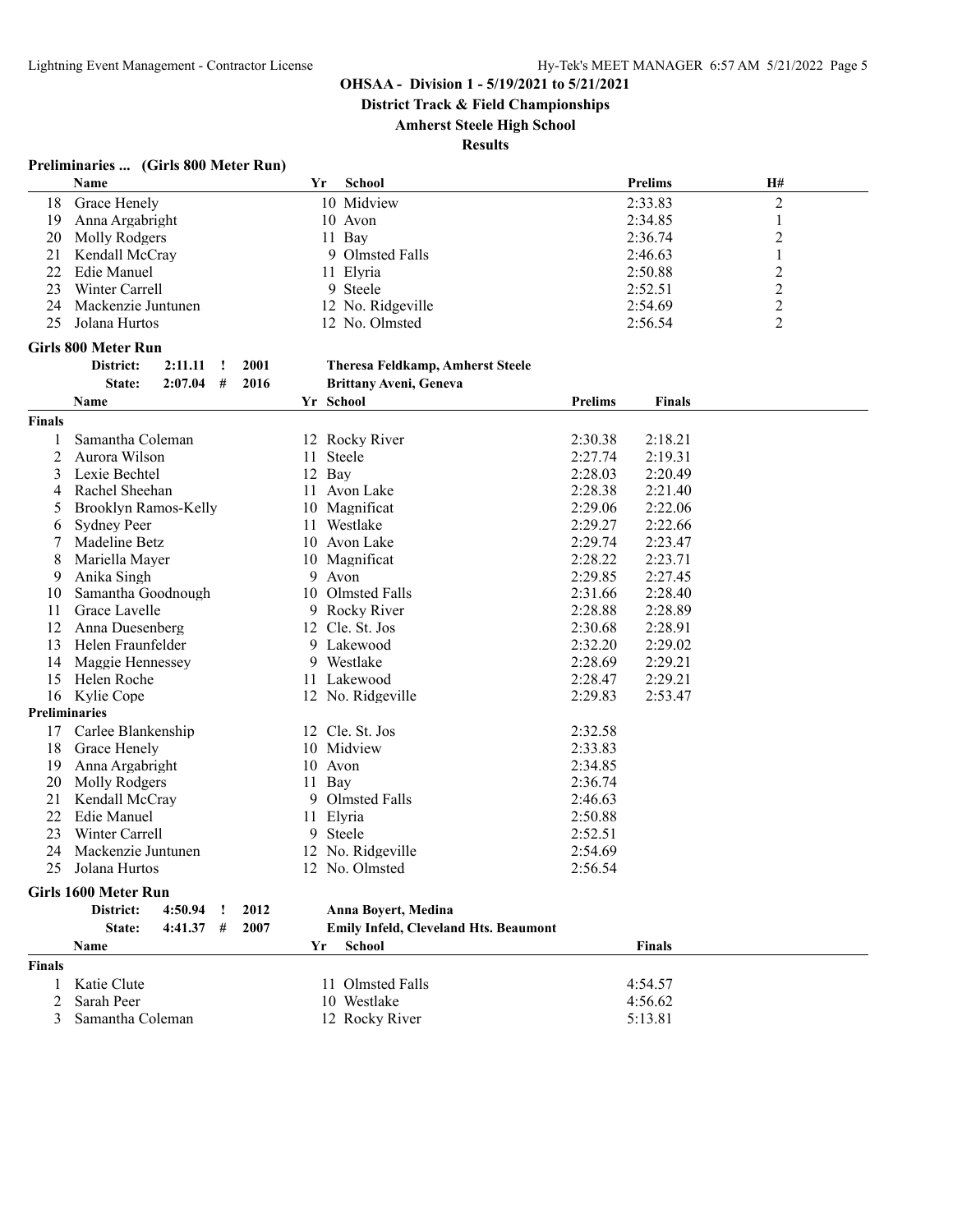**OHSAA - Division 1 - 5/19/2021 to 5/21/2021**

**District Track & Field Championships**

**Amherst Steele High School**

**Results**

### Preliminaries ... (Girls 800 Meter Run)

| | Name | Yr | School | Prelims | H# |
|---|---|---|---|---|---|
| 18 | Grace Henely | 10 | Midview | 2:33.83 | 2 |
| 19 | Anna Argabright | 10 | Avon | 2:34.85 | 1 |
| 20 | Molly Rodgers | 11 | Bay | 2:36.74 | 2 |
| 21 | Kendall McCray | 9 | Olmsted Falls | 2:46.63 | 1 |
| 22 | Edie Manuel | 11 | Elyria | 2:50.88 | 2 |
| 23 | Winter Carrell | 9 | Steele | 2:52.51 | 2 |
| 24 | Mackenzie Juntunen | 12 | No. Ridgeville | 2:54.69 | 2 |
| 25 | Jolana Hurtos | 12 | No. Olmsted | 2:56.54 | 2 |

### Girls 800 Meter Run

**District: 2:11.11 ! 2001 Theresa Feldkamp, Amherst Steele**

**State: 2:07.04 # 2016 Brittany Aveni, Geneva**

| | Name | Yr | School | Prelims | Finals |
|---|---|---|---|---|---|
| **Finals** | | | | | |
| 1 | Samantha Coleman | 12 | Rocky River | 2:30.38 | 2:18.21 |
| 2 | Aurora Wilson | 11 | Steele | 2:27.74 | 2:19.31 |
| 3 | Lexie Bechtel | 12 | Bay | 2:28.03 | 2:20.49 |
| 4 | Rachel Sheehan | 11 | Avon Lake | 2:28.38 | 2:21.40 |
| 5 | Brooklyn Ramos-Kelly | 10 | Magnificat | 2:29.06 | 2:22.06 |
| 6 | Sydney Peer | 11 | Westlake | 2:29.27 | 2:22.66 |
| 7 | Madeline Betz | 10 | Avon Lake | 2:29.74 | 2:23.47 |
| 8 | Mariella Mayer | 10 | Magnificat | 2:28.22 | 2:23.71 |
| 9 | Anika Singh | 9 | Avon | 2:29.85 | 2:27.45 |
| 10 | Samantha Goodnough | 10 | Olmsted Falls | 2:31.66 | 2:28.40 |
| 11 | Grace Lavelle | 9 | Rocky River | 2:28.88 | 2:28.89 |
| 12 | Anna Duesenberg | 12 | Cle. St. Jos | 2:30.68 | 2:28.91 |
| 13 | Helen Fraunfelder | 9 | Lakewood | 2:32.20 | 2:29.02 |
| 14 | Maggie Hennessey | 9 | Westlake | 2:28.69 | 2:29.21 |
| 15 | Helen Roche | 11 | Lakewood | 2:28.47 | 2:29.21 |
| 16 | Kylie Cope | 12 | No. Ridgeville | 2:29.83 | 2:53.47 |
| **Preliminaries** | | | | | |
| 17 | Carlee Blankenship | 12 | Cle. St. Jos | 2:32.58 | |
| 18 | Grace Henely | 10 | Midview | 2:33.83 | |
| 19 | Anna Argabright | 10 | Avon | 2:34.85 | |
| 20 | Molly Rodgers | 11 | Bay | 2:36.74 | |
| 21 | Kendall McCray | 9 | Olmsted Falls | 2:46.63 | |
| 22 | Edie Manuel | 11 | Elyria | 2:50.88 | |
| 23 | Winter Carrell | 9 | Steele | 2:52.51 | |
| 24 | Mackenzie Juntunen | 12 | No. Ridgeville | 2:54.69 | |
| 25 | Jolana Hurtos | 12 | No. Olmsted | 2:56.54 | |

### Girls 1600 Meter Run

**District: 4:50.94 ! 2012 Anna Boyert, Medina**

**State: 4:41.37 # 2007 Emily Infeld, Cleveland Hts. Beaumont**

| | Name | Yr | School | Finals |
|---|---|---|---|---|
| **Finals** | | | | |
| 1 | Katie Clute | 11 | Olmsted Falls | 4:54.57 |
| 2 | Sarah Peer | 10 | Westlake | 4:56.62 |
| 3 | Samantha Coleman | 12 | Rocky River | 5:13.81 |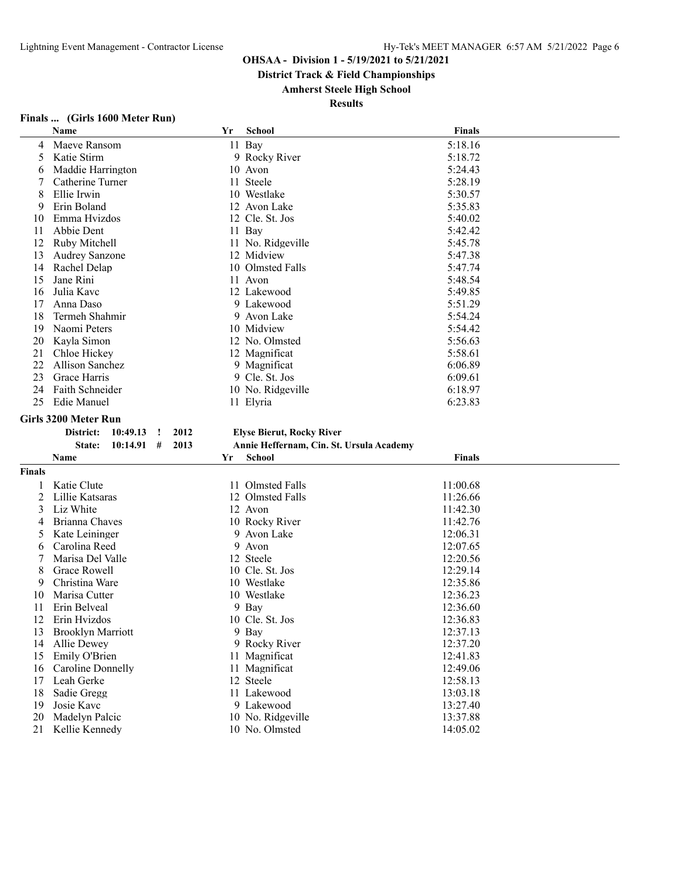**OHSAA - Division 1 - 5/19/2021 to 5/21/2021**

**District Track & Field Championships**

**Amherst Steele High School**

**Results**

### Finals ... (Girls 1600 Meter Run)

| | Name | Yr | School | Finals |
|---|---|---|---|---|
| 4 | Maeve Ransom | 11 | Bay | 5:18.16 |
| 5 | Katie Stirm | 9 | Rocky River | 5:18.72 |
| 6 | Maddie Harrington | 10 | Avon | 5:24.43 |
| 7 | Catherine Turner | 11 | Steele | 5:28.19 |
| 8 | Ellie Irwin | 10 | Westlake | 5:30.57 |
| 9 | Erin Boland | 12 | Avon Lake | 5:35.83 |
| 10 | Emma Hvizdos | 12 | Cle. St. Jos | 5:40.02 |
| 11 | Abbie Dent | 11 | Bay | 5:42.42 |
| 12 | Ruby Mitchell | 11 | No. Ridgeville | 5:45.78 |
| 13 | Audrey Sanzone | 12 | Midview | 5:47.38 |
| 14 | Rachel Delap | 10 | Olmsted Falls | 5:47.74 |
| 15 | Jane Rini | 11 | Avon | 5:48.54 |
| 16 | Julia Kavc | 12 | Lakewood | 5:49.85 |
| 17 | Anna Daso | 9 | Lakewood | 5:51.29 |
| 18 | Termeh Shahmir | 9 | Avon Lake | 5:54.24 |
| 19 | Naomi Peters | 10 | Midview | 5:54.42 |
| 20 | Kayla Simon | 12 | No. Olmsted | 5:56.63 |
| 21 | Chloe Hickey | 12 | Magnificat | 5:58.61 |
| 22 | Allison Sanchez | 9 | Magnificat | 6:06.89 |
| 23 | Grace Harris | 9 | Cle. St. Jos | 6:09.61 |
| 24 | Faith Schneider | 10 | No. Ridgeville | 6:18.97 |
| 25 | Edie Manuel | 11 | Elyria | 6:23.83 |

### Girls 3200 Meter Run

District: 10:49.13 ! 2012 — Elyse Bierut, Rocky River

State: 10:14.91 # 2013 — Annie Heffernam, Cin. St. Ursula Academy

**Finals**

| | Name | Yr | School | Finals |
|---|---|---|---|---|
| 1 | Katie Clute | 11 | Olmsted Falls | 11:00.68 |
| 2 | Lillie Katsaras | 12 | Olmsted Falls | 11:26.66 |
| 3 | Liz White | 12 | Avon | 11:42.30 |
| 4 | Brianna Chaves | 10 | Rocky River | 11:42.76 |
| 5 | Kate Leininger | 9 | Avon Lake | 12:06.31 |
| 6 | Carolina Reed | 9 | Avon | 12:07.65 |
| 7 | Marisa Del Valle | 12 | Steele | 12:20.56 |
| 8 | Grace Rowell | 10 | Cle. St. Jos | 12:29.14 |
| 9 | Christina Ware | 10 | Westlake | 12:35.86 |
| 10 | Marisa Cutter | 10 | Westlake | 12:36.23 |
| 11 | Erin Belveal | 9 | Bay | 12:36.60 |
| 12 | Erin Hvizdos | 10 | Cle. St. Jos | 12:36.83 |
| 13 | Brooklyn Marriott | 9 | Bay | 12:37.13 |
| 14 | Allie Dewey | 9 | Rocky River | 12:37.20 |
| 15 | Emily O'Brien | 11 | Magnificat | 12:41.83 |
| 16 | Caroline Donnelly | 11 | Magnificat | 12:49.06 |
| 17 | Leah Gerke | 12 | Steele | 12:58.13 |
| 18 | Sadie Gregg | 11 | Lakewood | 13:03.18 |
| 19 | Josie Kavc | 9 | Lakewood | 13:27.40 |
| 20 | Madelyn Palcic | 10 | No. Ridgeville | 13:37.88 |
| 21 | Kellie Kennedy | 10 | No. Olmsted | 14:05.02 |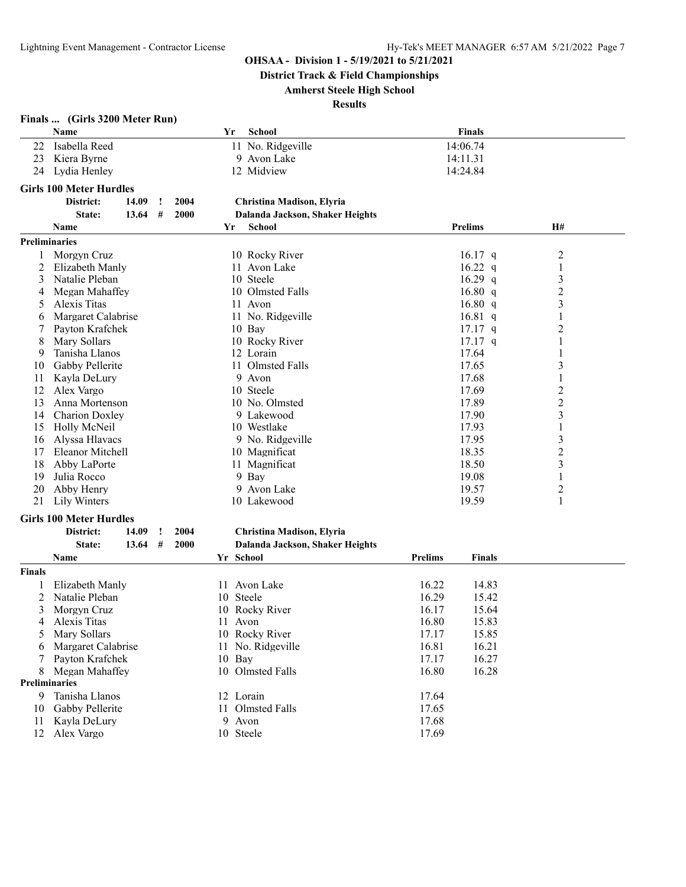**OHSAA - Division 1 - 5/19/2021 to 5/21/2021**

**District Track & Field Championships**

**Amherst Steele High School**

**Results**

### Finals ... (Girls 3200 Meter Run)

| | Name | Yr | School | Finals |
|---|---|---|---|---|
| 22 | Isabella Reed | 11 | No. Ridgeville | 14:06.74 |
| 23 | Kiera Byrne | 9 | Avon Lake | 14:11.31 |
| 24 | Lydia Henley | 12 | Midview | 14:24.84 |

### Girls 100 Meter Hurdles

| | | | | |
|---|---|---|---|---|
| District: | 14.09 | ! | 2004 | Christina Madison, Elyria |
| State: | 13.64 | # | 2000 | Dalanda Jackson, Shaker Heights |

**Preliminaries**

| | Name | Yr | School | Prelims | | H# |
|---|---|---|---|---|---|---|
| 1 | Morgyn Cruz | 10 | Rocky River | 16.17 | q | 2 |
| 2 | Elizabeth Manly | 11 | Avon Lake | 16.22 | q | 1 |
| 3 | Natalie Pleban | 10 | Steele | 16.29 | q | 3 |
| 4 | Megan Mahaffey | 10 | Olmsted Falls | 16.80 | q | 2 |
| 5 | Alexis Titas | 11 | Avon | 16.80 | q | 3 |
| 6 | Margaret Calabrise | 11 | No. Ridgeville | 16.81 | q | 1 |
| 7 | Payton Krafchek | 10 | Bay | 17.17 | q | 2 |
| 8 | Mary Sollars | 10 | Rocky River | 17.17 | q | 1 |
| 9 | Tanisha Llanos | 12 | Lorain | 17.64 | | 1 |
| 10 | Gabby Pellerite | 11 | Olmsted Falls | 17.65 | | 3 |
| 11 | Kayla DeLury | 9 | Avon | 17.68 | | 1 |
| 12 | Alex Vargo | 10 | Steele | 17.69 | | 2 |
| 13 | Anna Mortenson | 10 | No. Olmsted | 17.89 | | 2 |
| 14 | Charion Doxley | 9 | Lakewood | 17.90 | | 3 |
| 15 | Holly McNeil | 10 | Westlake | 17.93 | | 1 |
| 16 | Alyssa Hlavacs | 9 | No. Ridgeville | 17.95 | | 3 |
| 17 | Eleanor Mitchell | 10 | Magnificat | 18.35 | | 2 |
| 18 | Abby LaPorte | 11 | Magnificat | 18.50 | | 3 |
| 19 | Julia Rocco | 9 | Bay | 19.08 | | 1 |
| 20 | Abby Henry | 9 | Avon Lake | 19.57 | | 2 |
| 21 | Lily Winters | 10 | Lakewood | 19.59 | | 1 |

### Girls 100 Meter Hurdles

| | | | | |
|---|---|---|---|---|
| District: | 14.09 | ! | 2004 | Christina Madison, Elyria |
| State: | 13.64 | # | 2000 | Dalanda Jackson, Shaker Heights |

**Finals**

| | Name | Yr | School | Prelims | Finals |
|---|---|---|---|---|---|
| 1 | Elizabeth Manly | 11 | Avon Lake | 16.22 | 14.83 |
| 2 | Natalie Pleban | 10 | Steele | 16.29 | 15.42 |
| 3 | Morgyn Cruz | 10 | Rocky River | 16.17 | 15.64 |
| 4 | Alexis Titas | 11 | Avon | 16.80 | 15.83 |
| 5 | Mary Sollars | 10 | Rocky River | 17.17 | 15.85 |
| 6 | Margaret Calabrise | 11 | No. Ridgeville | 16.81 | 16.21 |
| 7 | Payton Krafchek | 10 | Bay | 17.17 | 16.27 |
| 8 | Megan Mahaffey | 10 | Olmsted Falls | 16.80 | 16.28 |

**Preliminaries**

| | Name | Yr | School | Prelims |
|---|---|---|---|---|
| 9 | Tanisha Llanos | 12 | Lorain | 17.64 |
| 10 | Gabby Pellerite | 11 | Olmsted Falls | 17.65 |
| 11 | Kayla DeLury | 9 | Avon | 17.68 |
| 12 | Alex Vargo | 10 | Steele | 17.69 |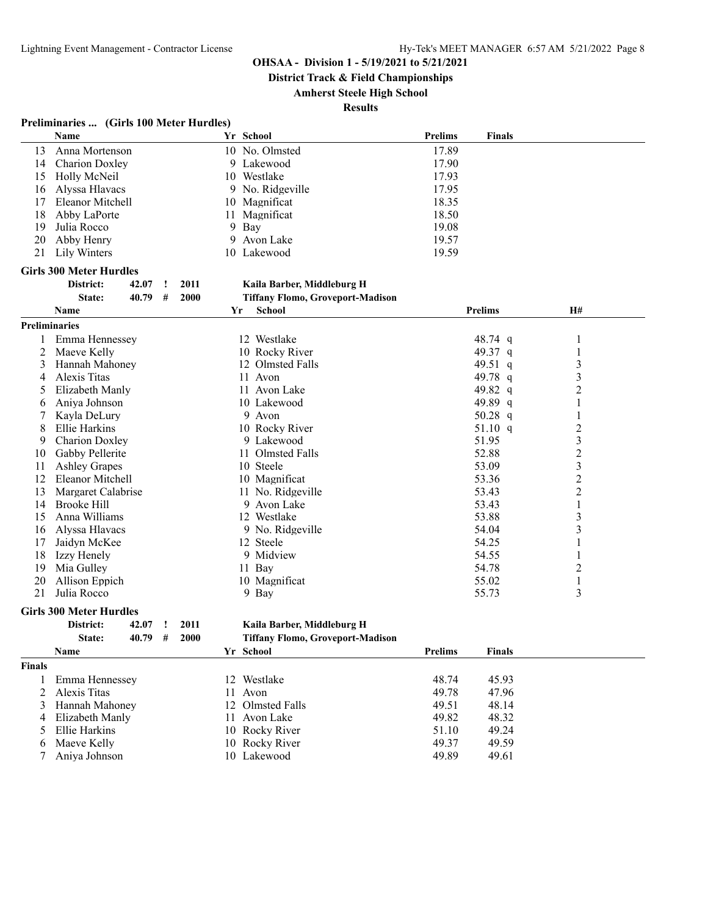**OHSAA - Division 1 - 5/19/2021 to 5/21/2021**

**District Track & Field Championships**

**Amherst Steele High School**

**Results**

### Preliminaries ... (Girls 100 Meter Hurdles)

| | Name | Yr | School | Prelims | Finals |
|---|---|---|---|---|---|
| 13 | Anna Mortenson | 10 | No. Olmsted | 17.89 | |
| 14 | Charion Doxley | 9 | Lakewood | 17.90 | |
| 15 | Holly McNeil | 10 | Westlake | 17.93 | |
| 16 | Alyssa Hlavacs | 9 | No. Ridgeville | 17.95 | |
| 17 | Eleanor Mitchell | 10 | Magnificat | 18.35 | |
| 18 | Abby LaPorte | 11 | Magnificat | 18.50 | |
| 19 | Julia Rocco | 9 | Bay | 19.08 | |
| 20 | Abby Henry | 9 | Avon Lake | 19.57 | |
| 21 | Lily Winters | 10 | Lakewood | 19.59 | |

### Girls 300 Meter Hurdles

District: 42.07 ! 2011 Kaila Barber, Middleburg H

State: 40.79 # 2000 Tiffany Flomo, Groveport-Madison

| | Name | Yr | School | Prelims | H# |
|---|---|---|---|---|---|
| **Preliminaries** | | | | | |
| 1 | Emma Hennessey | 12 | Westlake | 48.74 q | 1 |
| 2 | Maeve Kelly | 10 | Rocky River | 49.37 q | 1 |
| 3 | Hannah Mahoney | 12 | Olmsted Falls | 49.51 q | 3 |
| 4 | Alexis Titas | 11 | Avon | 49.78 q | 3 |
| 5 | Elizabeth Manly | 11 | Avon Lake | 49.82 q | 2 |
| 6 | Aniya Johnson | 10 | Lakewood | 49.89 q | 1 |
| 7 | Kayla DeLury | 9 | Avon | 50.28 q | 1 |
| 8 | Ellie Harkins | 10 | Rocky River | 51.10 q | 2 |
| 9 | Charion Doxley | 9 | Lakewood | 51.95 | 3 |
| 10 | Gabby Pellerite | 11 | Olmsted Falls | 52.88 | 2 |
| 11 | Ashley Grapes | 10 | Steele | 53.09 | 3 |
| 12 | Eleanor Mitchell | 10 | Magnificat | 53.36 | 2 |
| 13 | Margaret Calabrise | 11 | No. Ridgeville | 53.43 | 2 |
| 14 | Brooke Hill | 9 | Avon Lake | 53.43 | 1 |
| 15 | Anna Williams | 12 | Westlake | 53.88 | 3 |
| 16 | Alyssa Hlavacs | 9 | No. Ridgeville | 54.04 | 3 |
| 17 | Jaidyn McKee | 12 | Steele | 54.25 | 1 |
| 18 | Izzy Henely | 9 | Midview | 54.55 | 1 |
| 19 | Mia Gulley | 11 | Bay | 54.78 | 2 |
| 20 | Allison Eppich | 10 | Magnificat | 55.02 | 1 |
| 21 | Julia Rocco | 9 | Bay | 55.73 | 3 |

### Girls 300 Meter Hurdles

District: 42.07 ! 2011 Kaila Barber, Middleburg H

State: 40.79 # 2000 Tiffany Flomo, Groveport-Madison

| | Name | Yr | School | Prelims | Finals |
|---|---|---|---|---|---|
| **Finals** | | | | | |
| 1 | Emma Hennessey | 12 | Westlake | 48.74 | 45.93 |
| 2 | Alexis Titas | 11 | Avon | 49.78 | 47.96 |
| 3 | Hannah Mahoney | 12 | Olmsted Falls | 49.51 | 48.14 |
| 4 | Elizabeth Manly | 11 | Avon Lake | 49.82 | 48.32 |
| 5 | Ellie Harkins | 10 | Rocky River | 51.10 | 49.24 |
| 6 | Maeve Kelly | 10 | Rocky River | 49.37 | 49.59 |
| 7 | Aniya Johnson | 10 | Lakewood | 49.89 | 49.61 |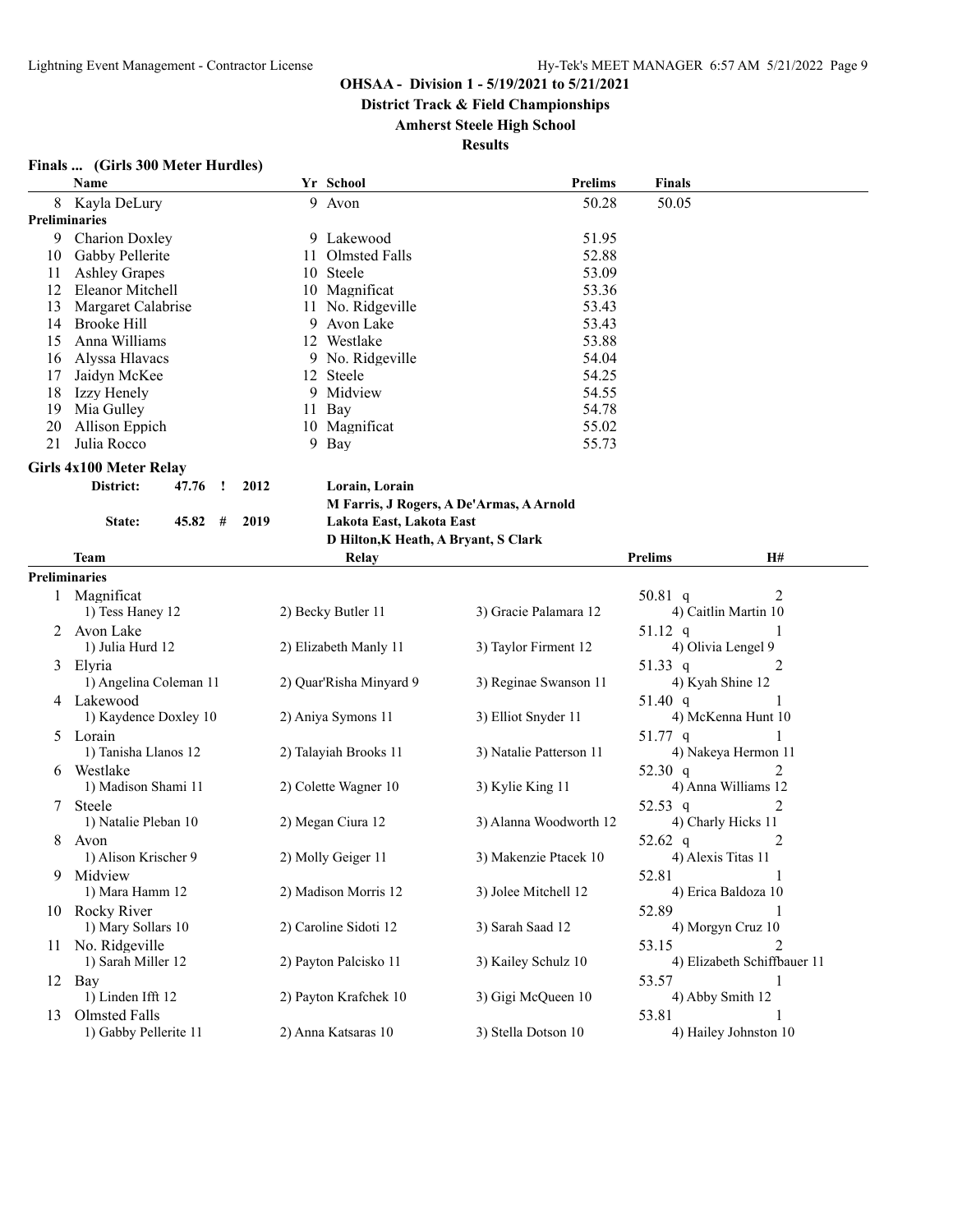**OHSAA - Division 1 - 5/19/2021 to 5/21/2021**

**District Track & Field Championships**

**Amherst Steele High School**

**Results**

### Finals ... (Girls 300 Meter Hurdles)

| | Name | Yr | School | Prelims | Finals |
|---|---|---|---|---|---|
| 8 | Kayla DeLury | 9 | Avon | 50.28 | 50.05 |
| **Preliminaries** | | | | | |
| 9 | Charion Doxley | 9 | Lakewood | 51.95 | |
| 10 | Gabby Pellerite | 11 | Olmsted Falls | 52.88 | |
| 11 | Ashley Grapes | 10 | Steele | 53.09 | |
| 12 | Eleanor Mitchell | 10 | Magnificat | 53.36 | |
| 13 | Margaret Calabrise | 11 | No. Ridgeville | 53.43 | |
| 14 | Brooke Hill | 9 | Avon Lake | 53.43 | |
| 15 | Anna Williams | 12 | Westlake | 53.88 | |
| 16 | Alyssa Hlavacs | 9 | No. Ridgeville | 54.04 | |
| 17 | Jaidyn McKee | 12 | Steele | 54.25 | |
| 18 | Izzy Henely | 9 | Midview | 54.55 | |
| 19 | Mia Gulley | 11 | Bay | 54.78 | |
| 20 | Allison Eppich | 10 | Magnificat | 55.02 | |
| 21 | Julia Rocco | 9 | Bay | 55.73 | |

### Girls 4x100 Meter Relay

District: 47.76 ! 2012 — Lorain, Lorain — M Farris, J Rogers, A De'Armas, A Arnold

State: 45.82 # 2019 — Lakota East, Lakota East — D Hilton, K Heath, A Bryant, S Clark

| | Team | Relay | | Prelims | H# |
|---|---|---|---|---|---|
| **Preliminaries** | | | | | |
| 1 | Magnificat | | | 50.81 q | 2 |
| | 1) Tess Haney 12 | 2) Becky Butler 11 | 3) Gracie Palamara 12 | 4) Caitlin Martin 10 | |
| 2 | Avon Lake | | | 51.12 q | 1 |
| | 1) Julia Hurd 12 | 2) Elizabeth Manly 11 | 3) Taylor Firment 12 | 4) Olivia Lengel 9 | |
| 3 | Elyria | | | 51.33 q | 2 |
| | 1) Angelina Coleman 11 | 2) Quar'Risha Minyard 9 | 3) Reginae Swanson 11 | 4) Kyah Shine 12 | |
| 4 | Lakewood | | | 51.40 q | 1 |
| | 1) Kaydence Doxley 10 | 2) Aniya Symons 11 | 3) Elliot Snyder 11 | 4) McKenna Hunt 10 | |
| 5 | Lorain | | | 51.77 q | 1 |
| | 1) Tanisha Llanos 12 | 2) Talayiah Brooks 11 | 3) Natalie Patterson 11 | 4) Nakeya Hermon 11 | |
| 6 | Westlake | | | 52.30 q | 2 |
| | 1) Madison Shami 11 | 2) Colette Wagner 10 | 3) Kylie King 11 | 4) Anna Williams 12 | |
| 7 | Steele | | | 52.53 q | 2 |
| | 1) Natalie Pleban 10 | 2) Megan Ciura 12 | 3) Alanna Woodworth 12 | 4) Charly Hicks 11 | |
| 8 | Avon | | | 52.62 q | 2 |
| | 1) Alison Krischer 9 | 2) Molly Geiger 11 | 3) Makenzie Ptacek 10 | 4) Alexis Titas 11 | |
| 9 | Midview | | | 52.81 | 1 |
| | 1) Mara Hamm 12 | 2) Madison Morris 12 | 3) Jolee Mitchell 12 | 4) Erica Baldoza 10 | |
| 10 | Rocky River | | | 52.89 | 1 |
| | 1) Mary Sollars 10 | 2) Caroline Sidoti 12 | 3) Sarah Saad 12 | 4) Morgyn Cruz 10 | |
| 11 | No. Ridgeville | | | 53.15 | 2 |
| | 1) Sarah Miller 12 | 2) Payton Palcisko 11 | 3) Kailey Schulz 10 | 4) Elizabeth Schiffbauer 11 | |
| 12 | Bay | | | 53.57 | 1 |
| | 1) Linden Ifft 12 | 2) Payton Krafchek 10 | 3) Gigi McQueen 10 | 4) Abby Smith 12 | |
| 13 | Olmsted Falls | | | 53.81 | 1 |
| | 1) Gabby Pellerite 11 | 2) Anna Katsaras 10 | 3) Stella Dotson 10 | 4) Hailey Johnston 10 | |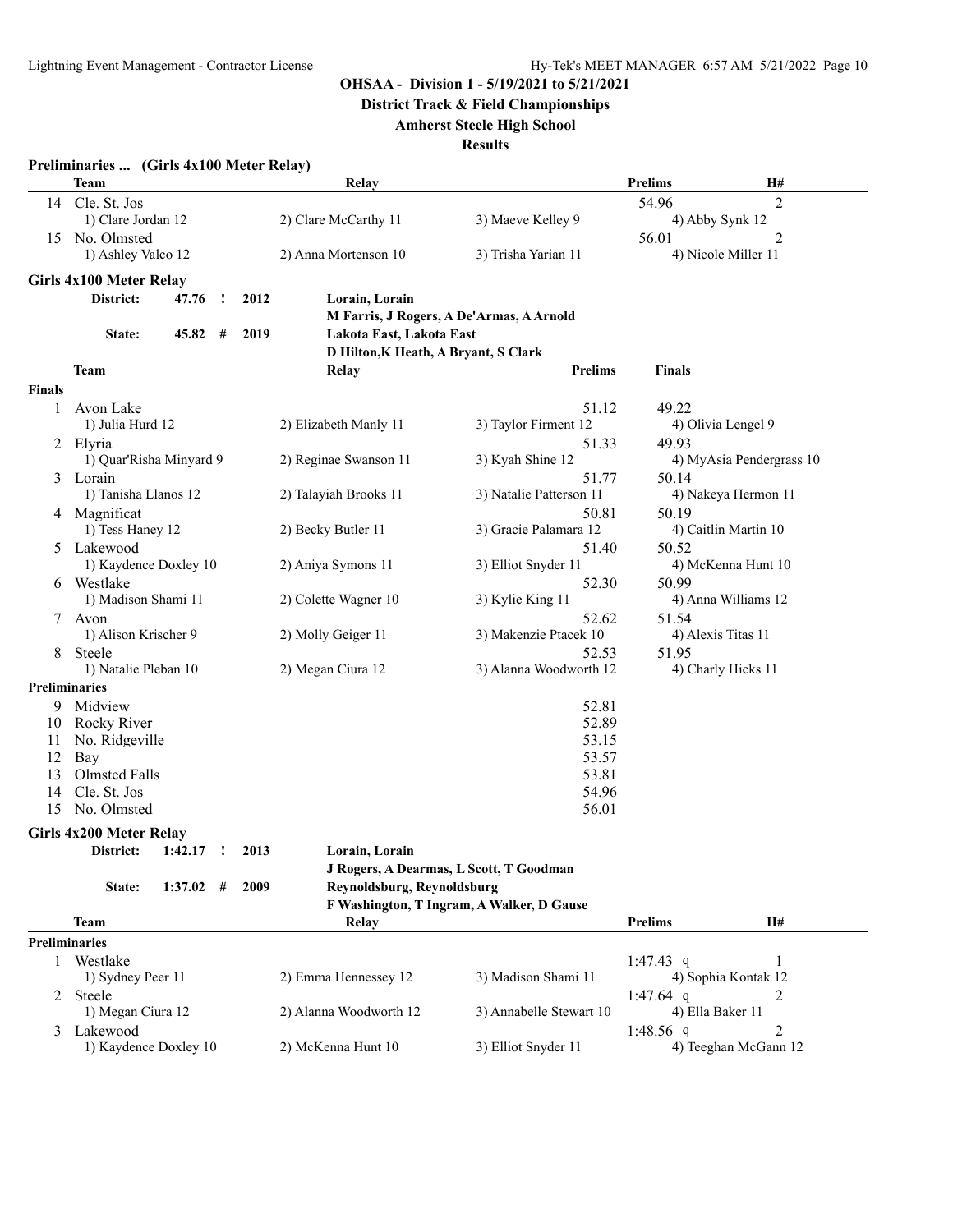**OHSAA - Division 1 - 5/19/2021 to 5/21/2021**

**District Track & Field Championships**

**Amherst Steele High School**

**Results**

### Preliminaries ... (Girls 4x100 Meter Relay)

| | Team | Relay | | Prelims | H# |
|---|---|---|---|---|---|
| 14 | Cle. St. Jos | | | 54.96 | 2 |
| | 1) Clare Jordan 12 | 2) Clare McCarthy 11 | 3) Maeve Kelley 9 | 4) Abby Synk 12 | |
| 15 | No. Olmsted | | | 56.01 | 2 |
| | 1) Ashley Valco 12 | 2) Anna Mortenson 10 | 3) Trisha Yarian 11 | 4) Nicole Miller 11 | |

### Girls 4x100 Meter Relay

District: 47.76 ! 2012 Lorain, Lorain
M Farris, J Rogers, A De'Armas, A Arnold

State: 45.82 # 2019 Lakota East, Lakota East
D Hilton,K Heath, A Bryant, S Clark

| | Team | Relay | | Prelims | Finals |
|---|---|---|---|---|---|
| **Finals** | | | | | |
| 1 | Avon Lake | | | 51.12 | 49.22 |
| | 1) Julia Hurd 12 | 2) Elizabeth Manly 11 | 3) Taylor Firment 12 | | 4) Olivia Lengel 9 |
| 2 | Elyria | | | 51.33 | 49.93 |
| | 1) Quar'Risha Minyard 9 | 2) Reginae Swanson 11 | 3) Kyah Shine 12 | | 4) MyAsia Pendergrass 10 |
| 3 | Lorain | | | 51.77 | 50.14 |
| | 1) Tanisha Llanos 12 | 2) Talayiah Brooks 11 | 3) Natalie Patterson 11 | | 4) Nakeya Hermon 11 |
| 4 | Magnificat | | | 50.81 | 50.19 |
| | 1) Tess Haney 12 | 2) Becky Butler 11 | 3) Gracie Palamara 12 | | 4) Caitlin Martin 10 |
| 5 | Lakewood | | | 51.40 | 50.52 |
| | 1) Kaydence Doxley 10 | 2) Aniya Symons 11 | 3) Elliot Snyder 11 | | 4) McKenna Hunt 10 |
| 6 | Westlake | | | 52.30 | 50.99 |
| | 1) Madison Shami 11 | 2) Colette Wagner 10 | 3) Kylie King 11 | | 4) Anna Williams 12 |
| 7 | Avon | | | 52.62 | 51.54 |
| | 1) Alison Krischer 9 | 2) Molly Geiger 11 | 3) Makenzie Ptacek 10 | | 4) Alexis Titas 11 |
| 8 | Steele | | | 52.53 | 51.95 |
| | 1) Natalie Pleban 10 | 2) Megan Ciura 12 | 3) Alanna Woodworth 12 | | 4) Charly Hicks 11 |
| **Preliminaries** | | | | | |
| 9 | Midview | | | 52.81 | |
| 10 | Rocky River | | | 52.89 | |
| 11 | No. Ridgeville | | | 53.15 | |
| 12 | Bay | | | 53.57 | |
| 13 | Olmsted Falls | | | 53.81 | |
| 14 | Cle. St. Jos | | | 54.96 | |
| 15 | No. Olmsted | | | 56.01 | |

### Girls 4x200 Meter Relay

District: 1:42.17 ! 2013 Lorain, Lorain
J Rogers, A Dearmas, L Scott, T Goodman

State: 1:37.02 # 2009 Reynoldsburg, Reynoldsburg
F Washington, T Ingram, A Walker, D Gause

| | Team | Relay | | Prelims | H# |
|---|---|---|---|---|---|
| **Preliminaries** | | | | | |
| 1 | Westlake | | | 1:47.43 q | 1 |
| | 1) Sydney Peer 11 | 2) Emma Hennessey 12 | 3) Madison Shami 11 | 4) Sophia Kontak 12 | |
| 2 | Steele | | | 1:47.64 q | 2 |
| | 1) Megan Ciura 12 | 2) Alanna Woodworth 12 | 3) Annabelle Stewart 10 | 4) Ella Baker 11 | |
| 3 | Lakewood | | | 1:48.56 q | 2 |
| | 1) Kaydence Doxley 10 | 2) McKenna Hunt 10 | 3) Elliot Snyder 11 | 4) Teeghan McGann 12 | |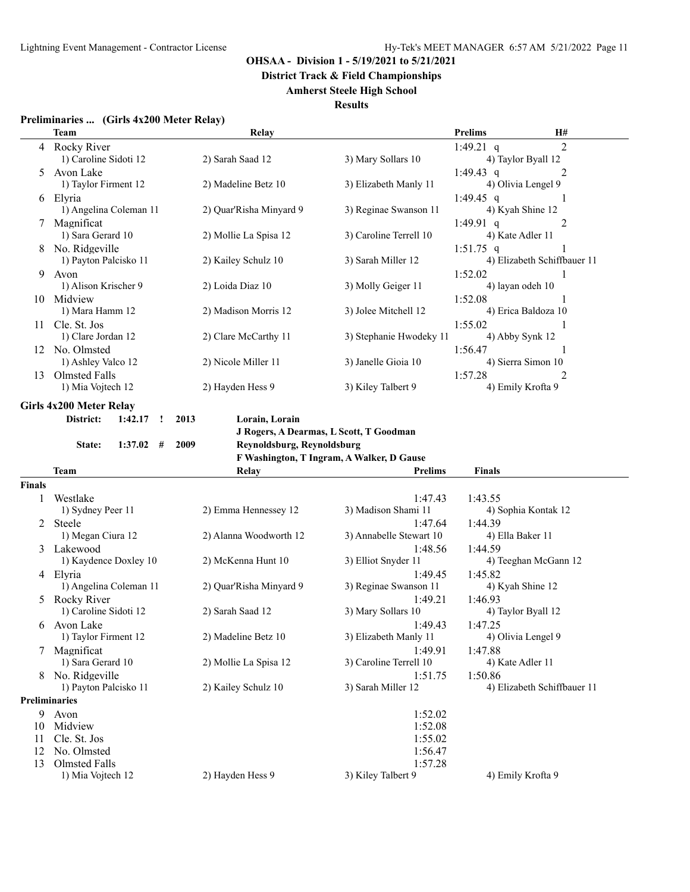**OHSAA - Division 1 - 5/19/2021 to 5/21/2021**

**District Track & Field Championships**

**Amherst Steele High School**

**Results**

### Preliminaries ... (Girls 4x200 Meter Relay)

| | Team | Relay | | Prelims | H# |
|---|---|---|---|---|---|
| 4 | Rocky River | | | 1:49.21 q | 2 |
| | 1) Caroline Sidoti 12 | 2) Sarah Saad 12 | 3) Mary Sollars 10 | 4) Taylor Byall 12 | |
| 5 | Avon Lake | | | 1:49.43 q | 2 |
| | 1) Taylor Firment 12 | 2) Madeline Betz 10 | 3) Elizabeth Manly 11 | 4) Olivia Lengel 9 | |
| 6 | Elyria | | | 1:49.45 q | 1 |
| | 1) Angelina Coleman 11 | 2) Quar'Risha Minyard 9 | 3) Reginae Swanson 11 | 4) Kyah Shine 12 | |
| 7 | Magnificat | | | 1:49.91 q | 2 |
| | 1) Sara Gerard 10 | 2) Mollie La Spisa 12 | 3) Caroline Terrell 10 | 4) Kate Adler 11 | |
| 8 | No. Ridgeville | | | 1:51.75 q | 1 |
| | 1) Payton Palcisko 11 | 2) Kailey Schulz 10 | 3) Sarah Miller 12 | 4) Elizabeth Schiffbauer 11 | |
| 9 | Avon | | | 1:52.02 | 1 |
| | 1) Alison Krischer 9 | 2) Loida Diaz 10 | 3) Molly Geiger 11 | 4) layan odeh 10 | |
| 10 | Midview | | | 1:52.08 | 1 |
| | 1) Mara Hamm 12 | 2) Madison Morris 12 | 3) Jolee Mitchell 12 | 4) Erica Baldoza 10 | |
| 11 | Cle. St. Jos | | | 1:55.02 | 1 |
| | 1) Clare Jordan 12 | 2) Clare McCarthy 11 | 3) Stephanie Hwodeky 11 | 4) Abby Synk 12 | |
| 12 | No. Olmsted | | | 1:56.47 | 1 |
| | 1) Ashley Valco 12 | 2) Nicole Miller 11 | 3) Janelle Gioia 10 | 4) Sierra Simon 10 | |
| 13 | Olmsted Falls | | | 1:57.28 | 2 |
| | 1) Mia Vojtech 12 | 2) Hayden Hess 9 | 3) Kiley Talbert 9 | 4) Emily Krofta 9 | |

### Girls 4x200 Meter Relay

**District: 1:42.17 ! 2013 Lorain, Lorain**
**J Rogers, A Dearmas, L Scott, T Goodman**

**State: 1:37.02 # 2009 Reynoldsburg, Reynoldsburg**
**F Washington, T Ingram, A Walker, D Gause**

| | Team | Relay | Prelims | Finals |
|---|---|---|---|---|
| **Finals** | | | | |
| 1 | Westlake | | 1:47.43 | 1:43.55 |
| | 1) Sydney Peer 11 | 2) Emma Hennessey 12 | 3) Madison Shami 11 | 4) Sophia Kontak 12 |
| 2 | Steele | | 1:47.64 | 1:44.39 |
| | 1) Megan Ciura 12 | 2) Alanna Woodworth 12 | 3) Annabelle Stewart 10 | 4) Ella Baker 11 |
| 3 | Lakewood | | 1:48.56 | 1:44.59 |
| | 1) Kaydence Doxley 10 | 2) McKenna Hunt 10 | 3) Elliot Snyder 11 | 4) Teeghan McGann 12 |
| 4 | Elyria | | 1:49.45 | 1:45.82 |
| | 1) Angelina Coleman 11 | 2) Quar'Risha Minyard 9 | 3) Reginae Swanson 11 | 4) Kyah Shine 12 |
| 5 | Rocky River | | 1:49.21 | 1:46.93 |
| | 1) Caroline Sidoti 12 | 2) Sarah Saad 12 | 3) Mary Sollars 10 | 4) Taylor Byall 12 |
| 6 | Avon Lake | | 1:49.43 | 1:47.25 |
| | 1) Taylor Firment 12 | 2) Madeline Betz 10 | 3) Elizabeth Manly 11 | 4) Olivia Lengel 9 |
| 7 | Magnificat | | 1:49.91 | 1:47.88 |
| | 1) Sara Gerard 10 | 2) Mollie La Spisa 12 | 3) Caroline Terrell 10 | 4) Kate Adler 11 |
| 8 | No. Ridgeville | | 1:51.75 | 1:50.86 |
| | 1) Payton Palcisko 11 | 2) Kailey Schulz 10 | 3) Sarah Miller 12 | 4) Elizabeth Schiffbauer 11 |
| **Preliminaries** | | | | |
| 9 | Avon | | 1:52.02 | |
| 10 | Midview | | 1:52.08 | |
| 11 | Cle. St. Jos | | 1:55.02 | |
| 12 | No. Olmsted | | 1:56.47 | |
| 13 | Olmsted Falls | | 1:57.28 | |
| | 1) Mia Vojtech 12 | 2) Hayden Hess 9 | 3) Kiley Talbert 9 | 4) Emily Krofta 9 |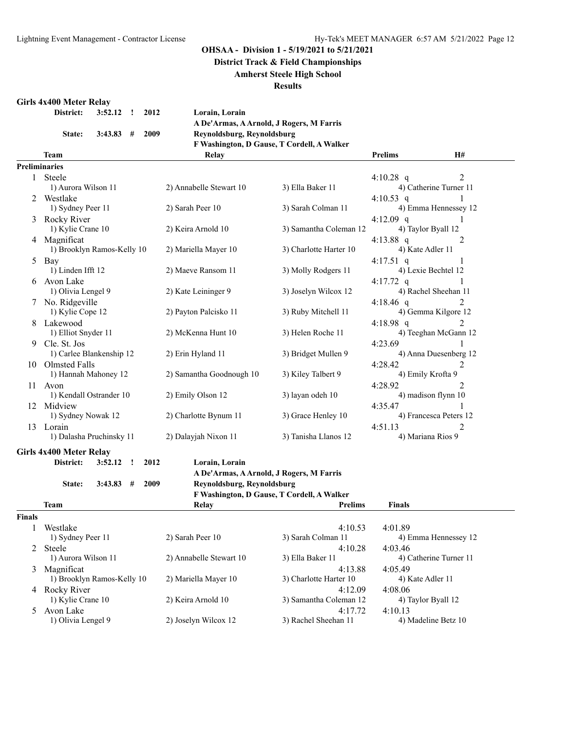**OHSAA - Division 1 - 5/19/2021 to 5/21/2021**

**District Track & Field Championships**

**Amherst Steele High School**

**Results**

### Girls 4x400 Meter Relay

| | | | | |
|---|---|---|---|---|
| **District:** | **3:52.12** | **!** | **2012** | **Lorain, Lorain** |
| | | | | **A De'Armas, A Arnold, J Rogers, M Farris** |
| **State:** | **3:43.83** | **#** | **2009** | **Reynoldsburg, Reynoldsburg** |
| | | | | **F Washington, D Gause, T Cordell, A Walker** |

**Preliminaries**

| | Team | Relay | | Prelims | H# |
|---|---|---|---|---|---|
| 1 | Steele | | | 4:10.28 q | 2 |
| | 1) Aurora Wilson 11 | 2) Annabelle Stewart 10 | 3) Ella Baker 11 | 4) Catherine Turner 11 | |
| 2 | Westlake | | | 4:10.53 q | 1 |
| | 1) Sydney Peer 11 | 2) Sarah Peer 10 | 3) Sarah Colman 11 | 4) Emma Hennessey 12 | |
| 3 | Rocky River | | | 4:12.09 q | 1 |
| | 1) Kylie Crane 10 | 2) Keira Arnold 10 | 3) Samantha Coleman 12 | 4) Taylor Byall 12 | |
| 4 | Magnificat | | | 4:13.88 q | 2 |
| | 1) Brooklyn Ramos-Kelly 10 | 2) Mariella Mayer 10 | 3) Charlotte Harter 10 | 4) Kate Adler 11 | |
| 5 | Bay | | | 4:17.51 q | 1 |
| | 1) Linden Ifft 12 | 2) Maeve Ransom 11 | 3) Molly Rodgers 11 | 4) Lexie Bechtel 12 | |
| 6 | Avon Lake | | | 4:17.72 q | 1 |
| | 1) Olivia Lengel 9 | 2) Kate Leininger 9 | 3) Joselyn Wilcox 12 | 4) Rachel Sheehan 11 | |
| 7 | No. Ridgeville | | | 4:18.46 q | 2 |
| | 1) Kylie Cope 12 | 2) Payton Palcisko 11 | 3) Ruby Mitchell 11 | 4) Gemma Kilgore 12 | |
| 8 | Lakewood | | | 4:18.98 q | 2 |
| | 1) Elliot Snyder 11 | 2) McKenna Hunt 10 | 3) Helen Roche 11 | 4) Teeghan McGann 12 | |
| 9 | Cle. St. Jos | | | 4:23.69 | 1 |
| | 1) Carlee Blankenship 12 | 2) Erin Hyland 11 | 3) Bridget Mullen 9 | 4) Anna Duesenberg 12 | |
| 10 | Olmsted Falls | | | 4:28.42 | 2 |
| | 1) Hannah Mahoney 12 | 2) Samantha Goodnough 10 | 3) Kiley Talbert 9 | 4) Emily Krofta 9 | |
| 11 | Avon | | | 4:28.92 | 2 |
| | 1) Kendall Ostrander 10 | 2) Emily Olson 12 | 3) layan odeh 10 | 4) madison flynn 10 | |
| 12 | Midview | | | 4:35.47 | 1 |
| | 1) Sydney Nowak 12 | 2) Charlotte Bynum 11 | 3) Grace Henley 10 | 4) Francesca Peters 12 | |
| 13 | Lorain | | | 4:51.13 | 2 |
| | 1) Dalasha Pruchinsky 11 | 2) Dalayjah Nixon 11 | 3) Tanisha Llanos 12 | 4) Mariana Rios 9 | |

### Girls 4x400 Meter Relay

| | | | | |
|---|---|---|---|---|
| **District:** | **3:52.12** | **!** | **2012** | **Lorain, Lorain** |
| | | | | **A De'Armas, A Arnold, J Rogers, M Farris** |
| **State:** | **3:43.83** | **#** | **2009** | **Reynoldsburg, Reynoldsburg** |
| | | | | **F Washington, D Gause, T Cordell, A Walker** |

**Finals**

| | Team | Relay | Prelims | Finals |
|---|---|---|---|---|
| 1 | Westlake | | 4:10.53 | 4:01.89 |
| | 1) Sydney Peer 11 | 2) Sarah Peer 10 | 3) Sarah Colman 11 | 4) Emma Hennessey 12 |
| 2 | Steele | | 4:10.28 | 4:03.46 |
| | 1) Aurora Wilson 11 | 2) Annabelle Stewart 10 | 3) Ella Baker 11 | 4) Catherine Turner 11 |
| 3 | Magnificat | | 4:13.88 | 4:05.49 |
| | 1) Brooklyn Ramos-Kelly 10 | 2) Mariella Mayer 10 | 3) Charlotte Harter 10 | 4) Kate Adler 11 |
| 4 | Rocky River | | 4:12.09 | 4:08.06 |
| | 1) Kylie Crane 10 | 2) Keira Arnold 10 | 3) Samantha Coleman 12 | 4) Taylor Byall 12 |
| 5 | Avon Lake | | 4:17.72 | 4:10.13 |
| | 1) Olivia Lengel 9 | 2) Joselyn Wilcox 12 | 3) Rachel Sheehan 11 | 4) Madeline Betz 10 |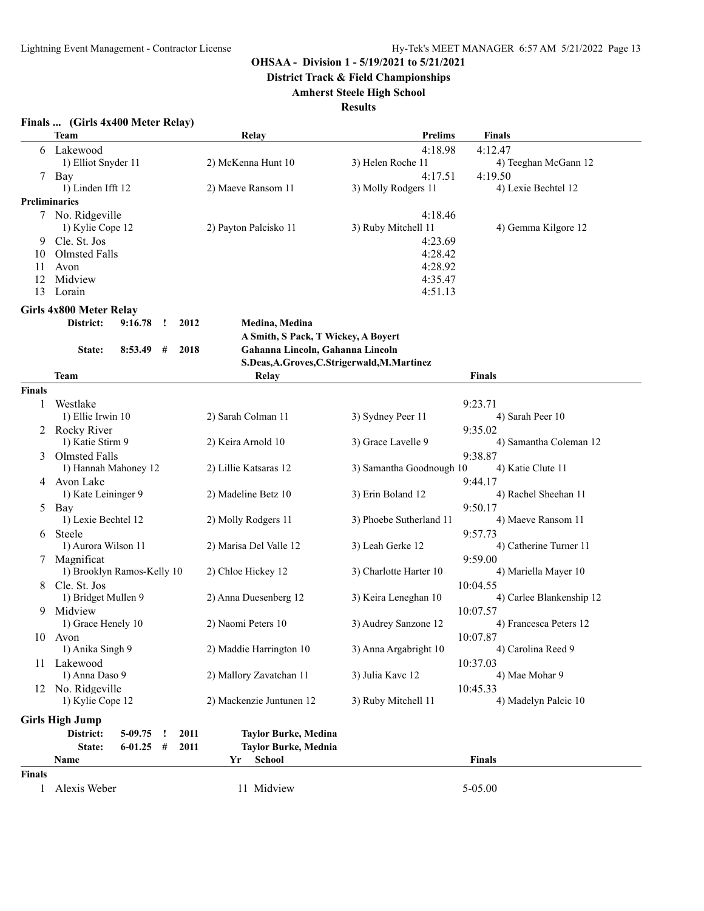**OHSAA - Division 1 - 5/19/2021 to 5/21/2021**

**District Track & Field Championships**

**Amherst Steele High School**

**Results**

### Finals ... (Girls 4x400 Meter Relay)

| | Team | Relay | | Prelims | Finals |
|---|---|---|---|---|---|
| 6 | Lakewood | | | 4:18.98 | 4:12.47 |
| | 1) Elliot Snyder 11 | 2) McKenna Hunt 10 | 3) Helen Roche 11 | | 4) Teeghan McGann 12 |
| 7 | Bay | | | 4:17.51 | 4:19.50 |
| | 1) Linden Ifft 12 | 2) Maeve Ransom 11 | 3) Molly Rodgers 11 | | 4) Lexie Bechtel 12 |

**Preliminaries**

| | Team | Relay | | Prelims | |
|---|---|---|---|---|---|
| 7 | No. Ridgeville | | | 4:18.46 | |
| | 1) Kylie Cope 12 | 2) Payton Palcisko 11 | 3) Ruby Mitchell 11 | | 4) Gemma Kilgore 12 |
| 9 | Cle. St. Jos | | | 4:23.69 | |
| 10 | Olmsted Falls | | | 4:28.42 | |
| 11 | Avon | | | 4:28.92 | |
| 12 | Midview | | | 4:35.47 | |
| 13 | Lorain | | | 4:51.13 | |

### Girls 4x800 Meter Relay

District: 9:16.78 ! 2012 Medina, Medina
A Smith, S Pack, T Wickey, A Boyert

State: 8:53.49 # 2018 Gahanna Lincoln, Gahanna Lincoln
S.Deas,A.Groves,C.Strigerwald,M.Martinez

**Finals**

| | Team | Relay | | Finals |
|---|---|---|---|---|
| 1 | Westlake | | | 9:23.71 |
| | 1) Ellie Irwin 10 | 2) Sarah Colman 11 | 3) Sydney Peer 11 | 4) Sarah Peer 10 |
| 2 | Rocky River | | | 9:35.02 |
| | 1) Katie Stirm 9 | 2) Keira Arnold 10 | 3) Grace Lavelle 9 | 4) Samantha Coleman 12 |
| 3 | Olmsted Falls | | | 9:38.87 |
| | 1) Hannah Mahoney 12 | 2) Lillie Katsaras 12 | 3) Samantha Goodnough 10 | 4) Katie Clute 11 |
| 4 | Avon Lake | | | 9:44.17 |
| | 1) Kate Leininger 9 | 2) Madeline Betz 10 | 3) Erin Boland 12 | 4) Rachel Sheehan 11 |
| 5 | Bay | | | 9:50.17 |
| | 1) Lexie Bechtel 12 | 2) Molly Rodgers 11 | 3) Phoebe Sutherland 11 | 4) Maeve Ransom 11 |
| 6 | Steele | | | 9:57.73 |
| | 1) Aurora Wilson 11 | 2) Marisa Del Valle 12 | 3) Leah Gerke 12 | 4) Catherine Turner 11 |
| 7 | Magnificat | | | 9:59.00 |
| | 1) Brooklyn Ramos-Kelly 10 | 2) Chloe Hickey 12 | 3) Charlotte Harter 10 | 4) Mariella Mayer 10 |
| 8 | Cle. St. Jos | | | 10:04.55 |
| | 1) Bridget Mullen 9 | 2) Anna Duesenberg 12 | 3) Keira Leneghan 10 | 4) Carlee Blankenship 12 |
| 9 | Midview | | | 10:07.57 |
| | 1) Grace Henely 10 | 2) Naomi Peters 10 | 3) Audrey Sanzone 12 | 4) Francesca Peters 12 |
| 10 | Avon | | | 10:07.87 |
| | 1) Anika Singh 9 | 2) Maddie Harrington 10 | 3) Anna Argabright 10 | 4) Carolina Reed 9 |
| 11 | Lakewood | | | 10:37.03 |
| | 1) Anna Daso 9 | 2) Mallory Zavatchan 11 | 3) Julia Kavc 12 | 4) Mae Mohar 9 |
| 12 | No. Ridgeville | | | 10:45.33 |
| | 1) Kylie Cope 12 | 2) Mackenzie Juntunen 12 | 3) Ruby Mitchell 11 | 4) Madelyn Palcic 10 |

### Girls High Jump

District: 5-09.75 ! 2011 Taylor Burke, Medina

State: 6-01.25 # 2011 Taylor Burke, Mednia

**Finals**

| | Name | Yr | School | Finals |
|---|---|---|---|---|
| 1 | Alexis Weber | 11 | Midview | 5-05.00 |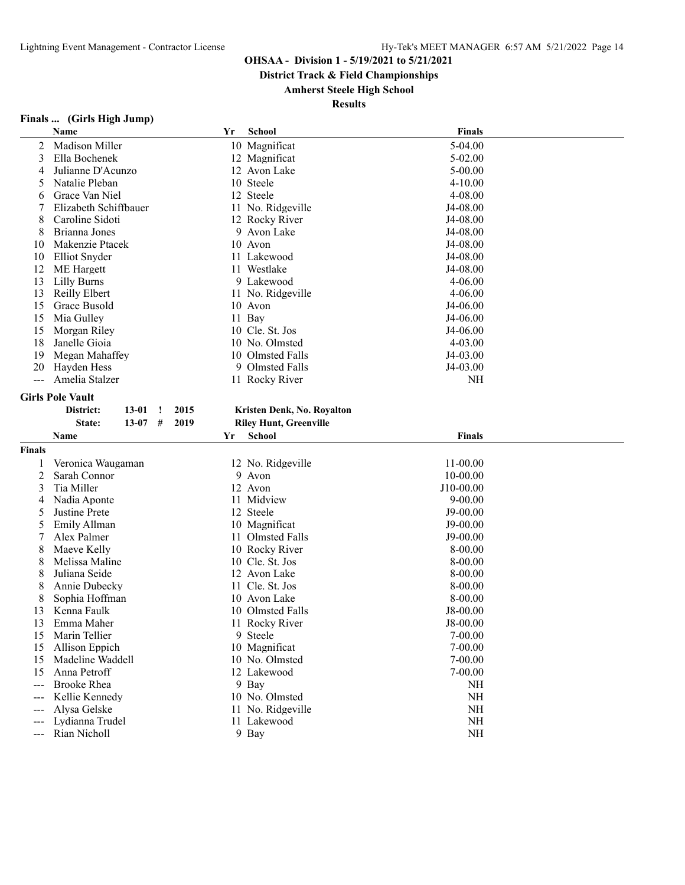**OHSAA - Division 1 - 5/19/2021 to 5/21/2021**

**District Track & Field Championships**

**Amherst Steele High School**

**Results**

### Finals ... (Girls High Jump)

| | Name | Yr | School | Finals |
|---|---|---|---|---|
| 2 | Madison Miller | 10 | Magnificat | 5-04.00 |
| 3 | Ella Bochenek | 12 | Magnificat | 5-02.00 |
| 4 | Julianne D'Acunzo | 12 | Avon Lake | 5-00.00 |
| 5 | Natalie Pleban | 10 | Steele | 4-10.00 |
| 6 | Grace Van Niel | 12 | Steele | 4-08.00 |
| 7 | Elizabeth Schiffbauer | 11 | No. Ridgeville | J4-08.00 |
| 8 | Caroline Sidoti | 12 | Rocky River | J4-08.00 |
| 8 | Brianna Jones | 9 | Avon Lake | J4-08.00 |
| 10 | Makenzie Ptacek | 10 | Avon | J4-08.00 |
| 10 | Elliot Snyder | 11 | Lakewood | J4-08.00 |
| 12 | ME Hargett | 11 | Westlake | J4-08.00 |
| 13 | Lilly Burns | 9 | Lakewood | 4-06.00 |
| 13 | Reilly Elbert | 11 | No. Ridgeville | 4-06.00 |
| 15 | Grace Busold | 10 | Avon | J4-06.00 |
| 15 | Mia Gulley | 11 | Bay | J4-06.00 |
| 15 | Morgan Riley | 10 | Cle. St. Jos | J4-06.00 |
| 18 | Janelle Gioia | 10 | No. Olmsted | 4-03.00 |
| 19 | Megan Mahaffey | 10 | Olmsted Falls | J4-03.00 |
| 20 | Hayden Hess | 9 | Olmsted Falls | J4-03.00 |
| --- | Amelia Stalzer | 11 | Rocky River | NH |

### Girls Pole Vault

| | | | | |
|---|---|---|---|---|
| District: | 13-01 | ! | 2015 | Kristen Denk, No. Royalton |
| State: | 13-07 | # | 2019 | Riley Hunt, Greenville |

**Finals**

| | Name | Yr | School | Finals |
|---|---|---|---|---|
| 1 | Veronica Waugaman | 12 | No. Ridgeville | 11-00.00 |
| 2 | Sarah Connor | 9 | Avon | 10-00.00 |
| 3 | Tia Miller | 12 | Avon | J10-00.00 |
| 4 | Nadia Aponte | 11 | Midview | 9-00.00 |
| 5 | Justine Prete | 12 | Steele | J9-00.00 |
| 5 | Emily Allman | 10 | Magnificat | J9-00.00 |
| 7 | Alex Palmer | 11 | Olmsted Falls | J9-00.00 |
| 8 | Maeve Kelly | 10 | Rocky River | 8-00.00 |
| 8 | Melissa Maline | 10 | Cle. St. Jos | 8-00.00 |
| 8 | Juliana Seide | 12 | Avon Lake | 8-00.00 |
| 8 | Annie Dubecky | 11 | Cle. St. Jos | 8-00.00 |
| 8 | Sophia Hoffman | 10 | Avon Lake | 8-00.00 |
| 13 | Kenna Faulk | 10 | Olmsted Falls | J8-00.00 |
| 13 | Emma Maher | 11 | Rocky River | J8-00.00 |
| 15 | Marin Tellier | 9 | Steele | 7-00.00 |
| 15 | Allison Eppich | 10 | Magnificat | 7-00.00 |
| 15 | Madeline Waddell | 10 | No. Olmsted | 7-00.00 |
| 15 | Anna Petroff | 12 | Lakewood | 7-00.00 |
| --- | Brooke Rhea | 9 | Bay | NH |
| --- | Kellie Kennedy | 10 | No. Olmsted | NH |
| --- | Alysa Gelske | 11 | No. Ridgeville | NH |
| --- | Lydianna Trudel | 11 | Lakewood | NH |
| --- | Rian Nicholl | 9 | Bay | NH |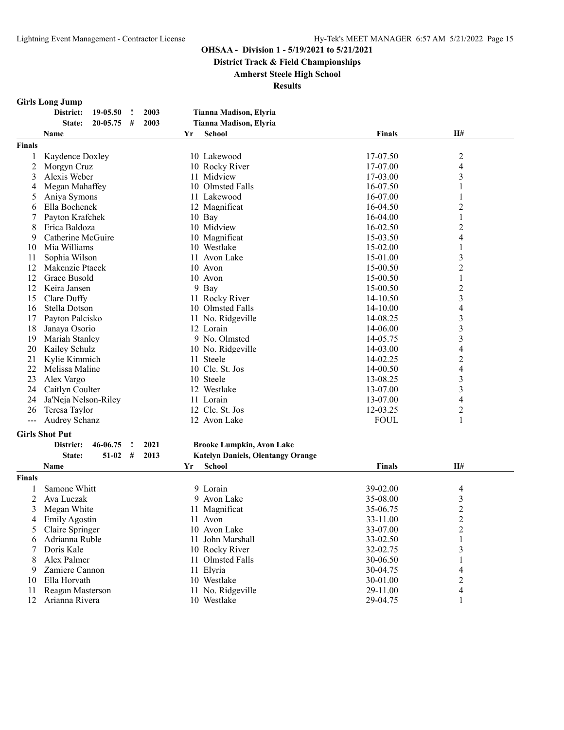**OHSAA - Division 1 - 5/19/2021 to 5/21/2021**

**District Track & Field Championships**

**Amherst Steele High School**

**Results**

## Girls Long Jump

| | | | | |
|---|---|---|---|---|
| District: | 19-05.50 | ! | 2003 | Tianna Madison, Elyria |
| State: | 20-05.75 | # | 2003 | Tianna Madison, Elyria |

| | Name | Yr | School | Finals | H# |
|---|---|---|---|---|---|
| **Finals** | | | | | |
| 1 | Kaydence Doxley | 10 | Lakewood | 17-07.50 | 2 |
| 2 | Morgyn Cruz | 10 | Rocky River | 17-07.00 | 4 |
| 3 | Alexis Weber | 11 | Midview | 17-03.00 | 3 |
| 4 | Megan Mahaffey | 10 | Olmsted Falls | 16-07.50 | 1 |
| 5 | Aniya Symons | 11 | Lakewood | 16-07.00 | 1 |
| 6 | Ella Bochenek | 12 | Magnificat | 16-04.50 | 2 |
| 7 | Payton Krafchek | 10 | Bay | 16-04.00 | 1 |
| 8 | Erica Baldoza | 10 | Midview | 16-02.50 | 2 |
| 9 | Catherine McGuire | 10 | Magnificat | 15-03.50 | 4 |
| 10 | Mia Williams | 10 | Westlake | 15-02.00 | 1 |
| 11 | Sophia Wilson | 11 | Avon Lake | 15-01.00 | 3 |
| 12 | Makenzie Ptacek | 10 | Avon | 15-00.50 | 2 |
| 12 | Grace Busold | 10 | Avon | 15-00.50 | 1 |
| 12 | Keira Jansen | 9 | Bay | 15-00.50 | 2 |
| 15 | Clare Duffy | 11 | Rocky River | 14-10.50 | 3 |
| 16 | Stella Dotson | 10 | Olmsted Falls | 14-10.00 | 4 |
| 17 | Payton Palcisko | 11 | No. Ridgeville | 14-08.25 | 3 |
| 18 | Janaya Osorio | 12 | Lorain | 14-06.00 | 3 |
| 19 | Mariah Stanley | 9 | No. Olmsted | 14-05.75 | 3 |
| 20 | Kailey Schulz | 10 | No. Ridgeville | 14-03.00 | 4 |
| 21 | Kylie Kimmich | 11 | Steele | 14-02.25 | 2 |
| 22 | Melissa Maline | 10 | Cle. St. Jos | 14-00.50 | 4 |
| 23 | Alex Vargo | 10 | Steele | 13-08.25 | 3 |
| 24 | Caitlyn Coulter | 12 | Westlake | 13-07.00 | 3 |
| 24 | Ja'Neja Nelson-Riley | 11 | Lorain | 13-07.00 | 4 |
| 26 | Teresa Taylor | 12 | Cle. St. Jos | 12-03.25 | 2 |
| --- | Audrey Schanz | 12 | Avon Lake | FOUL | 1 |

## Girls Shot Put

| | | | | |
|---|---|---|---|---|
| District: | 46-06.75 | ! | 2021 | Brooke Lumpkin, Avon Lake |
| State: | 51-02 | # | 2013 | Katelyn Daniels, Olentangy Orange |

| | Name | Yr | School | Finals | H# |
|---|---|---|---|---|---|
| **Finals** | | | | | |
| 1 | Samone Whitt | 9 | Lorain | 39-02.00 | 4 |
| 2 | Ava Luczak | 9 | Avon Lake | 35-08.00 | 3 |
| 3 | Megan White | 11 | Magnificat | 35-06.75 | 2 |
| 4 | Emily Agostin | 11 | Avon | 33-11.00 | 2 |
| 5 | Claire Springer | 10 | Avon Lake | 33-07.00 | 2 |
| 6 | Adrianna Ruble | 11 | John Marshall | 33-02.50 | 1 |
| 7 | Doris Kale | 10 | Rocky River | 32-02.75 | 3 |
| 8 | Alex Palmer | 11 | Olmsted Falls | 30-06.50 | 1 |
| 9 | Zamiere Cannon | 11 | Elyria | 30-04.75 | 4 |
| 10 | Ella Horvath | 10 | Westlake | 30-01.00 | 2 |
| 11 | Reagan Masterson | 11 | No. Ridgeville | 29-11.00 | 4 |
| 12 | Arianna Rivera | 10 | Westlake | 29-04.75 | 1 |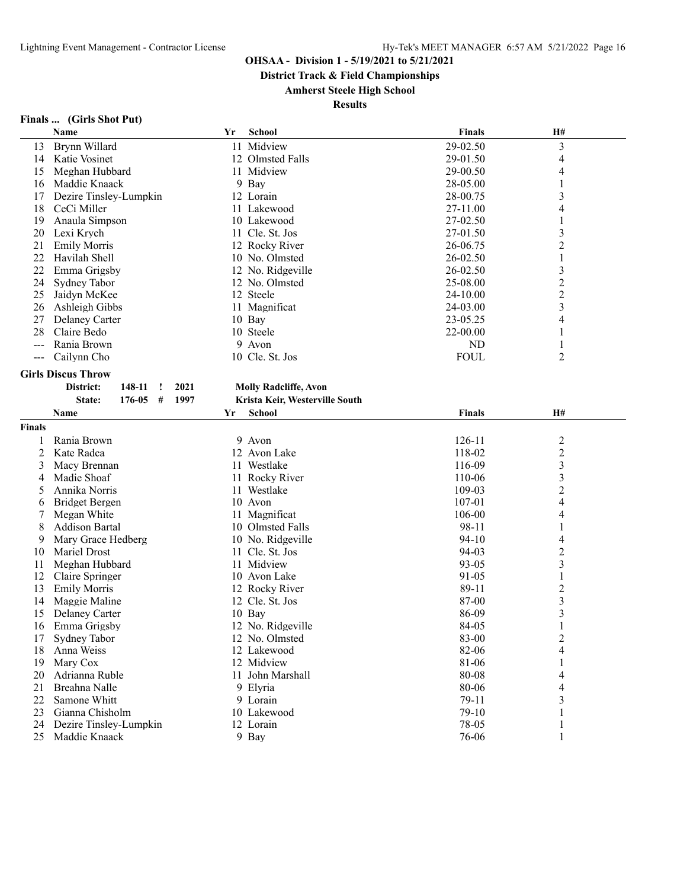**OHSAA - Division 1 - 5/19/2021 to 5/21/2021**

**District Track & Field Championships**

**Amherst Steele High School**

**Results**

### Finals ... (Girls Shot Put)

| | Name | Yr | School | Finals | H# |
|---|---|---|---|---|---|
| 13 | Brynn Willard | 11 | Midview | 29-02.50 | 3 |
| 14 | Katie Vosinet | 12 | Olmsted Falls | 29-01.50 | 4 |
| 15 | Meghan Hubbard | 11 | Midview | 29-00.50 | 4 |
| 16 | Maddie Knaack | 9 | Bay | 28-05.00 | 1 |
| 17 | Dezire Tinsley-Lumpkin | 12 | Lorain | 28-00.75 | 3 |
| 18 | CeCi Miller | 11 | Lakewood | 27-11.00 | 4 |
| 19 | Anaula Simpson | 10 | Lakewood | 27-02.50 | 1 |
| 20 | Lexi Krych | 11 | Cle. St. Jos | 27-01.50 | 3 |
| 21 | Emily Morris | 12 | Rocky River | 26-06.75 | 2 |
| 22 | Havilah Shell | 10 | No. Olmsted | 26-02.50 | 1 |
| 22 | Emma Grigsby | 12 | No. Ridgeville | 26-02.50 | 3 |
| 24 | Sydney Tabor | 12 | No. Olmsted | 25-08.00 | 2 |
| 25 | Jaidyn McKee | 12 | Steele | 24-10.00 | 2 |
| 26 | Ashleigh Gibbs | 11 | Magnificat | 24-03.00 | 3 |
| 27 | Delaney Carter | 10 | Bay | 23-05.25 | 4 |
| 28 | Claire Bedo | 10 | Steele | 22-00.00 | 1 |
| --- | Rania Brown | 9 | Avon | ND | 1 |
| --- | Cailynn Cho | 10 | Cle. St. Jos | FOUL | 2 |

### Girls Discus Throw

| | | | |
|---|---|---|---|
| District: | 148-11 ! | 2021 | Molly Radcliffe, Avon |
| State: | 176-05 # | 1997 | Krista Keir, Westerville South |

| | Name | Yr | School | Finals | H# |
|---|---|---|---|---|---|
| **Finals** | | | | | |
| 1 | Rania Brown | 9 | Avon | 126-11 | 2 |
| 2 | Kate Radca | 12 | Avon Lake | 118-02 | 2 |
| 3 | Macy Brennan | 11 | Westlake | 116-09 | 3 |
| 4 | Madie Shoaf | 11 | Rocky River | 110-06 | 3 |
| 5 | Annika Norris | 11 | Westlake | 109-03 | 2 |
| 6 | Bridget Bergen | 10 | Avon | 107-01 | 4 |
| 7 | Megan White | 11 | Magnificat | 106-00 | 4 |
| 8 | Addison Bartal | 10 | Olmsted Falls | 98-11 | 1 |
| 9 | Mary Grace Hedberg | 10 | No. Ridgeville | 94-10 | 4 |
| 10 | Mariel Drost | 11 | Cle. St. Jos | 94-03 | 2 |
| 11 | Meghan Hubbard | 11 | Midview | 93-05 | 3 |
| 12 | Claire Springer | 10 | Avon Lake | 91-05 | 1 |
| 13 | Emily Morris | 12 | Rocky River | 89-11 | 2 |
| 14 | Maggie Maline | 12 | Cle. St. Jos | 87-00 | 3 |
| 15 | Delaney Carter | 10 | Bay | 86-09 | 3 |
| 16 | Emma Grigsby | 12 | No. Ridgeville | 84-05 | 1 |
| 17 | Sydney Tabor | 12 | No. Olmsted | 83-00 | 2 |
| 18 | Anna Weiss | 12 | Lakewood | 82-06 | 4 |
| 19 | Mary Cox | 12 | Midview | 81-06 | 1 |
| 20 | Adrianna Ruble | 11 | John Marshall | 80-08 | 4 |
| 21 | Breahna Nalle | 9 | Elyria | 80-06 | 4 |
| 22 | Samone Whitt | 9 | Lorain | 79-11 | 3 |
| 23 | Gianna Chisholm | 10 | Lakewood | 79-10 | 1 |
| 24 | Dezire Tinsley-Lumpkin | 12 | Lorain | 78-05 | 1 |
| 25 | Maddie Knaack | 9 | Bay | 76-06 | 1 |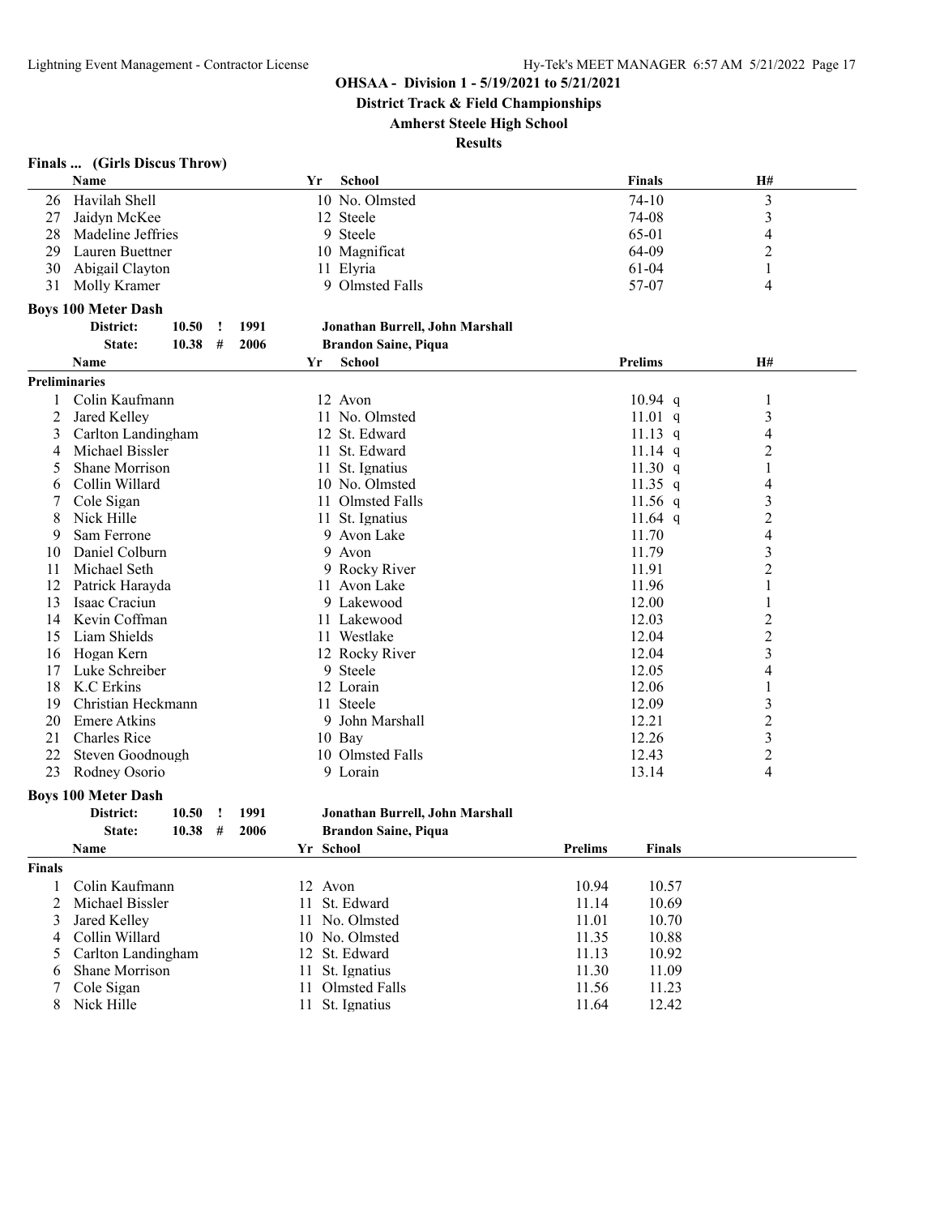**OHSAA - Division 1 - 5/19/2021 to 5/21/2021**

**District Track & Field Championships**

**Amherst Steele High School**

**Results**

### Finals ... (Girls Discus Throw)

| | Name | Yr | School | Finals | H# |
|---|---|---|---|---|---|
| 26 | Havilah Shell | 10 | No. Olmsted | 74-10 | 3 |
| 27 | Jaidyn McKee | 12 | Steele | 74-08 | 3 |
| 28 | Madeline Jeffries | 9 | Steele | 65-01 | 4 |
| 29 | Lauren Buettner | 10 | Magnificat | 64-09 | 2 |
| 30 | Abigail Clayton | 11 | Elyria | 61-04 | 1 |
| 31 | Molly Kramer | 9 | Olmsted Falls | 57-07 | 4 |

### Boys 100 Meter Dash

District: 10.50 ! 1991 Jonathan Burrell, John Marshall

State: 10.38 # 2006 Brandon Saine, Piqua

**Preliminaries**

| | Name | Yr | School | Prelims | | H# |
|---|---|---|---|---|---|---|
| 1 | Colin Kaufmann | 12 | Avon | 10.94 | q | 1 |
| 2 | Jared Kelley | 11 | No. Olmsted | 11.01 | q | 3 |
| 3 | Carlton Landingham | 12 | St. Edward | 11.13 | q | 4 |
| 4 | Michael Bissler | 11 | St. Edward | 11.14 | q | 2 |
| 5 | Shane Morrison | 11 | St. Ignatius | 11.30 | q | 1 |
| 6 | Collin Willard | 10 | No. Olmsted | 11.35 | q | 4 |
| 7 | Cole Sigan | 11 | Olmsted Falls | 11.56 | q | 3 |
| 8 | Nick Hille | 11 | St. Ignatius | 11.64 | q | 2 |
| 9 | Sam Ferrone | 9 | Avon Lake | 11.70 | | 4 |
| 10 | Daniel Colburn | 9 | Avon | 11.79 | | 3 |
| 11 | Michael Seth | 9 | Rocky River | 11.91 | | 2 |
| 12 | Patrick Harayda | 11 | Avon Lake | 11.96 | | 1 |
| 13 | Isaac Craciun | 9 | Lakewood | 12.00 | | 1 |
| 14 | Kevin Coffman | 11 | Lakewood | 12.03 | | 2 |
| 15 | Liam Shields | 11 | Westlake | 12.04 | | 2 |
| 16 | Hogan Kern | 12 | Rocky River | 12.04 | | 3 |
| 17 | Luke Schreiber | 9 | Steele | 12.05 | | 4 |
| 18 | K.C Erkins | 12 | Lorain | 12.06 | | 1 |
| 19 | Christian Heckmann | 11 | Steele | 12.09 | | 3 |
| 20 | Emere Atkins | 9 | John Marshall | 12.21 | | 2 |
| 21 | Charles Rice | 10 | Bay | 12.26 | | 3 |
| 22 | Steven Goodnough | 10 | Olmsted Falls | 12.43 | | 2 |
| 23 | Rodney Osorio | 9 | Lorain | 13.14 | | 4 |

### Boys 100 Meter Dash

District: 10.50 ! 1991 Jonathan Burrell, John Marshall

State: 10.38 # 2006 Brandon Saine, Piqua

**Finals**

| | Name | Yr | School | Prelims | Finals |
|---|---|---|---|---|---|
| 1 | Colin Kaufmann | 12 | Avon | 10.94 | 10.57 |
| 2 | Michael Bissler | 11 | St. Edward | 11.14 | 10.69 |
| 3 | Jared Kelley | 11 | No. Olmsted | 11.01 | 10.70 |
| 4 | Collin Willard | 10 | No. Olmsted | 11.35 | 10.88 |
| 5 | Carlton Landingham | 12 | St. Edward | 11.13 | 10.92 |
| 6 | Shane Morrison | 11 | St. Ignatius | 11.30 | 11.09 |
| 7 | Cole Sigan | 11 | Olmsted Falls | 11.56 | 11.23 |
| 8 | Nick Hille | 11 | St. Ignatius | 11.64 | 12.42 |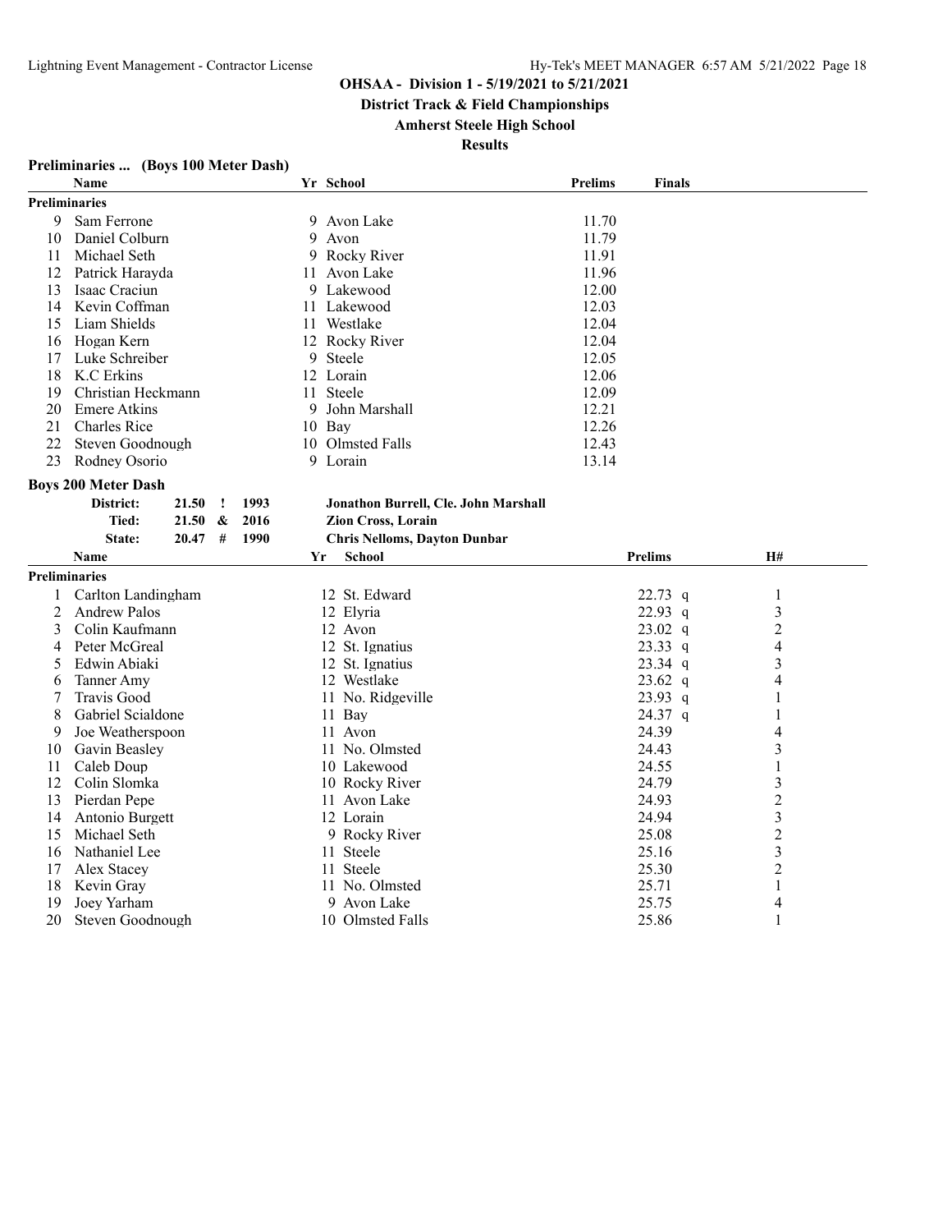**OHSAA - Division 1 - 5/19/2021 to 5/21/2021**

**District Track & Field Championships**

**Amherst Steele High School**

**Results**

### Preliminaries ... (Boys 100 Meter Dash)

| | Name | Yr | School | Prelims | Finals |
|---|---|---|---|---|---|
| **Preliminaries** | | | | | |
| 9 | Sam Ferrone | 9 | Avon Lake | 11.70 | |
| 10 | Daniel Colburn | 9 | Avon | 11.79 | |
| 11 | Michael Seth | 9 | Rocky River | 11.91 | |
| 12 | Patrick Harayda | 11 | Avon Lake | 11.96 | |
| 13 | Isaac Craciun | 9 | Lakewood | 12.00 | |
| 14 | Kevin Coffman | 11 | Lakewood | 12.03 | |
| 15 | Liam Shields | 11 | Westlake | 12.04 | |
| 16 | Hogan Kern | 12 | Rocky River | 12.04 | |
| 17 | Luke Schreiber | 9 | Steele | 12.05 | |
| 18 | K.C Erkins | 12 | Lorain | 12.06 | |
| 19 | Christian Heckmann | 11 | Steele | 12.09 | |
| 20 | Emere Atkins | 9 | John Marshall | 12.21 | |
| 21 | Charles Rice | 10 | Bay | 12.26 | |
| 22 | Steven Goodnough | 10 | Olmsted Falls | 12.43 | |
| 23 | Rodney Osorio | 9 | Lorain | 13.14 | |

### Boys 200 Meter Dash

| | | | | |
|---|---|---|---|---|
| **District:** | **21.50** | **!** | **1993** | **Jonathon Burrell, Cle. John Marshall** |
| **Tied:** | **21.50** | **&** | **2016** | **Zion Cross, Lorain** |
| **State:** | **20.47** | **#** | **1990** | **Chris Nelloms, Dayton Dunbar** |

| | Name | Yr | School | Prelims | H# |
|---|---|---|---|---|---|
| **Preliminaries** | | | | | |
| 1 | Carlton Landingham | 12 | St. Edward | 22.73 q | 1 |
| 2 | Andrew Palos | 12 | Elyria | 22.93 q | 3 |
| 3 | Colin Kaufmann | 12 | Avon | 23.02 q | 2 |
| 4 | Peter McGreal | 12 | St. Ignatius | 23.33 q | 4 |
| 5 | Edwin Abiaki | 12 | St. Ignatius | 23.34 q | 3 |
| 6 | Tanner Amy | 12 | Westlake | 23.62 q | 4 |
| 7 | Travis Good | 11 | No. Ridgeville | 23.93 q | 1 |
| 8 | Gabriel Scialdone | 11 | Bay | 24.37 q | 1 |
| 9 | Joe Weatherspoon | 11 | Avon | 24.39 | 4 |
| 10 | Gavin Beasley | 11 | No. Olmsted | 24.43 | 3 |
| 11 | Caleb Doup | 10 | Lakewood | 24.55 | 1 |
| 12 | Colin Slomka | 10 | Rocky River | 24.79 | 3 |
| 13 | Pierdan Pepe | 11 | Avon Lake | 24.93 | 2 |
| 14 | Antonio Burgett | 12 | Lorain | 24.94 | 3 |
| 15 | Michael Seth | 9 | Rocky River | 25.08 | 2 |
| 16 | Nathaniel Lee | 11 | Steele | 25.16 | 3 |
| 17 | Alex Stacey | 11 | Steele | 25.30 | 2 |
| 18 | Kevin Gray | 11 | No. Olmsted | 25.71 | 1 |
| 19 | Joey Yarham | 9 | Avon Lake | 25.75 | 4 |
| 20 | Steven Goodnough | 10 | Olmsted Falls | 25.86 | 1 |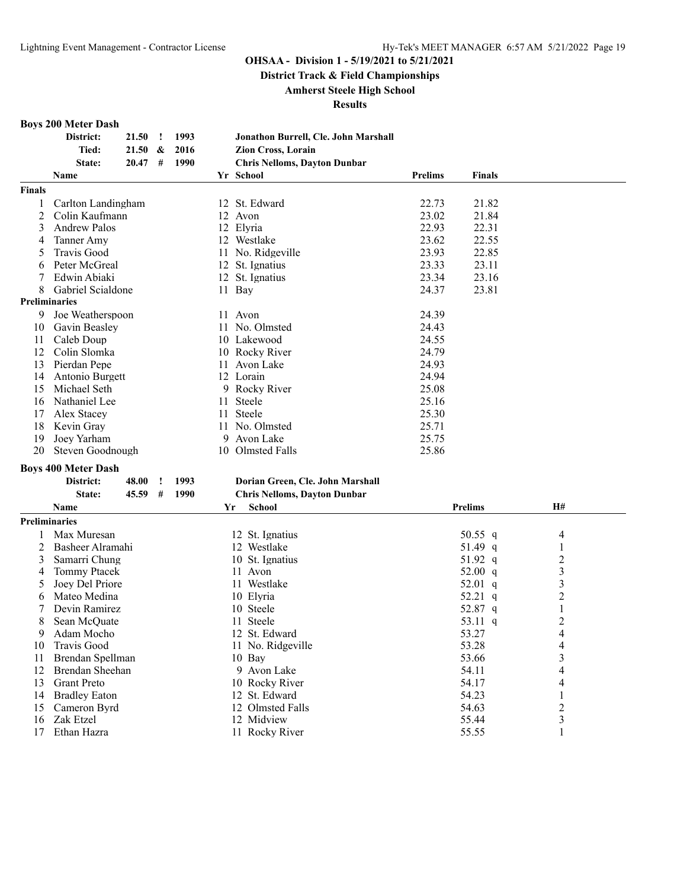**OHSAA - Division 1 - 5/19/2021 to 5/21/2021**

**District Track & Field Championships**

**Amherst Steele High School**

**Results**

### Boys 200 Meter Dash

| | | | | |
|---|---|---|---|---|
| District: | 21.50 | ! | 1993 | Jonathon Burrell, Cle. John Marshall |
| Tied: | 21.50 | & | 2016 | Zion Cross, Lorain |
| State: | 20.47 | # | 1990 | Chris Nelloms, Dayton Dunbar |

| | Name | Yr | School | Prelims | Finals |
|---|---|---|---|---|---|
| **Finals** | | | | | |
| 1 | Carlton Landingham | 12 | St. Edward | 22.73 | 21.82 |
| 2 | Colin Kaufmann | 12 | Avon | 23.02 | 21.84 |
| 3 | Andrew Palos | 12 | Elyria | 22.93 | 22.31 |
| 4 | Tanner Amy | 12 | Westlake | 23.62 | 22.55 |
| 5 | Travis Good | 11 | No. Ridgeville | 23.93 | 22.85 |
| 6 | Peter McGreal | 12 | St. Ignatius | 23.33 | 23.11 |
| 7 | Edwin Abiaki | 12 | St. Ignatius | 23.34 | 23.16 |
| 8 | Gabriel Scialdone | 11 | Bay | 24.37 | 23.81 |
| **Preliminaries** | | | | | |
| 9 | Joe Weatherspoon | 11 | Avon | 24.39 | |
| 10 | Gavin Beasley | 11 | No. Olmsted | 24.43 | |
| 11 | Caleb Doup | 10 | Lakewood | 24.55 | |
| 12 | Colin Slomka | 10 | Rocky River | 24.79 | |
| 13 | Pierdan Pepe | 11 | Avon Lake | 24.93 | |
| 14 | Antonio Burgett | 12 | Lorain | 24.94 | |
| 15 | Michael Seth | 9 | Rocky River | 25.08 | |
| 16 | Nathaniel Lee | 11 | Steele | 25.16 | |
| 17 | Alex Stacey | 11 | Steele | 25.30 | |
| 18 | Kevin Gray | 11 | No. Olmsted | 25.71 | |
| 19 | Joey Yarham | 9 | Avon Lake | 25.75 | |
| 20 | Steven Goodnough | 10 | Olmsted Falls | 25.86 | |

### Boys 400 Meter Dash

| | | | | |
|---|---|---|---|---|
| District: | 48.00 | ! | 1993 | Dorian Green, Cle. John Marshall |
| State: | 45.59 | # | 1990 | Chris Nelloms, Dayton Dunbar |

| | Name | Yr | School | Prelims | H# |
|---|---|---|---|---|---|
| **Preliminaries** | | | | | |
| 1 | Max Muresan | 12 | St. Ignatius | 50.55 q | 4 |
| 2 | Basheer Alramahi | 12 | Westlake | 51.49 q | 1 |
| 3 | Samarri Chung | 10 | St. Ignatius | 51.92 q | 2 |
| 4 | Tommy Ptacek | 11 | Avon | 52.00 q | 3 |
| 5 | Joey Del Priore | 11 | Westlake | 52.01 q | 3 |
| 6 | Mateo Medina | 10 | Elyria | 52.21 q | 2 |
| 7 | Devin Ramirez | 10 | Steele | 52.87 q | 1 |
| 8 | Sean McQuate | 11 | Steele | 53.11 q | 2 |
| 9 | Adam Mocho | 12 | St. Edward | 53.27 | 4 |
| 10 | Travis Good | 11 | No. Ridgeville | 53.28 | 4 |
| 11 | Brendan Spellman | 10 | Bay | 53.66 | 3 |
| 12 | Brendan Sheehan | 9 | Avon Lake | 54.11 | 4 |
| 13 | Grant Preto | 10 | Rocky River | 54.17 | 4 |
| 14 | Bradley Eaton | 12 | St. Edward | 54.23 | 1 |
| 15 | Cameron Byrd | 12 | Olmsted Falls | 54.63 | 2 |
| 16 | Zak Etzel | 12 | Midview | 55.44 | 3 |
| 17 | Ethan Hazra | 11 | Rocky River | 55.55 | 1 |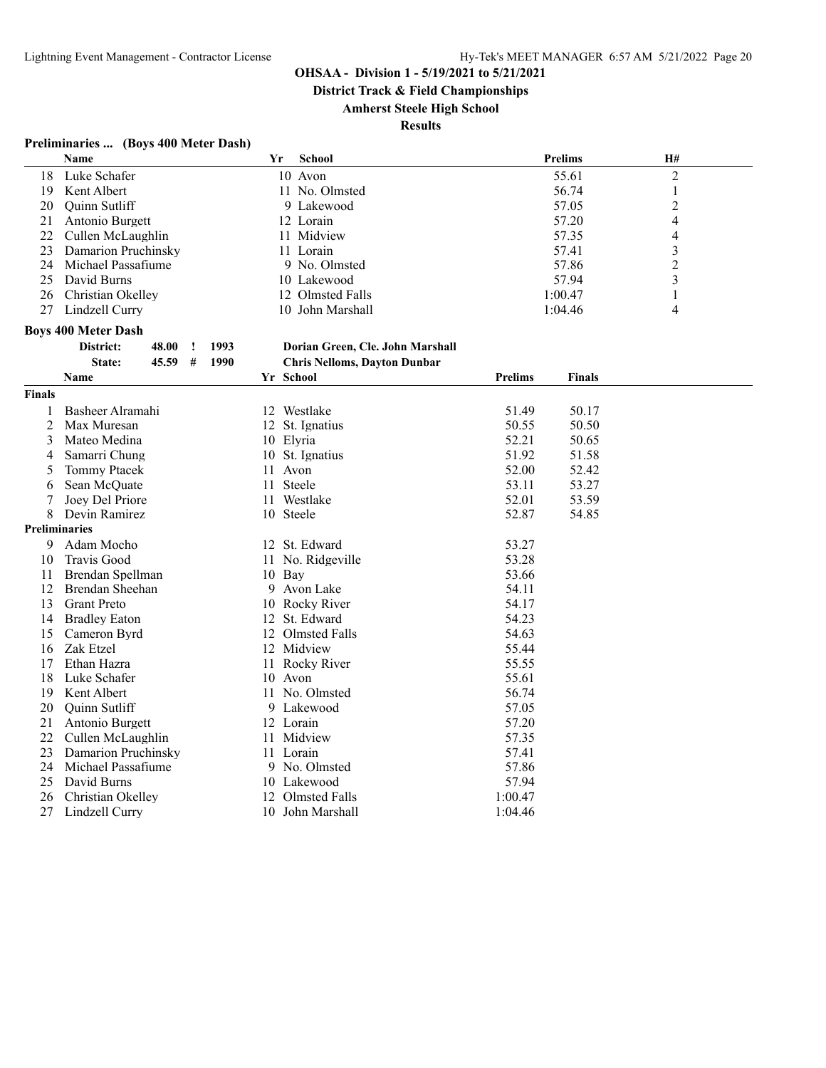**OHSAA - Division 1 - 5/19/2021 to 5/21/2021**

**District Track & Field Championships**

**Amherst Steele High School**

**Results**

### Preliminaries ... (Boys 400 Meter Dash)

| | Name | Yr | School | Prelims | H# |
|---|---|---|---|---|---|
| 18 | Luke Schafer | 10 | Avon | 55.61 | 2 |
| 19 | Kent Albert | 11 | No. Olmsted | 56.74 | 1 |
| 20 | Quinn Sutliff | 9 | Lakewood | 57.05 | 2 |
| 21 | Antonio Burgett | 12 | Lorain | 57.20 | 4 |
| 22 | Cullen McLaughlin | 11 | Midview | 57.35 | 4 |
| 23 | Damarion Pruchinsky | 11 | Lorain | 57.41 | 3 |
| 24 | Michael Passafiume | 9 | No. Olmsted | 57.86 | 2 |
| 25 | David Burns | 10 | Lakewood | 57.94 | 3 |
| 26 | Christian Okelley | 12 | Olmsted Falls | 1:00.47 | 1 |
| 27 | Lindzell Curry | 10 | John Marshall | 1:04.46 | 4 |

### Boys 400 Meter Dash

District: 48.00 ! 1993 Dorian Green, Cle. John Marshall

State: 45.59 # 1990 Chris Nelloms, Dayton Dunbar

| | Name | Yr | School | Prelims | Finals |
|---|---|---|---|---|---|
| **Finals** | | | | | |
| 1 | Basheer Alramahi | 12 | Westlake | 51.49 | 50.17 |
| 2 | Max Muresan | 12 | St. Ignatius | 50.55 | 50.50 |
| 3 | Mateo Medina | 10 | Elyria | 52.21 | 50.65 |
| 4 | Samarri Chung | 10 | St. Ignatius | 51.92 | 51.58 |
| 5 | Tommy Ptacek | 11 | Avon | 52.00 | 52.42 |
| 6 | Sean McQuate | 11 | Steele | 53.11 | 53.27 |
| 7 | Joey Del Priore | 11 | Westlake | 52.01 | 53.59 |
| 8 | Devin Ramirez | 10 | Steele | 52.87 | 54.85 |
| **Preliminaries** | | | | | |
| 9 | Adam Mocho | 12 | St. Edward | 53.27 | |
| 10 | Travis Good | 11 | No. Ridgeville | 53.28 | |
| 11 | Brendan Spellman | 10 | Bay | 53.66 | |
| 12 | Brendan Sheehan | 9 | Avon Lake | 54.11 | |
| 13 | Grant Preto | 10 | Rocky River | 54.17 | |
| 14 | Bradley Eaton | 12 | St. Edward | 54.23 | |
| 15 | Cameron Byrd | 12 | Olmsted Falls | 54.63 | |
| 16 | Zak Etzel | 12 | Midview | 55.44 | |
| 17 | Ethan Hazra | 11 | Rocky River | 55.55 | |
| 18 | Luke Schafer | 10 | Avon | 55.61 | |
| 19 | Kent Albert | 11 | No. Olmsted | 56.74 | |
| 20 | Quinn Sutliff | 9 | Lakewood | 57.05 | |
| 21 | Antonio Burgett | 12 | Lorain | 57.20 | |
| 22 | Cullen McLaughlin | 11 | Midview | 57.35 | |
| 23 | Damarion Pruchinsky | 11 | Lorain | 57.41 | |
| 24 | Michael Passafiume | 9 | No. Olmsted | 57.86 | |
| 25 | David Burns | 10 | Lakewood | 57.94 | |
| 26 | Christian Okelley | 12 | Olmsted Falls | 1:00.47 | |
| 27 | Lindzell Curry | 10 | John Marshall | 1:04.46 | |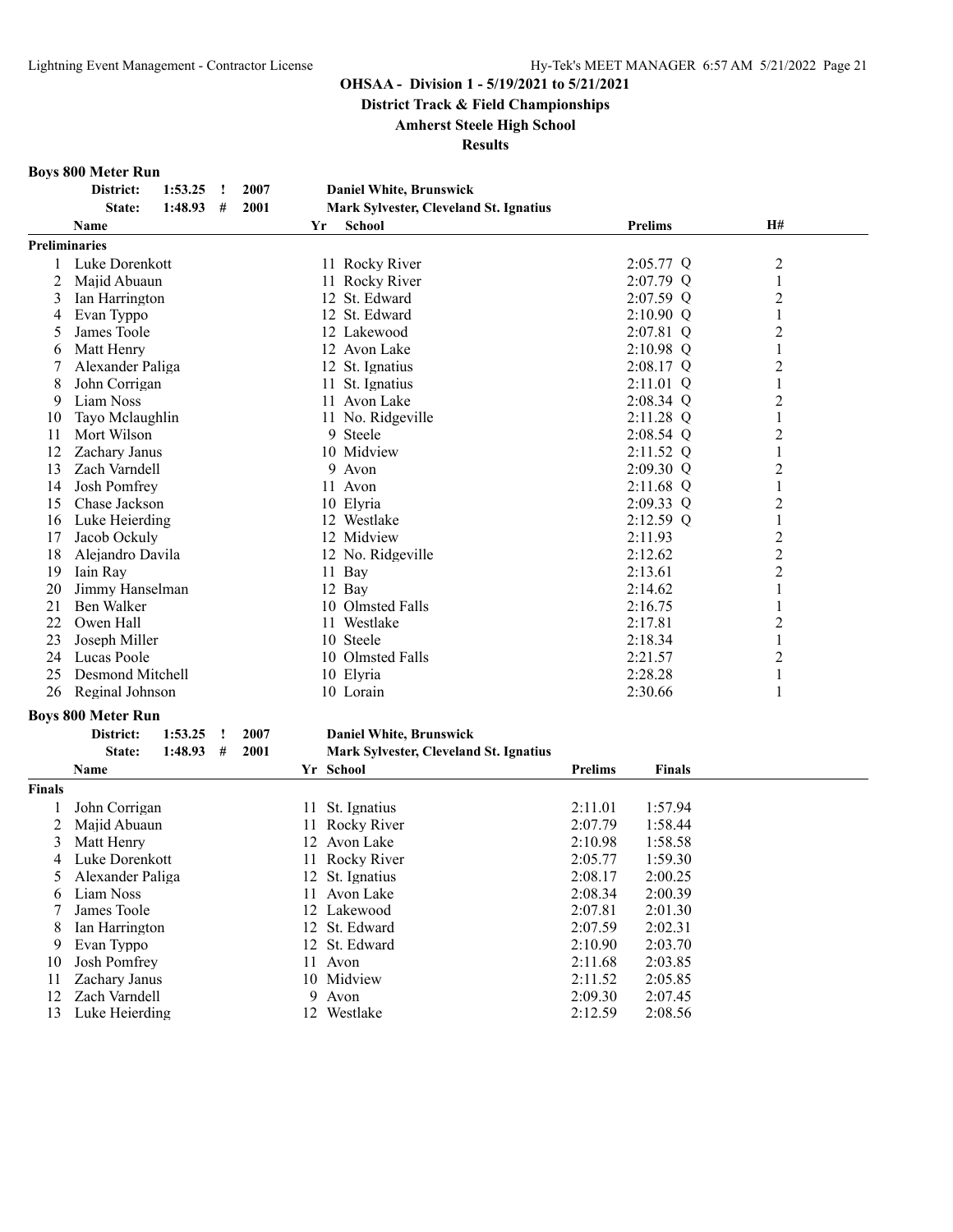**OHSAA - Division 1 - 5/19/2021 to 5/21/2021**

**District Track & Field Championships**

**Amherst Steele High School**

**Results**

### Boys 800 Meter Run

| | | | | |
|---|---|---|---|---|
| District: | 1:53.25 | ! | 2007 | Daniel White, Brunswick |
| State: | 1:48.93 | # | 2001 | Mark Sylvester, Cleveland St. Ignatius |

| | Name | Yr | School | Prelims | H# |
|---|---|---|---|---|---|
| **Preliminaries** | | | | | |
| 1 | Luke Dorenkott | 11 | Rocky River | 2:05.77 Q | 2 |
| 2 | Majid Abuaun | 11 | Rocky River | 2:07.79 Q | 1 |
| 3 | Ian Harrington | 12 | St. Edward | 2:07.59 Q | 2 |
| 4 | Evan Typpo | 12 | St. Edward | 2:10.90 Q | 1 |
| 5 | James Toole | 12 | Lakewood | 2:07.81 Q | 2 |
| 6 | Matt Henry | 12 | Avon Lake | 2:10.98 Q | 1 |
| 7 | Alexander Paliga | 12 | St. Ignatius | 2:08.17 Q | 2 |
| 8 | John Corrigan | 11 | St. Ignatius | 2:11.01 Q | 1 |
| 9 | Liam Noss | 11 | Avon Lake | 2:08.34 Q | 2 |
| 10 | Tayo Mclaughlin | 11 | No. Ridgeville | 2:11.28 Q | 1 |
| 11 | Mort Wilson | 9 | Steele | 2:08.54 Q | 2 |
| 12 | Zachary Janus | 10 | Midview | 2:11.52 Q | 1 |
| 13 | Zach Varndell | 9 | Avon | 2:09.30 Q | 2 |
| 14 | Josh Pomfrey | 11 | Avon | 2:11.68 Q | 1 |
| 15 | Chase Jackson | 10 | Elyria | 2:09.33 Q | 2 |
| 16 | Luke Heierding | 12 | Westlake | 2:12.59 Q | 1 |
| 17 | Jacob Ockuly | 12 | Midview | 2:11.93 | 2 |
| 18 | Alejandro Davila | 12 | No. Ridgeville | 2:12.62 | 2 |
| 19 | Iain Ray | 11 | Bay | 2:13.61 | 2 |
| 20 | Jimmy Hanselman | 12 | Bay | 2:14.62 | 1 |
| 21 | Ben Walker | 10 | Olmsted Falls | 2:16.75 | 1 |
| 22 | Owen Hall | 11 | Westlake | 2:17.81 | 2 |
| 23 | Joseph Miller | 10 | Steele | 2:18.34 | 1 |
| 24 | Lucas Poole | 10 | Olmsted Falls | 2:21.57 | 2 |
| 25 | Desmond Mitchell | 10 | Elyria | 2:28.28 | 1 |
| 26 | Reginal Johnson | 10 | Lorain | 2:30.66 | 1 |

### Boys 800 Meter Run

| | | | | |
|---|---|---|---|---|
| District: | 1:53.25 | ! | 2007 | Daniel White, Brunswick |
| State: | 1:48.93 | # | 2001 | Mark Sylvester, Cleveland St. Ignatius |

| | Name | Yr | School | Prelims | Finals |
|---|---|---|---|---|---|
| **Finals** | | | | | |
| 1 | John Corrigan | 11 | St. Ignatius | 2:11.01 | 1:57.94 |
| 2 | Majid Abuaun | 11 | Rocky River | 2:07.79 | 1:58.44 |
| 3 | Matt Henry | 12 | Avon Lake | 2:10.98 | 1:58.58 |
| 4 | Luke Dorenkott | 11 | Rocky River | 2:05.77 | 1:59.30 |
| 5 | Alexander Paliga | 12 | St. Ignatius | 2:08.17 | 2:00.25 |
| 6 | Liam Noss | 11 | Avon Lake | 2:08.34 | 2:00.39 |
| 7 | James Toole | 12 | Lakewood | 2:07.81 | 2:01.30 |
| 8 | Ian Harrington | 12 | St. Edward | 2:07.59 | 2:02.31 |
| 9 | Evan Typpo | 12 | St. Edward | 2:10.90 | 2:03.70 |
| 10 | Josh Pomfrey | 11 | Avon | 2:11.68 | 2:03.85 |
| 11 | Zachary Janus | 10 | Midview | 2:11.52 | 2:05.85 |
| 12 | Zach Varndell | 9 | Avon | 2:09.30 | 2:07.45 |
| 13 | Luke Heierding | 12 | Westlake | 2:12.59 | 2:08.56 |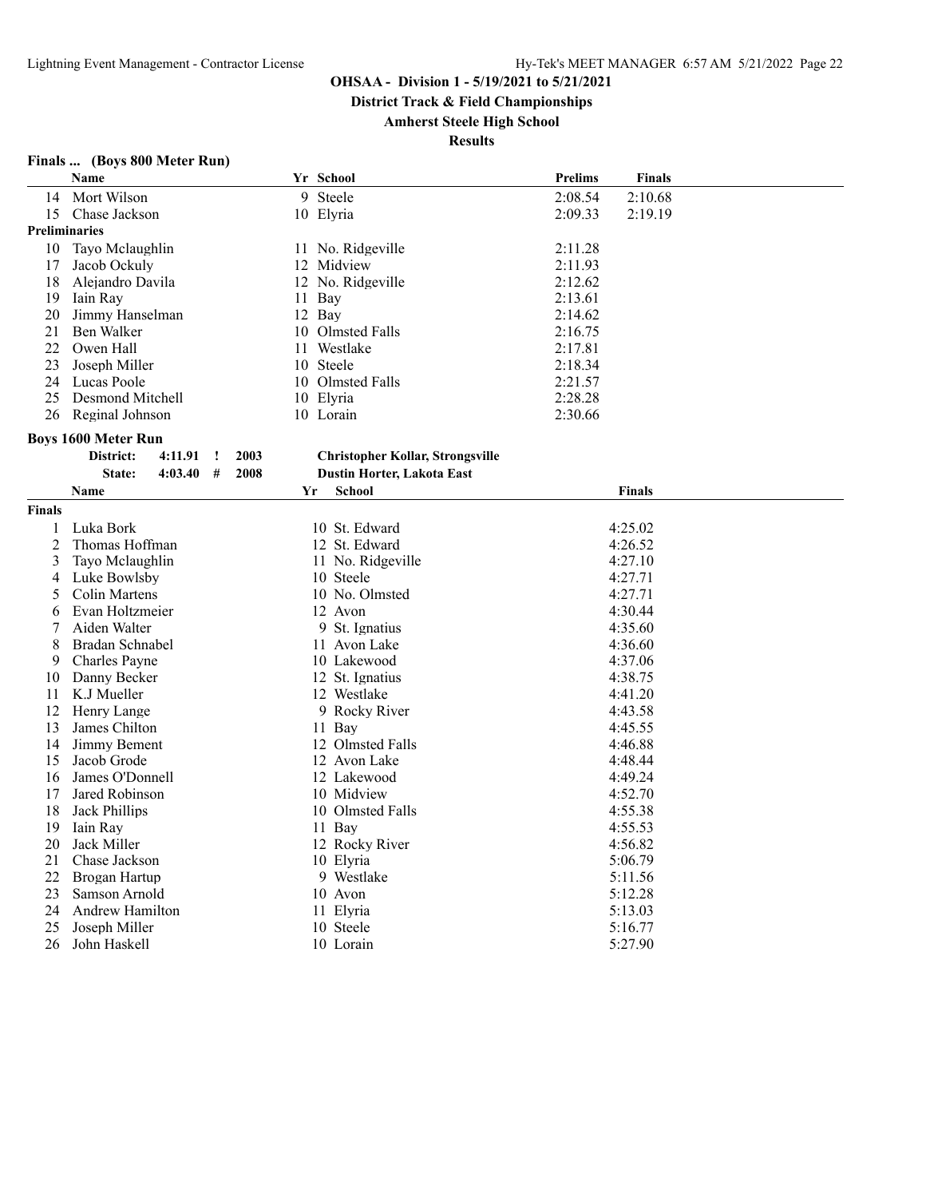**OHSAA - Division 1 - 5/19/2021 to 5/21/2021**

**District Track & Field Championships**

**Amherst Steele High School**

**Results**

### Finals ... (Boys 800 Meter Run)

| | Name | Yr | School | Prelims | Finals |
|---|---|---|---|---|---|
| 14 | Mort Wilson | 9 | Steele | 2:08.54 | 2:10.68 |
| 15 | Chase Jackson | 10 | Elyria | 2:09.33 | 2:19.19 |
| **Preliminaries** | | | | | |
| 10 | Tayo Mclaughlin | 11 | No. Ridgeville | 2:11.28 | |
| 17 | Jacob Ockuly | 12 | Midview | 2:11.93 | |
| 18 | Alejandro Davila | 12 | No. Ridgeville | 2:12.62 | |
| 19 | Iain Ray | 11 | Bay | 2:13.61 | |
| 20 | Jimmy Hanselman | 12 | Bay | 2:14.62 | |
| 21 | Ben Walker | 10 | Olmsted Falls | 2:16.75 | |
| 22 | Owen Hall | 11 | Westlake | 2:17.81 | |
| 23 | Joseph Miller | 10 | Steele | 2:18.34 | |
| 24 | Lucas Poole | 10 | Olmsted Falls | 2:21.57 | |
| 25 | Desmond Mitchell | 10 | Elyria | 2:28.28 | |
| 26 | Reginal Johnson | 10 | Lorain | 2:30.66 | |

### Boys 1600 Meter Run

District: 4:11.91 ! 2003 — Christopher Kollar, Strongsville

State: 4:03.40 # 2008 — Dustin Horter, Lakota East

| | Name | Yr | School | Finals |
|---|---|---|---|---|
| **Finals** | | | | |
| 1 | Luka Bork | 10 | St. Edward | 4:25.02 |
| 2 | Thomas Hoffman | 12 | St. Edward | 4:26.52 |
| 3 | Tayo Mclaughlin | 11 | No. Ridgeville | 4:27.10 |
| 4 | Luke Bowlsby | 10 | Steele | 4:27.71 |
| 5 | Colin Martens | 10 | No. Olmsted | 4:27.71 |
| 6 | Evan Holtzmeier | 12 | Avon | 4:30.44 |
| 7 | Aiden Walter | 9 | St. Ignatius | 4:35.60 |
| 8 | Bradan Schnabel | 11 | Avon Lake | 4:36.60 |
| 9 | Charles Payne | 10 | Lakewood | 4:37.06 |
| 10 | Danny Becker | 12 | St. Ignatius | 4:38.75 |
| 11 | K.J Mueller | 12 | Westlake | 4:41.20 |
| 12 | Henry Lange | 9 | Rocky River | 4:43.58 |
| 13 | James Chilton | 11 | Bay | 4:45.55 |
| 14 | Jimmy Bement | 12 | Olmsted Falls | 4:46.88 |
| 15 | Jacob Grode | 12 | Avon Lake | 4:48.44 |
| 16 | James O'Donnell | 12 | Lakewood | 4:49.24 |
| 17 | Jared Robinson | 10 | Midview | 4:52.70 |
| 18 | Jack Phillips | 10 | Olmsted Falls | 4:55.38 |
| 19 | Iain Ray | 11 | Bay | 4:55.53 |
| 20 | Jack Miller | 12 | Rocky River | 4:56.82 |
| 21 | Chase Jackson | 10 | Elyria | 5:06.79 |
| 22 | Brogan Hartup | 9 | Westlake | 5:11.56 |
| 23 | Samson Arnold | 10 | Avon | 5:12.28 |
| 24 | Andrew Hamilton | 11 | Elyria | 5:13.03 |
| 25 | Joseph Miller | 10 | Steele | 5:16.77 |
| 26 | John Haskell | 10 | Lorain | 5:27.90 |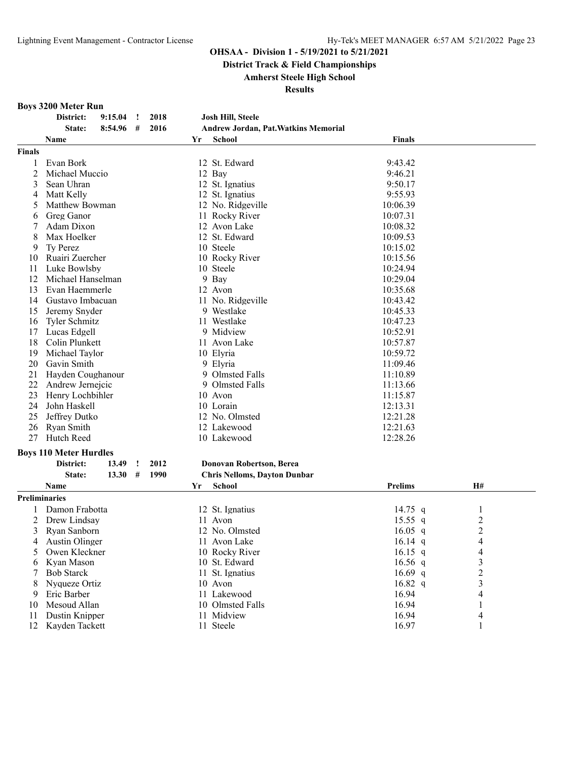**OHSAA - Division 1 - 5/19/2021 to 5/21/2021**

**District Track & Field Championships**

**Amherst Steele High School**

**Results**

## Boys 3200 Meter Run

| | | | | |
|---|---|---|---|---|
| District: | 9:15.04 | ! | 2018 | Josh Hill, Steele |
| State: | 8:54.96 | # | 2016 | Andrew Jordan, Pat.Watkins Memorial |

| | Name | Yr | School | Finals |
|---|---|---|---|---|
| **Finals** | | | | |
| 1 | Evan Bork | 12 | St. Edward | 9:43.42 |
| 2 | Michael Muccio | 12 | Bay | 9:46.21 |
| 3 | Sean Uhran | 12 | St. Ignatius | 9:50.17 |
| 4 | Matt Kelly | 12 | St. Ignatius | 9:55.93 |
| 5 | Matthew Bowman | 12 | No. Ridgeville | 10:06.39 |
| 6 | Greg Ganor | 11 | Rocky River | 10:07.31 |
| 7 | Adam Dixon | 12 | Avon Lake | 10:08.32 |
| 8 | Max Hoelker | 12 | St. Edward | 10:09.53 |
| 9 | Ty Perez | 10 | Steele | 10:15.02 |
| 10 | Ruairi Zuercher | 10 | Rocky River | 10:15.56 |
| 11 | Luke Bowlsby | 10 | Steele | 10:24.94 |
| 12 | Michael Hanselman | 9 | Bay | 10:29.04 |
| 13 | Evan Haemmerle | 12 | Avon | 10:35.68 |
| 14 | Gustavo Imbacuan | 11 | No. Ridgeville | 10:43.42 |
| 15 | Jeremy Snyder | 9 | Westlake | 10:45.33 |
| 16 | Tyler Schmitz | 11 | Westlake | 10:47.23 |
| 17 | Lucas Edgell | 9 | Midview | 10:52.91 |
| 18 | Colin Plunkett | 11 | Avon Lake | 10:57.87 |
| 19 | Michael Taylor | 10 | Elyria | 10:59.72 |
| 20 | Gavin Smith | 9 | Elyria | 11:09.46 |
| 21 | Hayden Coughanour | 9 | Olmsted Falls | 11:10.89 |
| 22 | Andrew Jernejcic | 9 | Olmsted Falls | 11:13.66 |
| 23 | Henry Lochbihler | 10 | Avon | 11:15.87 |
| 24 | John Haskell | 10 | Lorain | 12:13.31 |
| 25 | Jeffrey Dutko | 12 | No. Olmsted | 12:21.28 |
| 26 | Ryan Smith | 12 | Lakewood | 12:21.63 |
| 27 | Hutch Reed | 10 | Lakewood | 12:28.26 |

## Boys 110 Meter Hurdles

| | | | | |
|---|---|---|---|---|
| District: | 13.49 | ! | 2012 | Donovan Robertson, Berea |
| State: | 13.30 | # | 1990 | Chris Nelloms, Dayton Dunbar |

| | Name | Yr | School | Prelims | H# |
|---|---|---|---|---|---|
| **Preliminaries** | | | | | |
| 1 | Damon Frabotta | 12 | St. Ignatius | 14.75 q | 1 |
| 2 | Drew Lindsay | 11 | Avon | 15.55 q | 2 |
| 3 | Ryan Sanborn | 12 | No. Olmsted | 16.05 q | 2 |
| 4 | Austin Olinger | 11 | Avon Lake | 16.14 q | 4 |
| 5 | Owen Kleckner | 10 | Rocky River | 16.15 q | 4 |
| 6 | Kyan Mason | 10 | St. Edward | 16.56 q | 3 |
| 7 | Bob Starck | 11 | St. Ignatius | 16.69 q | 2 |
| 8 | Nyqueze Ortiz | 10 | Avon | 16.82 q | 3 |
| 9 | Eric Barber | 11 | Lakewood | 16.94 | 4 |
| 10 | Mesoud Allan | 10 | Olmsted Falls | 16.94 | 1 |
| 11 | Dustin Knipper | 11 | Midview | 16.94 | 4 |
| 12 | Kayden Tackett | 11 | Steele | 16.97 | 1 |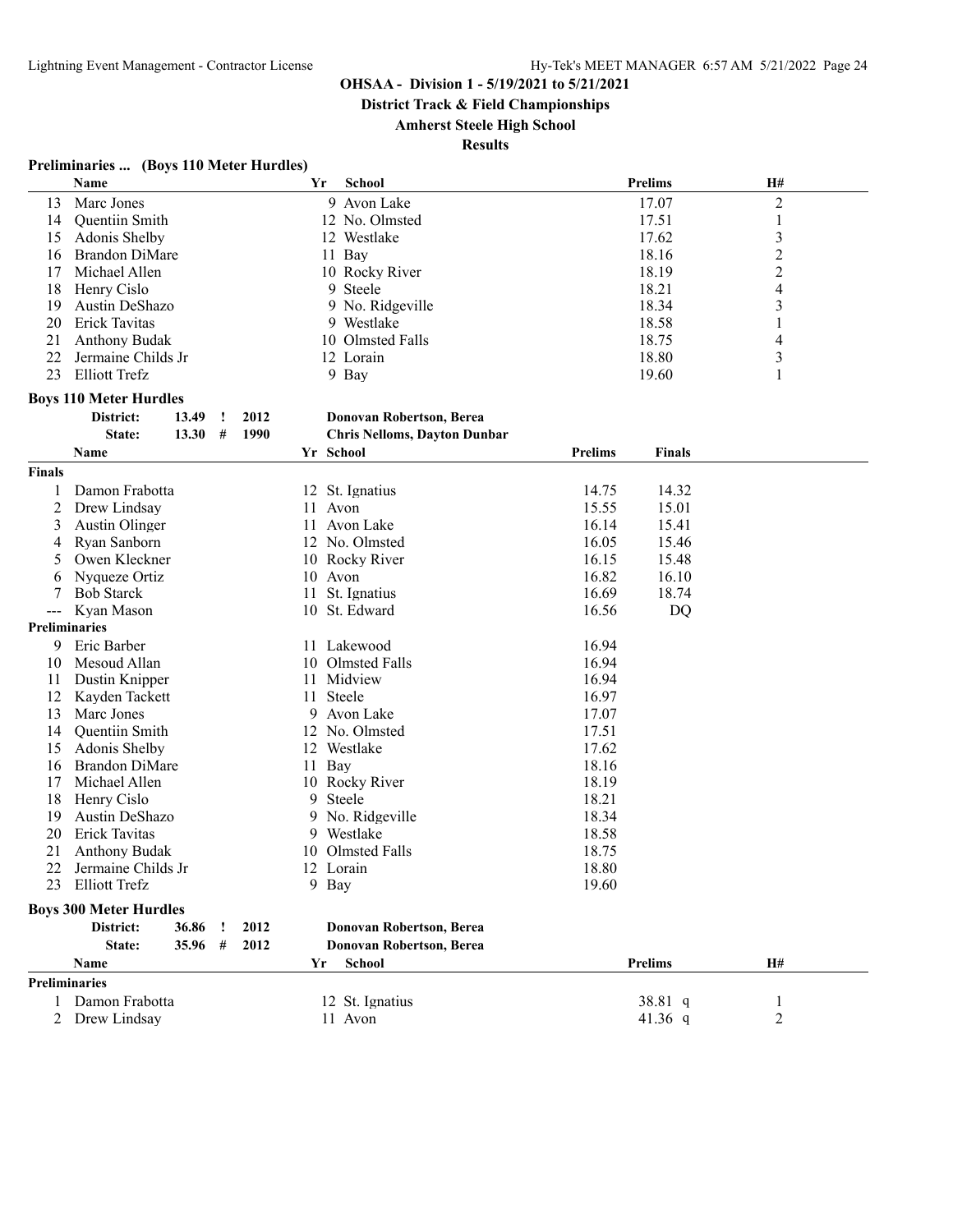**OHSAA - Division 1 - 5/19/2021 to 5/21/2021**

**District Track & Field Championships**

**Amherst Steele High School**

**Results**

### Preliminaries ... (Boys 110 Meter Hurdles)

| | Name | Yr | School | Prelims | H# |
|---|---|---|---|---|---|
| 13 | Marc Jones | 9 | Avon Lake | 17.07 | 2 |
| 14 | Quentiin Smith | 12 | No. Olmsted | 17.51 | 1 |
| 15 | Adonis Shelby | 12 | Westlake | 17.62 | 3 |
| 16 | Brandon DiMare | 11 | Bay | 18.16 | 2 |
| 17 | Michael Allen | 10 | Rocky River | 18.19 | 2 |
| 18 | Henry Cislo | 9 | Steele | 18.21 | 4 |
| 19 | Austin DeShazo | 9 | No. Ridgeville | 18.34 | 3 |
| 20 | Erick Tavitas | 9 | Westlake | 18.58 | 1 |
| 21 | Anthony Budak | 10 | Olmsted Falls | 18.75 | 4 |
| 22 | Jermaine Childs Jr | 12 | Lorain | 18.80 | 3 |
| 23 | Elliott Trefz | 9 | Bay | 19.60 | 1 |

### Boys 110 Meter Hurdles

District: 13.49 ! 2012 Donovan Robertson, Berea
State: 13.30 # 1990 Chris Nelloms, Dayton Dunbar

| | Name | Yr | School | Prelims | Finals |
|---|---|---|---|---|---|
| **Finals** | | | | | |
| 1 | Damon Frabotta | 12 | St. Ignatius | 14.75 | 14.32 |
| 2 | Drew Lindsay | 11 | Avon | 15.55 | 15.01 |
| 3 | Austin Olinger | 11 | Avon Lake | 16.14 | 15.41 |
| 4 | Ryan Sanborn | 12 | No. Olmsted | 16.05 | 15.46 |
| 5 | Owen Kleckner | 10 | Rocky River | 16.15 | 15.48 |
| 6 | Nyqueze Ortiz | 10 | Avon | 16.82 | 16.10 |
| 7 | Bob Starck | 11 | St. Ignatius | 16.69 | 18.74 |
| --- | Kyan Mason | 10 | St. Edward | 16.56 | DQ |
| **Preliminaries** | | | | | |
| 9 | Eric Barber | 11 | Lakewood | 16.94 | |
| 10 | Mesoud Allan | 10 | Olmsted Falls | 16.94 | |
| 11 | Dustin Knipper | 11 | Midview | 16.94 | |
| 12 | Kayden Tackett | 11 | Steele | 16.97 | |
| 13 | Marc Jones | 9 | Avon Lake | 17.07 | |
| 14 | Quentiin Smith | 12 | No. Olmsted | 17.51 | |
| 15 | Adonis Shelby | 12 | Westlake | 17.62 | |
| 16 | Brandon DiMare | 11 | Bay | 18.16 | |
| 17 | Michael Allen | 10 | Rocky River | 18.19 | |
| 18 | Henry Cislo | 9 | Steele | 18.21 | |
| 19 | Austin DeShazo | 9 | No. Ridgeville | 18.34 | |
| 20 | Erick Tavitas | 9 | Westlake | 18.58 | |
| 21 | Anthony Budak | 10 | Olmsted Falls | 18.75 | |
| 22 | Jermaine Childs Jr | 12 | Lorain | 18.80 | |
| 23 | Elliott Trefz | 9 | Bay | 19.60 | |

### Boys 300 Meter Hurdles

District: 36.86 ! 2012 Donovan Robertson, Berea
State: 35.96 # 2012 Donovan Robertson, Berea

| | Name | Yr | School | Prelims | H# |
|---|---|---|---|---|---|
| **Preliminaries** | | | | | |
| 1 | Damon Frabotta | 12 | St. Ignatius | 38.81 q | 1 |
| 2 | Drew Lindsay | 11 | Avon | 41.36 q | 2 |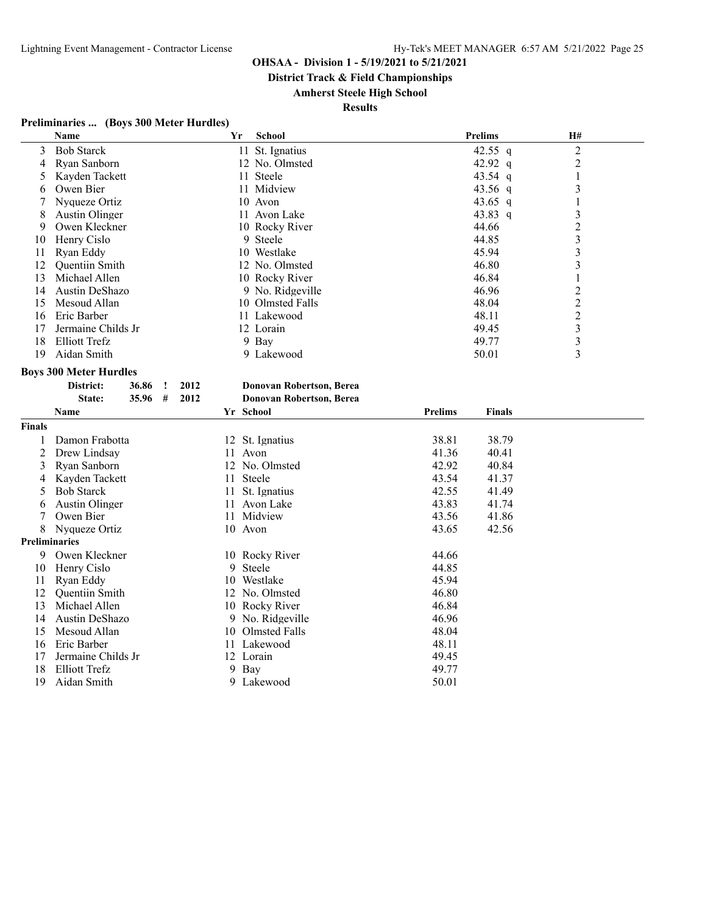**OHSAA - Division 1 - 5/19/2021 to 5/21/2021**

**District Track & Field Championships**

**Amherst Steele High School**

**Results**

### Preliminaries ... (Boys 300 Meter Hurdles)

| | Name | Yr | School | Prelims | H# |
|---|---|---|---|---|---|
| 3 | Bob Starck | 11 | St. Ignatius | 42.55 q | 2 |
| 4 | Ryan Sanborn | 12 | No. Olmsted | 42.92 q | 2 |
| 5 | Kayden Tackett | 11 | Steele | 43.54 q | 1 |
| 6 | Owen Bier | 11 | Midview | 43.56 q | 3 |
| 7 | Nyqueze Ortiz | 10 | Avon | 43.65 q | 1 |
| 8 | Austin Olinger | 11 | Avon Lake | 43.83 q | 3 |
| 9 | Owen Kleckner | 10 | Rocky River | 44.66 | 2 |
| 10 | Henry Cislo | 9 | Steele | 44.85 | 3 |
| 11 | Ryan Eddy | 10 | Westlake | 45.94 | 3 |
| 12 | Quentiin Smith | 12 | No. Olmsted | 46.80 | 3 |
| 13 | Michael Allen | 10 | Rocky River | 46.84 | 1 |
| 14 | Austin DeShazo | 9 | No. Ridgeville | 46.96 | 2 |
| 15 | Mesoud Allan | 10 | Olmsted Falls | 48.04 | 2 |
| 16 | Eric Barber | 11 | Lakewood | 48.11 | 2 |
| 17 | Jermaine Childs Jr | 12 | Lorain | 49.45 | 3 |
| 18 | Elliott Trefz | 9 | Bay | 49.77 | 3 |
| 19 | Aidan Smith | 9 | Lakewood | 50.01 | 3 |

### Boys 300 Meter Hurdles

District: 36.86 ! 2012 Donovan Robertson, Berea

State: 35.96 # 2012 Donovan Robertson, Berea

| | Name | Yr | School | Prelims | Finals |
|---|---|---|---|---|---|
| **Finals** | | | | | |
| 1 | Damon Frabotta | 12 | St. Ignatius | 38.81 | 38.79 |
| 2 | Drew Lindsay | 11 | Avon | 41.36 | 40.41 |
| 3 | Ryan Sanborn | 12 | No. Olmsted | 42.92 | 40.84 |
| 4 | Kayden Tackett | 11 | Steele | 43.54 | 41.37 |
| 5 | Bob Starck | 11 | St. Ignatius | 42.55 | 41.49 |
| 6 | Austin Olinger | 11 | Avon Lake | 43.83 | 41.74 |
| 7 | Owen Bier | 11 | Midview | 43.56 | 41.86 |
| 8 | Nyqueze Ortiz | 10 | Avon | 43.65 | 42.56 |
| **Preliminaries** | | | | | |
| 9 | Owen Kleckner | 10 | Rocky River | 44.66 | |
| 10 | Henry Cislo | 9 | Steele | 44.85 | |
| 11 | Ryan Eddy | 10 | Westlake | 45.94 | |
| 12 | Quentiin Smith | 12 | No. Olmsted | 46.80 | |
| 13 | Michael Allen | 10 | Rocky River | 46.84 | |
| 14 | Austin DeShazo | 9 | No. Ridgeville | 46.96 | |
| 15 | Mesoud Allan | 10 | Olmsted Falls | 48.04 | |
| 16 | Eric Barber | 11 | Lakewood | 48.11 | |
| 17 | Jermaine Childs Jr | 12 | Lorain | 49.45 | |
| 18 | Elliott Trefz | 9 | Bay | 49.77 | |
| 19 | Aidan Smith | 9 | Lakewood | 50.01 | |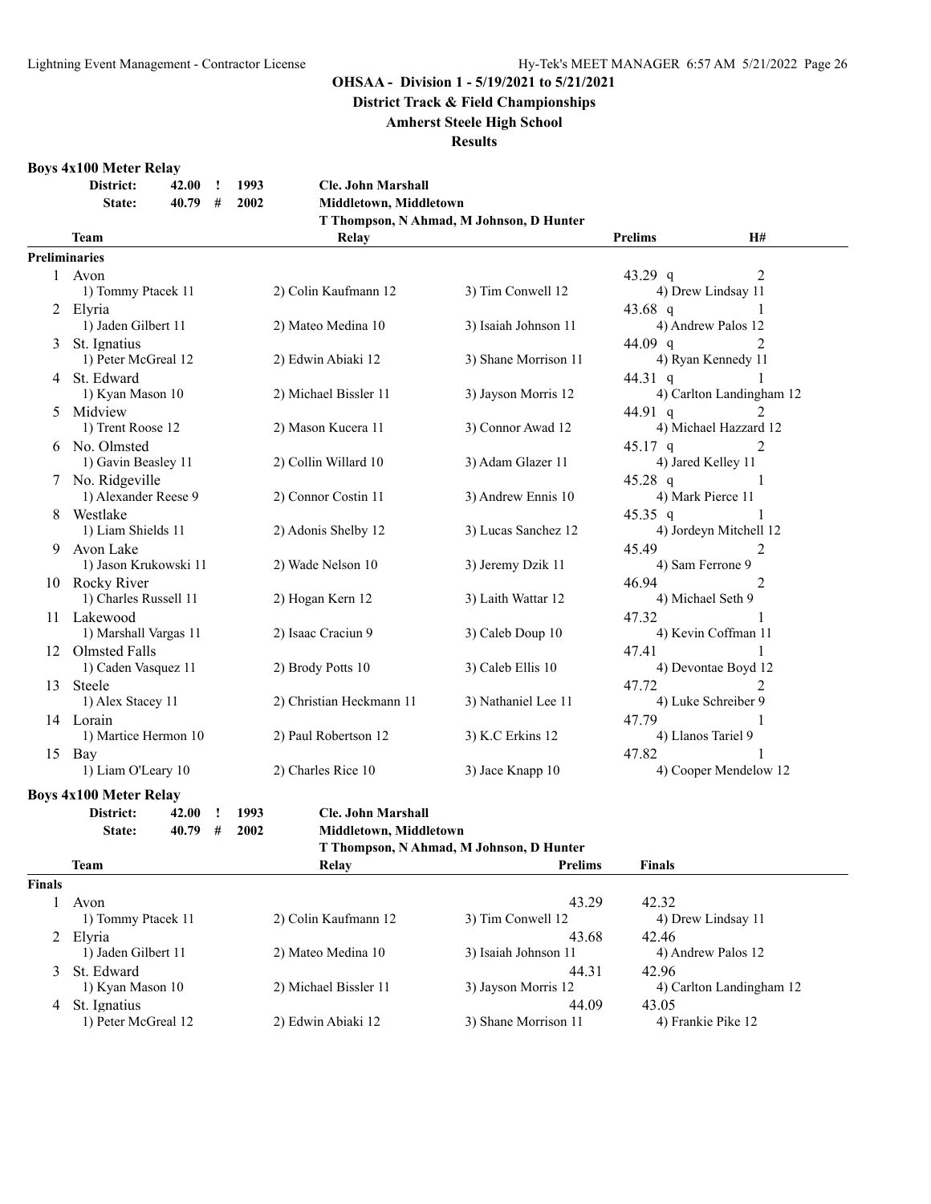**OHSAA - Division 1 - 5/19/2021 to 5/21/2021**

**District Track & Field Championships**

**Amherst Steele High School**

**Results**

### Boys 4x100 Meter Relay

| | | | | |
|---|---|---|---|---|
| **District:** | **42.00** | **!** | **1993** | **Cle. John Marshall** |
| **State:** | **40.79** | **#** | **2002** | **Middletown, Middletown** |
| | | | | **T Thompson, N Ahmad, M Johnson, D Hunter** |

**Preliminaries**

| | Team | Relay | | Prelims | H# |
|---|---|---|---|---|---|
| 1 | Avon | | | 43.29 q | 2 |
| | 1) Tommy Ptacek 11 | 2) Colin Kaufmann 12 | 3) Tim Conwell 12 | 4) Drew Lindsay 11 | |
| 2 | Elyria | | | 43.68 q | 1 |
| | 1) Jaden Gilbert 11 | 2) Mateo Medina 10 | 3) Isaiah Johnson 11 | 4) Andrew Palos 12 | |
| 3 | St. Ignatius | | | 44.09 q | 2 |
| | 1) Peter McGreal 12 | 2) Edwin Abiaki 12 | 3) Shane Morrison 11 | 4) Ryan Kennedy 11 | |
| 4 | St. Edward | | | 44.31 q | 1 |
| | 1) Kyan Mason 10 | 2) Michael Bissler 11 | 3) Jayson Morris 12 | 4) Carlton Landingham 12 | |
| 5 | Midview | | | 44.91 q | 2 |
| | 1) Trent Roose 12 | 2) Mason Kucera 11 | 3) Connor Awad 12 | 4) Michael Hazzard 12 | |
| 6 | No. Olmsted | | | 45.17 q | 2 |
| | 1) Gavin Beasley 11 | 2) Collin Willard 10 | 3) Adam Glazer 11 | 4) Jared Kelley 11 | |
| 7 | No. Ridgeville | | | 45.28 q | 1 |
| | 1) Alexander Reese 9 | 2) Connor Costin 11 | 3) Andrew Ennis 10 | 4) Mark Pierce 11 | |
| 8 | Westlake | | | 45.35 q | 1 |
| | 1) Liam Shields 11 | 2) Adonis Shelby 12 | 3) Lucas Sanchez 12 | 4) Jordeyn Mitchell 12 | |
| 9 | Avon Lake | | | 45.49 | 2 |
| | 1) Jason Krukowski 11 | 2) Wade Nelson 10 | 3) Jeremy Dzik 11 | 4) Sam Ferrone 9 | |
| 10 | Rocky River | | | 46.94 | 2 |
| | 1) Charles Russell 11 | 2) Hogan Kern 12 | 3) Laith Wattar 12 | 4) Michael Seth 9 | |
| 11 | Lakewood | | | 47.32 | 1 |
| | 1) Marshall Vargas 11 | 2) Isaac Craciun 9 | 3) Caleb Doup 10 | 4) Kevin Coffman 11 | |
| 12 | Olmsted Falls | | | 47.41 | 1 |
| | 1) Caden Vasquez 11 | 2) Brody Potts 10 | 3) Caleb Ellis 10 | 4) Devontae Boyd 12 | |
| 13 | Steele | | | 47.72 | 2 |
| | 1) Alex Stacey 11 | 2) Christian Heckmann 11 | 3) Nathaniel Lee 11 | 4) Luke Schreiber 9 | |
| 14 | Lorain | | | 47.79 | 1 |
| | 1) Martice Hermon 10 | 2) Paul Robertson 12 | 3) K.C Erkins 12 | 4) Llanos Tariel 9 | |
| 15 | Bay | | | 47.82 | 1 |
| | 1) Liam O'Leary 10 | 2) Charles Rice 10 | 3) Jace Knapp 10 | 4) Cooper Mendelow 12 | |

### Boys 4x100 Meter Relay

| | | | | |
|---|---|---|---|---|
| **District:** | **42.00** | **!** | **1993** | **Cle. John Marshall** |
| **State:** | **40.79** | **#** | **2002** | **Middletown, Middletown** |
| | | | | **T Thompson, N Ahmad, M Johnson, D Hunter** |

**Finals**

| | Team | Relay | Prelims | Finals |
|---|---|---|---|---|
| 1 | Avon | | 43.29 | 42.32 |
| | 1) Tommy Ptacek 11 | 2) Colin Kaufmann 12 | 3) Tim Conwell 12 | 4) Drew Lindsay 11 |
| 2 | Elyria | | 43.68 | 42.46 |
| | 1) Jaden Gilbert 11 | 2) Mateo Medina 10 | 3) Isaiah Johnson 11 | 4) Andrew Palos 12 |
| 3 | St. Edward | | 44.31 | 42.96 |
| | 1) Kyan Mason 10 | 2) Michael Bissler 11 | 3) Jayson Morris 12 | 4) Carlton Landingham 12 |
| 4 | St. Ignatius | | 44.09 | 43.05 |
| | 1) Peter McGreal 12 | 2) Edwin Abiaki 12 | 3) Shane Morrison 11 | 4) Frankie Pike 12 |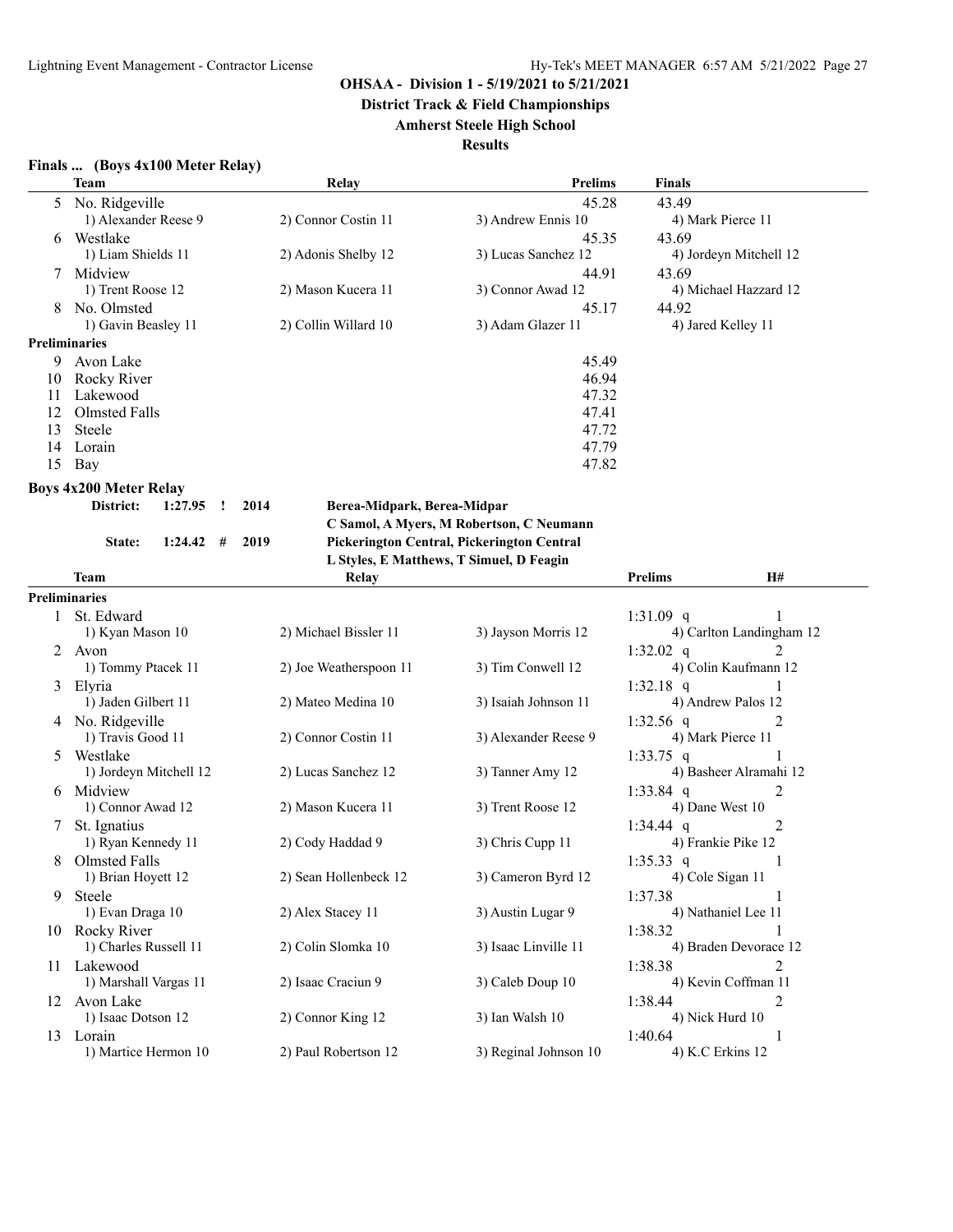## OHSAA - Division 1 - 5/19/2021 to 5/21/2021

### District Track & Field Championships

### Amherst Steele High School

### Results

**Finals ... (Boys 4x100 Meter Relay)**

| | Team | Relay | | Prelims | Finals |
|---|---|---|---|---|---|
| 5 | No. Ridgeville | | | 45.28 | 43.49 |
| | 1) Alexander Reese 9 | 2) Connor Costin 11 | 3) Andrew Ennis 10 | | 4) Mark Pierce 11 |
| 6 | Westlake | | | 45.35 | 43.69 |
| | 1) Liam Shields 11 | 2) Adonis Shelby 12 | 3) Lucas Sanchez 12 | | 4) Jordeyn Mitchell 12 |
| 7 | Midview | | | 44.91 | 43.69 |
| | 1) Trent Roose 12 | 2) Mason Kucera 11 | 3) Connor Awad 12 | | 4) Michael Hazzard 12 |
| 8 | No. Olmsted | | | 45.17 | 44.92 |
| | 1) Gavin Beasley 11 | 2) Collin Willard 10 | 3) Adam Glazer 11 | | 4) Jared Kelley 11 |

**Preliminaries**

| | Team | Prelims |
|---|---|---|
| 9 | Avon Lake | 45.49 |
| 10 | Rocky River | 46.94 |
| 11 | Lakewood | 47.32 |
| 12 | Olmsted Falls | 47.41 |
| 13 | Steele | 47.72 |
| 14 | Lorain | 47.79 |
| 15 | Bay | 47.82 |

**Boys 4x200 Meter Relay**

District: 1:27.95 ! 2014 Berea-Midpark, Berea-Midpar
C Samol, A Myers, M Robertson, C Neumann

State: 1:24.42 # 2019 Pickerington Central, Pickerington Central
L Styles, E Matthews, T Simuel, D Feagin

**Preliminaries**

| | Team | Relay | | Prelims | H# |
|---|---|---|---|---|---|
| 1 | St. Edward | | | 1:31.09 q | 1 |
| | 1) Kyan Mason 10 | 2) Michael Bissler 11 | 3) Jayson Morris 12 | 4) Carlton Landingham 12 | |
| 2 | Avon | | | 1:32.02 q | 2 |
| | 1) Tommy Ptacek 11 | 2) Joe Weatherspoon 11 | 3) Tim Conwell 12 | 4) Colin Kaufmann 12 | |
| 3 | Elyria | | | 1:32.18 q | 1 |
| | 1) Jaden Gilbert 11 | 2) Mateo Medina 10 | 3) Isaiah Johnson 11 | 4) Andrew Palos 12 | |
| 4 | No. Ridgeville | | | 1:32.56 q | 2 |
| | 1) Travis Good 11 | 2) Connor Costin 11 | 3) Alexander Reese 9 | 4) Mark Pierce 11 | |
| 5 | Westlake | | | 1:33.75 q | 1 |
| | 1) Jordeyn Mitchell 12 | 2) Lucas Sanchez 12 | 3) Tanner Amy 12 | 4) Basheer Alramahi 12 | |
| 6 | Midview | | | 1:33.84 q | 2 |
| | 1) Connor Awad 12 | 2) Mason Kucera 11 | 3) Trent Roose 12 | 4) Dane West 10 | |
| 7 | St. Ignatius | | | 1:34.44 q | 2 |
| | 1) Ryan Kennedy 11 | 2) Cody Haddad 9 | 3) Chris Cupp 11 | 4) Frankie Pike 12 | |
| 8 | Olmsted Falls | | | 1:35.33 q | 1 |
| | 1) Brian Hoyett 12 | 2) Sean Hollenbeck 12 | 3) Cameron Byrd 12 | 4) Cole Sigan 11 | |
| 9 | Steele | | | 1:37.38 | 1 |
| | 1) Evan Draga 10 | 2) Alex Stacey 11 | 3) Austin Lugar 9 | 4) Nathaniel Lee 11 | |
| 10 | Rocky River | | | 1:38.32 | 1 |
| | 1) Charles Russell 11 | 2) Colin Slomka 10 | 3) Isaac Linville 11 | 4) Braden Devorace 12 | |
| 11 | Lakewood | | | 1:38.38 | 2 |
| | 1) Marshall Vargas 11 | 2) Isaac Craciun 9 | 3) Caleb Doup 10 | 4) Kevin Coffman 11 | |
| 12 | Avon Lake | | | 1:38.44 | 2 |
| | 1) Isaac Dotson 12 | 2) Connor King 12 | 3) Ian Walsh 10 | 4) Nick Hurd 10 | |
| 13 | Lorain | | | 1:40.64 | 1 |
| | 1) Martice Hermon 10 | 2) Paul Robertson 12 | 3) Reginal Johnson 10 | 4) K.C Erkins 12 | |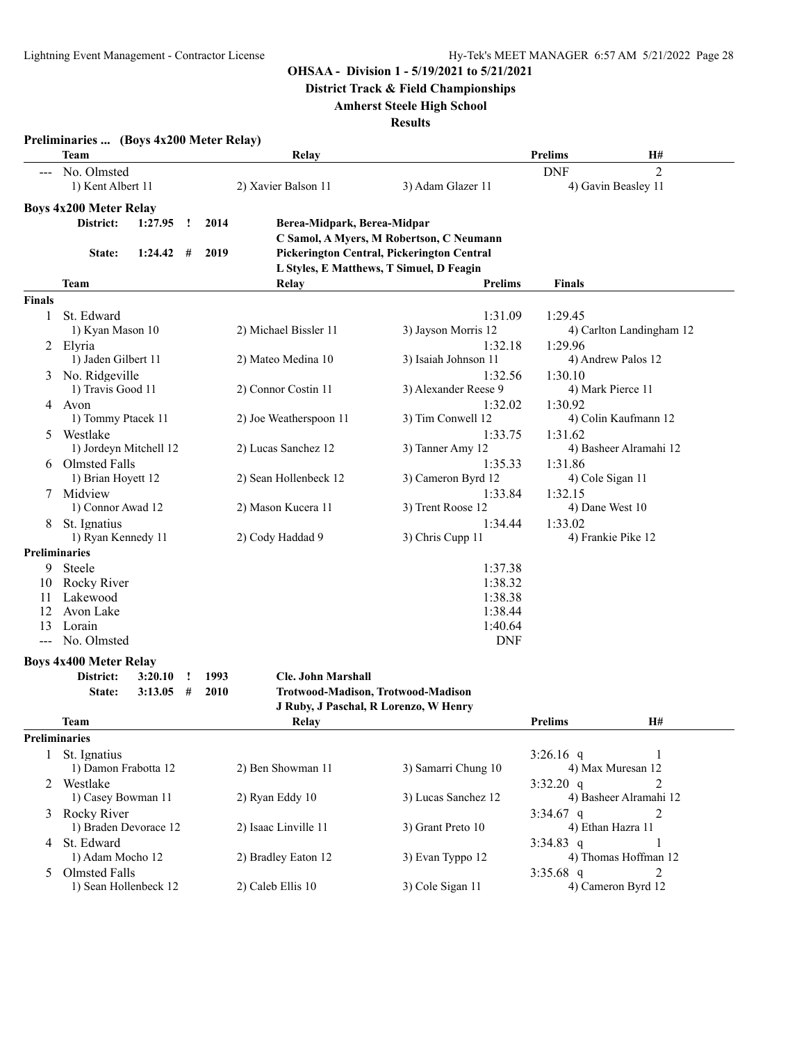**OHSAA - Division 1 - 5/19/2021 to 5/21/2021**

**District Track & Field Championships**

**Amherst Steele High School**

**Results**

### Preliminaries ... (Boys 4x200 Meter Relay)

| | Team | Relay | | Prelims | H# |
|---|---|---|---|---|---|
| --- | No. Olmsted | | | DNF | 2 |
| | 1) Kent Albert 11 | 2) Xavier Balson 11 | 3) Adam Glazer 11 | 4) Gavin Beasley 11 | |

### Boys 4x200 Meter Relay

| | | | | |
|---|---|---|---|---|
| District: | 1:27.95 ! | 2014 | Berea-Midpark, Berea-Midpar | C Samol, A Myers, M Robertson, C Neumann |
| State: | 1:24.42 # | 2019 | Pickerington Central, Pickerington Central | L Styles, E Matthews, T Simuel, D Feagin |

| | Team | Relay | | Prelims | Finals |
|---|---|---|---|---|---|
| **Finals** | | | | | |
| 1 | St. Edward | | | 1:31.09 | 1:29.45 |
| | 1) Kyan Mason 10 | 2) Michael Bissler 11 | 3) Jayson Morris 12 | 4) Carlton Landingham 12 | |
| 2 | Elyria | | | 1:32.18 | 1:29.96 |
| | 1) Jaden Gilbert 11 | 2) Mateo Medina 10 | 3) Isaiah Johnson 11 | 4) Andrew Palos 12 | |
| 3 | No. Ridgeville | | | 1:32.56 | 1:30.10 |
| | 1) Travis Good 11 | 2) Connor Costin 11 | 3) Alexander Reese 9 | 4) Mark Pierce 11 | |
| 4 | Avon | | | 1:32.02 | 1:30.92 |
| | 1) Tommy Ptacek 11 | 2) Joe Weatherspoon 11 | 3) Tim Conwell 12 | 4) Colin Kaufmann 12 | |
| 5 | Westlake | | | 1:33.75 | 1:31.62 |
| | 1) Jordeyn Mitchell 12 | 2) Lucas Sanchez 12 | 3) Tanner Amy 12 | 4) Basheer Alramahi 12 | |
| 6 | Olmsted Falls | | | 1:35.33 | 1:31.86 |
| | 1) Brian Hoyett 12 | 2) Sean Hollenbeck 12 | 3) Cameron Byrd 12 | 4) Cole Sigan 11 | |
| 7 | Midview | | | 1:33.84 | 1:32.15 |
| | 1) Connor Awad 12 | 2) Mason Kucera 11 | 3) Trent Roose 12 | 4) Dane West 10 | |
| 8 | St. Ignatius | | | 1:34.44 | 1:33.02 |
| | 1) Ryan Kennedy 11 | 2) Cody Haddad 9 | 3) Chris Cupp 11 | 4) Frankie Pike 12 | |
| **Preliminaries** | | | | | |
| 9 | Steele | | | 1:37.38 | |
| 10 | Rocky River | | | 1:38.32 | |
| 11 | Lakewood | | | 1:38.38 | |
| 12 | Avon Lake | | | 1:38.44 | |
| 13 | Lorain | | | 1:40.64 | |
| --- | No. Olmsted | | | DNF | |

### Boys 4x400 Meter Relay

| | | | | |
|---|---|---|---|---|
| District: | 3:20.10 ! | 1993 | Cle. John Marshall | |
| State: | 3:13.05 # | 2010 | Trotwood-Madison, Trotwood-Madison | J Ruby, J Paschal, R Lorenzo, W Henry |

| | Team | Relay | | Prelims | H# |
|---|---|---|---|---|---|
| **Preliminaries** | | | | | |
| 1 | St. Ignatius | | | 3:26.16 q | 1 |
| | 1) Damon Frabotta 12 | 2) Ben Showman 11 | 3) Samarri Chung 10 | 4) Max Muresan 12 | |
| 2 | Westlake | | | 3:32.20 q | 2 |
| | 1) Casey Bowman 11 | 2) Ryan Eddy 10 | 3) Lucas Sanchez 12 | 4) Basheer Alramahi 12 | |
| 3 | Rocky River | | | 3:34.67 q | 2 |
| | 1) Braden Devorace 12 | 2) Isaac Linville 11 | 3) Grant Preto 10 | 4) Ethan Hazra 11 | |
| 4 | St. Edward | | | 3:34.83 q | 1 |
| | 1) Adam Mocho 12 | 2) Bradley Eaton 12 | 3) Evan Typpo 12 | 4) Thomas Hoffman 12 | |
| 5 | Olmsted Falls | | | 3:35.68 q | 2 |
| | 1) Sean Hollenbeck 12 | 2) Caleb Ellis 10 | 3) Cole Sigan 11 | 4) Cameron Byrd 12 | |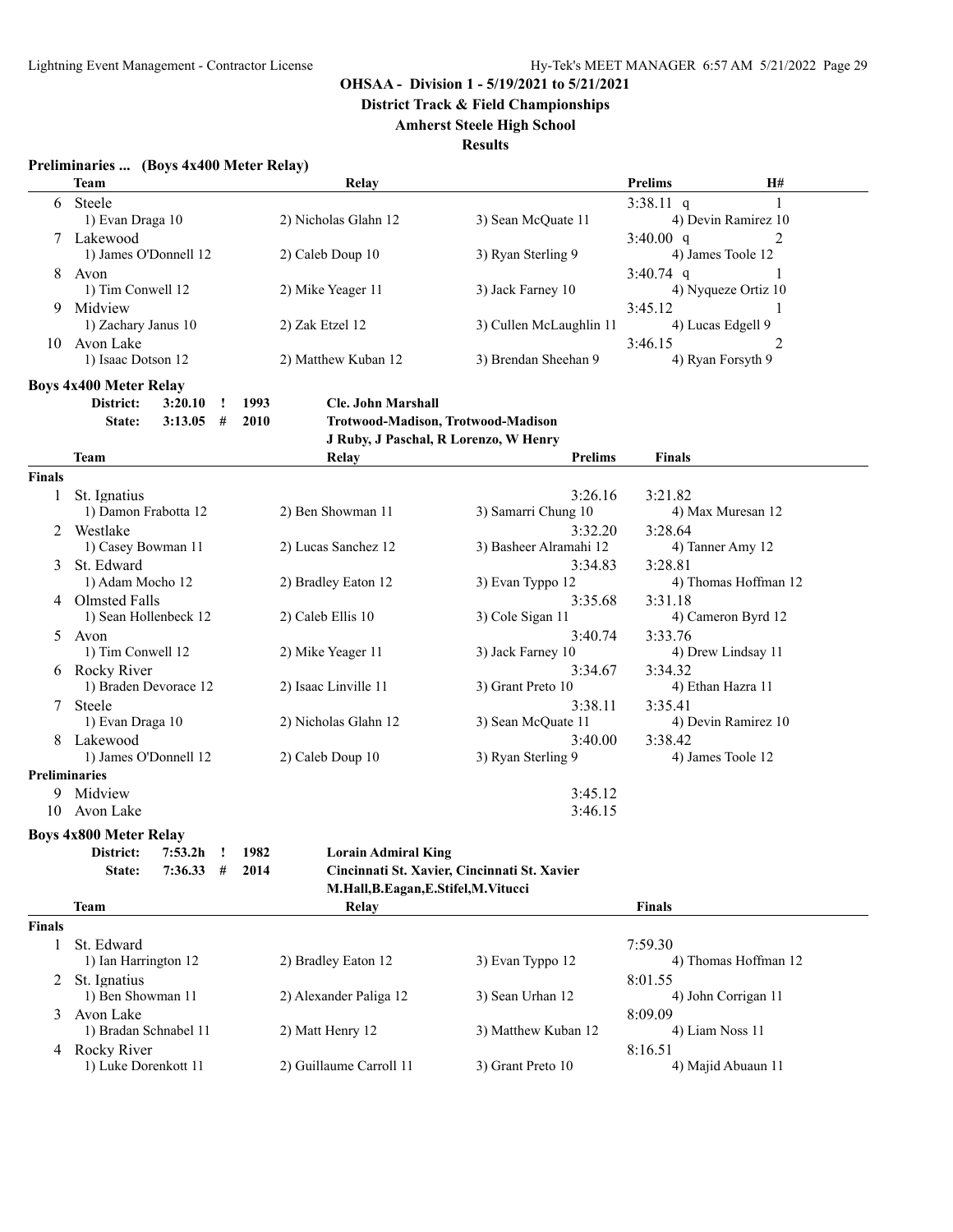**OHSAA - Division 1 - 5/19/2021 to 5/21/2021**

**District Track & Field Championships**

**Amherst Steele High School**

**Results**

### Preliminaries ... (Boys 4x400 Meter Relay)

| | Team | Relay | | Prelims | H# |
|---|---|---|---|---|---|
| 6 | Steele | | | 3:38.11 q | 1 |
| | 1) Evan Draga 10 | 2) Nicholas Glahn 12 | 3) Sean McQuate 11 | 4) Devin Ramirez 10 | |
| 7 | Lakewood | | | 3:40.00 q | 2 |
| | 1) James O'Donnell 12 | 2) Caleb Doup 10 | 3) Ryan Sterling 9 | 4) James Toole 12 | |
| 8 | Avon | | | 3:40.74 q | 1 |
| | 1) Tim Conwell 12 | 2) Mike Yeager 11 | 3) Jack Farney 10 | 4) Nyqueze Ortiz 10 | |
| 9 | Midview | | | 3:45.12 | 1 |
| | 1) Zachary Janus 10 | 2) Zak Etzel 12 | 3) Cullen McLaughlin 11 | 4) Lucas Edgell 9 | |
| 10 | Avon Lake | | | 3:46.15 | 2 |
| | 1) Isaac Dotson 12 | 2) Matthew Kuban 12 | 3) Brendan Sheehan 9 | 4) Ryan Forsyth 9 | |

### Boys 4x400 Meter Relay

District: 3:20.10 ! 1993 Cle. John Marshall
State: 3:13.05 # 2010 Trotwood-Madison, Trotwood-Madison
J Ruby, J Paschal, R Lorenzo, W Henry

| | Team | Relay | | Prelims | Finals |
|---|---|---|---|---|---|
| **Finals** | | | | | |
| 1 | St. Ignatius | | | 3:26.16 | 3:21.82 |
| | 1) Damon Frabotta 12 | 2) Ben Showman 11 | 3) Samarri Chung 10 | | 4) Max Muresan 12 |
| 2 | Westlake | | | 3:32.20 | 3:28.64 |
| | 1) Casey Bowman 11 | 2) Lucas Sanchez 12 | 3) Basheer Alramahi 12 | | 4) Tanner Amy 12 |
| 3 | St. Edward | | | 3:34.83 | 3:28.81 |
| | 1) Adam Mocho 12 | 2) Bradley Eaton 12 | 3) Evan Typpo 12 | | 4) Thomas Hoffman 12 |
| 4 | Olmsted Falls | | | 3:35.68 | 3:31.18 |
| | 1) Sean Hollenbeck 12 | 2) Caleb Ellis 10 | 3) Cole Sigan 11 | | 4) Cameron Byrd 12 |
| 5 | Avon | | | 3:40.74 | 3:33.76 |
| | 1) Tim Conwell 12 | 2) Mike Yeager 11 | 3) Jack Farney 10 | | 4) Drew Lindsay 11 |
| 6 | Rocky River | | | 3:34.67 | 3:34.32 |
| | 1) Braden Devorace 12 | 2) Isaac Linville 11 | 3) Grant Preto 10 | | 4) Ethan Hazra 11 |
| 7 | Steele | | | 3:38.11 | 3:35.41 |
| | 1) Evan Draga 10 | 2) Nicholas Glahn 12 | 3) Sean McQuate 11 | | 4) Devin Ramirez 10 |
| 8 | Lakewood | | | 3:40.00 | 3:38.42 |
| | 1) James O'Donnell 12 | 2) Caleb Doup 10 | 3) Ryan Sterling 9 | | 4) James Toole 12 |
| **Preliminaries** | | | | | |
| 9 | Midview | | | 3:45.12 | |
| 10 | Avon Lake | | | 3:46.15 | |

### Boys 4x800 Meter Relay

District: 7:53.2h ! 1982 Lorain Admiral King
State: 7:36.33 # 2014 Cincinnati St. Xavier, Cincinnati St. Xavier
M.Hall,B.Eagan,E.Stifel,M.Vitucci

| | Team | Relay | | Finals |
|---|---|---|---|---|
| **Finals** | | | | |
| 1 | St. Edward | | | 7:59.30 |
| | 1) Ian Harrington 12 | 2) Bradley Eaton 12 | 3) Evan Typpo 12 | 4) Thomas Hoffman 12 |
| 2 | St. Ignatius | | | 8:01.55 |
| | 1) Ben Showman 11 | 2) Alexander Paliga 12 | 3) Sean Urhan 12 | 4) John Corrigan 11 |
| 3 | Avon Lake | | | 8:09.09 |
| | 1) Bradan Schnabel 11 | 2) Matt Henry 12 | 3) Matthew Kuban 12 | 4) Liam Noss 11 |
| 4 | Rocky River | | | 8:16.51 |
| | 1) Luke Dorenkott 11 | 2) Guillaume Carroll 11 | 3) Grant Preto 10 | 4) Majid Abuaun 11 |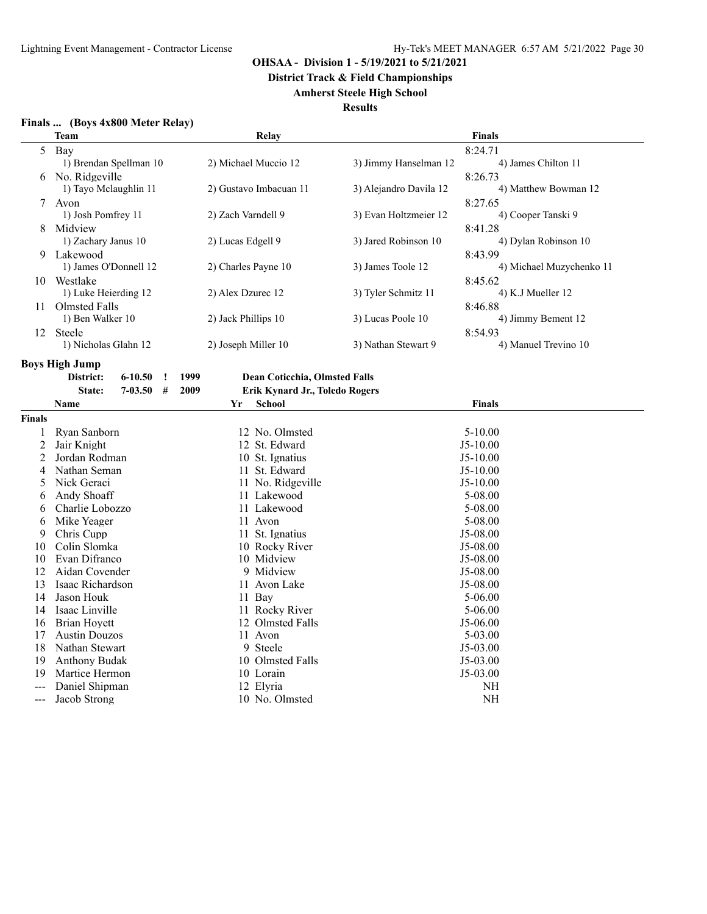**OHSAA - Division 1 - 5/19/2021 to 5/21/2021**

**District Track & Field Championships**

**Amherst Steele High School**

**Results**

### Finals ... (Boys 4x800 Meter Relay)

| | Team | Relay | | | Finals |
|---|---|---|---|---|---|
| 5 | Bay | | | | 8:24.71 |
| | 1) Brendan Spellman 10 | 2) Michael Muccio 12 | 3) Jimmy Hanselman 12 | 4) James Chilton 11 | |
| 6 | No. Ridgeville | | | | 8:26.73 |
| | 1) Tayo Mclaughlin 11 | 2) Gustavo Imbacuan 11 | 3) Alejandro Davila 12 | 4) Matthew Bowman 12 | |
| 7 | Avon | | | | 8:27.65 |
| | 1) Josh Pomfrey 11 | 2) Zach Varndell 9 | 3) Evan Holtzmeier 12 | 4) Cooper Tanski 9 | |
| 8 | Midview | | | | 8:41.28 |
| | 1) Zachary Janus 10 | 2) Lucas Edgell 9 | 3) Jared Robinson 10 | 4) Dylan Robinson 10 | |
| 9 | Lakewood | | | | 8:43.99 |
| | 1) James O'Donnell 12 | 2) Charles Payne 10 | 3) James Toole 12 | 4) Michael Muzychenko 11 | |
| 10 | Westlake | | | | 8:45.62 |
| | 1) Luke Heierding 12 | 2) Alex Dzurec 12 | 3) Tyler Schmitz 11 | 4) K.J Mueller 12 | |
| 11 | Olmsted Falls | | | | 8:46.88 |
| | 1) Ben Walker 10 | 2) Jack Phillips 10 | 3) Lucas Poole 10 | 4) Jimmy Bement 12 | |
| 12 | Steele | | | | 8:54.93 |
| | 1) Nicholas Glahn 12 | 2) Joseph Miller 10 | 3) Nathan Stewart 9 | 4) Manuel Trevino 10 | |

### Boys High Jump

District: 6-10.50 ! 1999 Dean Coticchia, Olmsted Falls
State: 7-03.50 # 2009 Erik Kynard Jr., Toledo Rogers

| | Name | Yr | School | Finals |
|---|---|---|---|---|
| **Finals** | | | | |
| 1 | Ryan Sanborn | 12 | No. Olmsted | 5-10.00 |
| 2 | Jair Knight | 12 | St. Edward | J5-10.00 |
| 2 | Jordan Rodman | 10 | St. Ignatius | J5-10.00 |
| 4 | Nathan Seman | 11 | St. Edward | J5-10.00 |
| 5 | Nick Geraci | 11 | No. Ridgeville | J5-10.00 |
| 6 | Andy Shoaff | 11 | Lakewood | 5-08.00 |
| 6 | Charlie Lobozzo | 11 | Lakewood | 5-08.00 |
| 6 | Mike Yeager | 11 | Avon | 5-08.00 |
| 9 | Chris Cupp | 11 | St. Ignatius | J5-08.00 |
| 10 | Colin Slomka | 10 | Rocky River | J5-08.00 |
| 10 | Evan Difranco | 10 | Midview | J5-08.00 |
| 12 | Aidan Covender | 9 | Midview | J5-08.00 |
| 13 | Isaac Richardson | 11 | Avon Lake | J5-08.00 |
| 14 | Jason Houk | 11 | Bay | 5-06.00 |
| 14 | Isaac Linville | 11 | Rocky River | 5-06.00 |
| 16 | Brian Hoyett | 12 | Olmsted Falls | J5-06.00 |
| 17 | Austin Douzos | 11 | Avon | 5-03.00 |
| 18 | Nathan Stewart | 9 | Steele | J5-03.00 |
| 19 | Anthony Budak | 10 | Olmsted Falls | J5-03.00 |
| 19 | Martice Hermon | 10 | Lorain | J5-03.00 |
| --- | Daniel Shipman | 12 | Elyria | NH |
| --- | Jacob Strong | 10 | No. Olmsted | NH |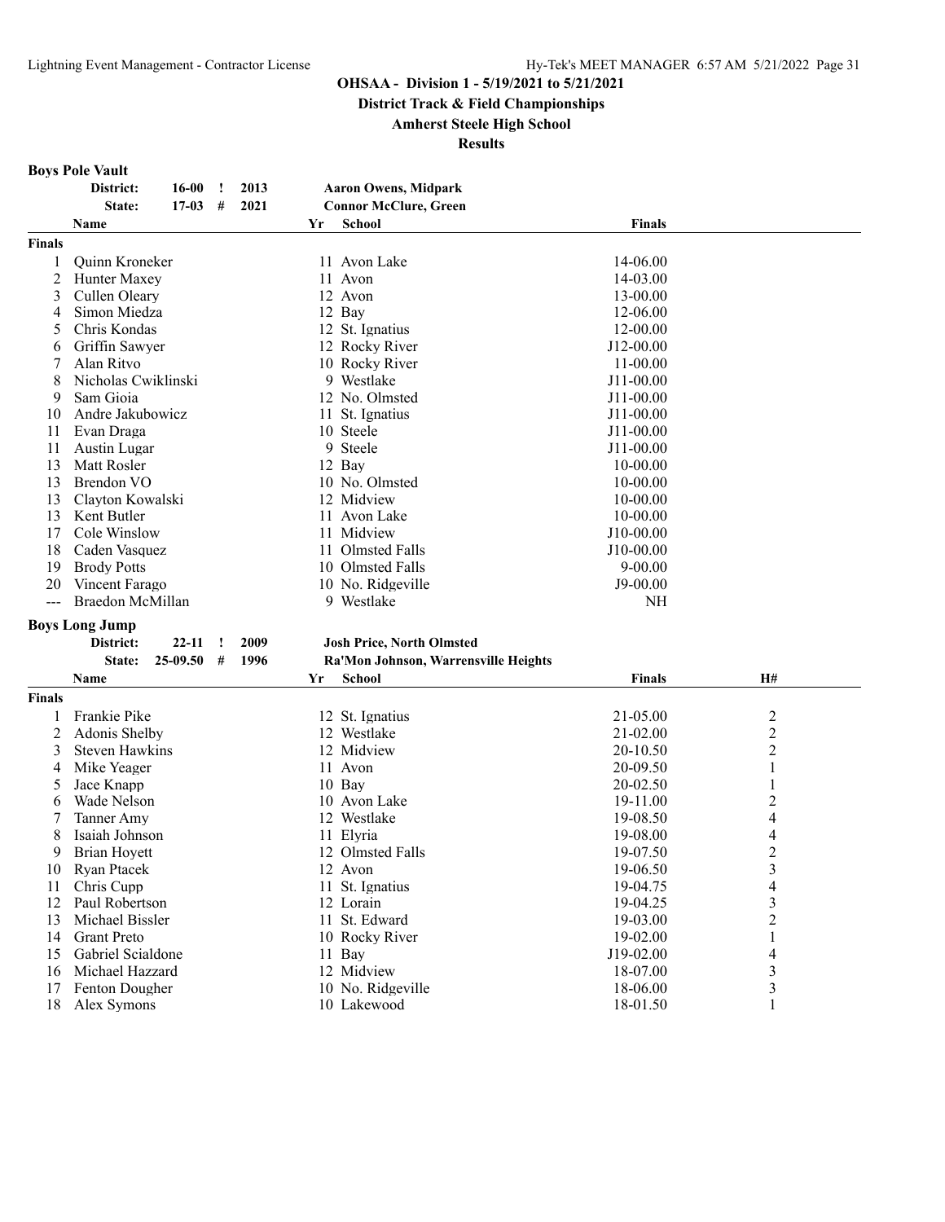**OHSAA - Division 1 - 5/19/2021 to 5/21/2021**

**District Track & Field Championships**

**Amherst Steele High School**

**Results**

**Boys Pole Vault**

| | | | | |
|---|---|---|---|---|
| District: | 16-00 | ! | 2013 | Aaron Owens, Midpark |
| State: | 17-03 | # | 2021 | Connor McClure, Green |

| | Name | Yr | School | Finals |
|---|---|---|---|---|
| **Finals** | | | | |
| 1 | Quinn Kroneker | 11 | Avon Lake | 14-06.00 |
| 2 | Hunter Maxey | 11 | Avon | 14-03.00 |
| 3 | Cullen Oleary | 12 | Avon | 13-00.00 |
| 4 | Simon Miedza | 12 | Bay | 12-06.00 |
| 5 | Chris Kondas | 12 | St. Ignatius | 12-00.00 |
| 6 | Griffin Sawyer | 12 | Rocky River | J12-00.00 |
| 7 | Alan Ritvo | 10 | Rocky River | 11-00.00 |
| 8 | Nicholas Cwiklinski | 9 | Westlake | J11-00.00 |
| 9 | Sam Gioia | 12 | No. Olmsted | J11-00.00 |
| 10 | Andre Jakubowicz | 11 | St. Ignatius | J11-00.00 |
| 11 | Evan Draga | 10 | Steele | J11-00.00 |
| 11 | Austin Lugar | 9 | Steele | J11-00.00 |
| 13 | Matt Rosler | 12 | Bay | 10-00.00 |
| 13 | Brendon VO | 10 | No. Olmsted | 10-00.00 |
| 13 | Clayton Kowalski | 12 | Midview | 10-00.00 |
| 13 | Kent Butler | 11 | Avon Lake | 10-00.00 |
| 17 | Cole Winslow | 11 | Midview | J10-00.00 |
| 18 | Caden Vasquez | 11 | Olmsted Falls | J10-00.00 |
| 19 | Brody Potts | 10 | Olmsted Falls | 9-00.00 |
| 20 | Vincent Farago | 10 | No. Ridgeville | J9-00.00 |
| --- | Braedon McMillan | 9 | Westlake | NH |

**Boys Long Jump**

| | | | | |
|---|---|---|---|---|
| District: | 22-11 | ! | 2009 | Josh Price, North Olmsted |
| State: | 25-09.50 | # | 1996 | Ra'Mon Johnson, Warrensville Heights |

| | Name | Yr | School | Finals | H# |
|---|---|---|---|---|---|
| **Finals** | | | | | |
| 1 | Frankie Pike | 12 | St. Ignatius | 21-05.00 | 2 |
| 2 | Adonis Shelby | 12 | Westlake | 21-02.00 | 2 |
| 3 | Steven Hawkins | 12 | Midview | 20-10.50 | 2 |
| 4 | Mike Yeager | 11 | Avon | 20-09.50 | 1 |
| 5 | Jace Knapp | 10 | Bay | 20-02.50 | 1 |
| 6 | Wade Nelson | 10 | Avon Lake | 19-11.00 | 2 |
| 7 | Tanner Amy | 12 | Westlake | 19-08.50 | 4 |
| 8 | Isaiah Johnson | 11 | Elyria | 19-08.00 | 4 |
| 9 | Brian Hoyett | 12 | Olmsted Falls | 19-07.50 | 2 |
| 10 | Ryan Ptacek | 12 | Avon | 19-06.50 | 3 |
| 11 | Chris Cupp | 11 | St. Ignatius | 19-04.75 | 4 |
| 12 | Paul Robertson | 12 | Lorain | 19-04.25 | 3 |
| 13 | Michael Bissler | 11 | St. Edward | 19-03.00 | 2 |
| 14 | Grant Preto | 10 | Rocky River | 19-02.00 | 1 |
| 15 | Gabriel Scialdone | 11 | Bay | J19-02.00 | 4 |
| 16 | Michael Hazzard | 12 | Midview | 18-07.00 | 3 |
| 17 | Fenton Dougher | 10 | No. Ridgeville | 18-06.00 | 3 |
| 18 | Alex Symons | 10 | Lakewood | 18-01.50 | 1 |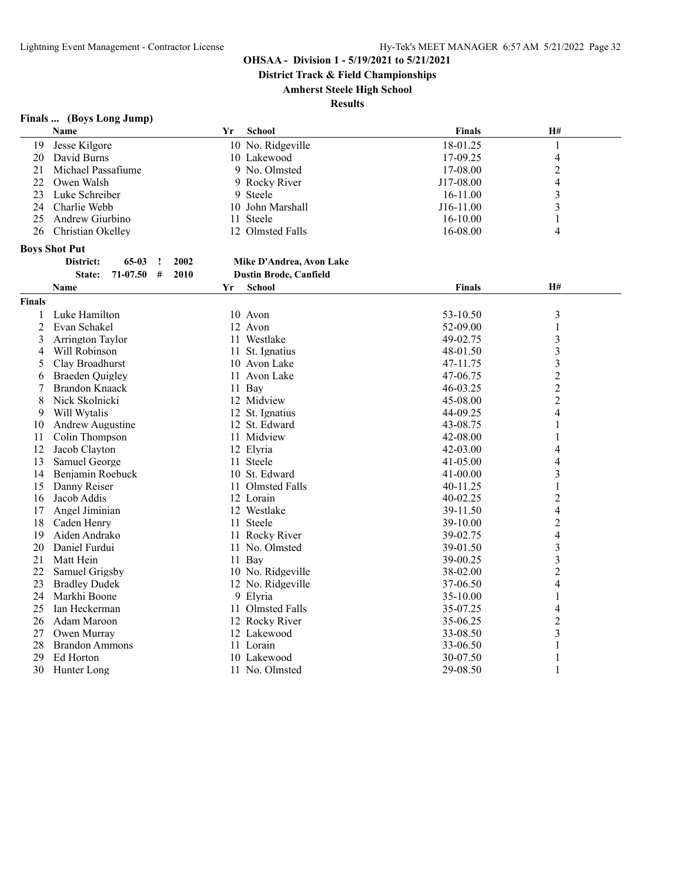**OHSAA - Division 1 - 5/19/2021 to 5/21/2021**

**District Track & Field Championships**

**Amherst Steele High School**

**Results**

### Finals ... (Boys Long Jump)

| | Name | Yr | School | Finals | H# |
|---|---|---|---|---|---|
| 19 | Jesse Kilgore | 10 | No. Ridgeville | 18-01.25 | 1 |
| 20 | David Burns | 10 | Lakewood | 17-09.25 | 4 |
| 21 | Michael Passafiume | 9 | No. Olmsted | 17-08.00 | 2 |
| 22 | Owen Walsh | 9 | Rocky River | J17-08.00 | 4 |
| 23 | Luke Schreiber | 9 | Steele | 16-11.00 | 3 |
| 24 | Charlie Webb | 10 | John Marshall | J16-11.00 | 3 |
| 25 | Andrew Giurbino | 11 | Steele | 16-10.00 | 1 |
| 26 | Christian Okelley | 12 | Olmsted Falls | 16-08.00 | 4 |

### Boys Shot Put

District: 65-03 ! 2002 Mike D'Andrea, Avon Lake
State: 71-07.50 # 2010 Dustin Brode, Canfield

**Finals**

| | Name | Yr | School | Finals | H# |
|---|---|---|---|---|---|
| 1 | Luke Hamilton | 10 | Avon | 53-10.50 | 3 |
| 2 | Evan Schakel | 12 | Avon | 52-09.00 | 1 |
| 3 | Arrington Taylor | 11 | Westlake | 49-02.75 | 3 |
| 4 | Will Robinson | 11 | St. Ignatius | 48-01.50 | 3 |
| 5 | Clay Broadhurst | 10 | Avon Lake | 47-11.75 | 3 |
| 6 | Braeden Quigley | 11 | Avon Lake | 47-06.75 | 2 |
| 7 | Brandon Knaack | 11 | Bay | 46-03.25 | 2 |
| 8 | Nick Skolnicki | 12 | Midview | 45-08.00 | 2 |
| 9 | Will Wytalis | 12 | St. Ignatius | 44-09.25 | 4 |
| 10 | Andrew Augustine | 12 | St. Edward | 43-08.75 | 1 |
| 11 | Colin Thompson | 11 | Midview | 42-08.00 | 1 |
| 12 | Jacob Clayton | 12 | Elyria | 42-03.00 | 4 |
| 13 | Samuel George | 11 | Steele | 41-05.00 | 4 |
| 14 | Benjamin Roebuck | 10 | St. Edward | 41-00.00 | 3 |
| 15 | Danny Reiser | 11 | Olmsted Falls | 40-11.25 | 1 |
| 16 | Jacob Addis | 12 | Lorain | 40-02.25 | 2 |
| 17 | Angel Jiminian | 12 | Westlake | 39-11.50 | 4 |
| 18 | Caden Henry | 11 | Steele | 39-10.00 | 2 |
| 19 | Aiden Andrako | 11 | Rocky River | 39-02.75 | 4 |
| 20 | Daniel Furdui | 11 | No. Olmsted | 39-01.50 | 3 |
| 21 | Matt Hein | 11 | Bay | 39-00.25 | 3 |
| 22 | Samuel Grigsby | 10 | No. Ridgeville | 38-02.00 | 2 |
| 23 | Bradley Dudek | 12 | No. Ridgeville | 37-06.50 | 4 |
| 24 | Markhi Boone | 9 | Elyria | 35-10.00 | 1 |
| 25 | Ian Heckerman | 11 | Olmsted Falls | 35-07.25 | 4 |
| 26 | Adam Maroon | 12 | Rocky River | 35-06.25 | 2 |
| 27 | Owen Murray | 12 | Lakewood | 33-08.50 | 3 |
| 28 | Brandon Ammons | 11 | Lorain | 33-06.50 | 1 |
| 29 | Ed Horton | 10 | Lakewood | 30-07.50 | 1 |
| 30 | Hunter Long | 11 | No. Olmsted | 29-08.50 | 1 |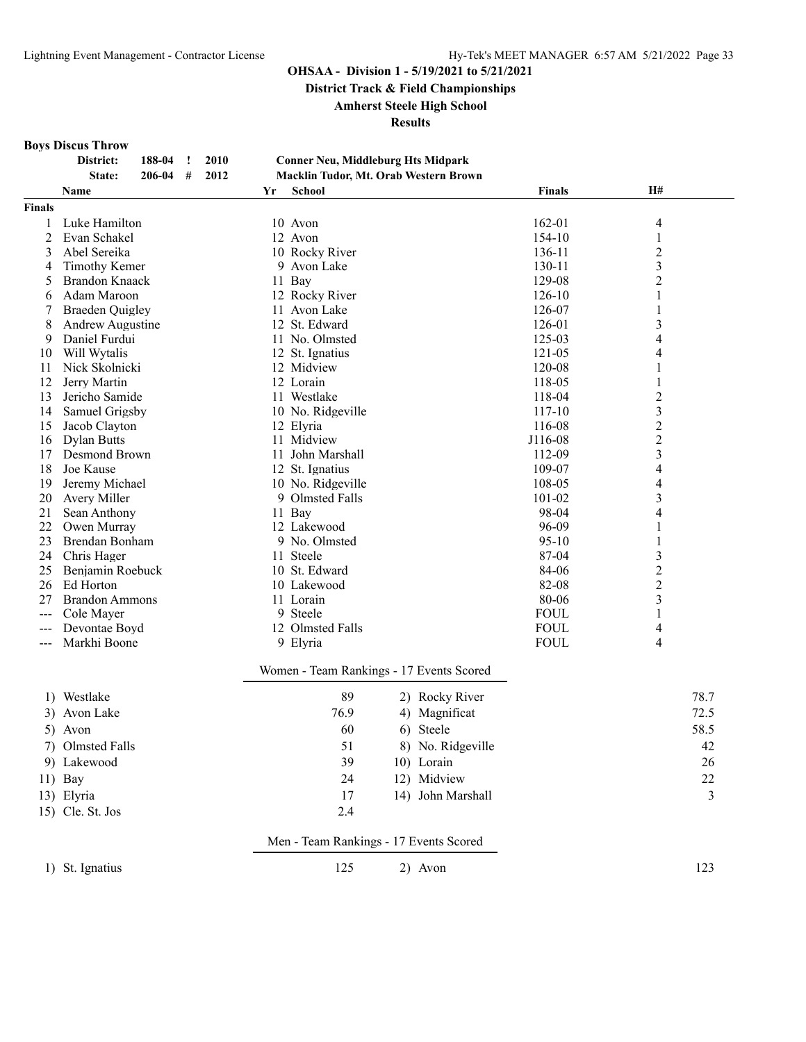**OHSAA - Division 1 - 5/19/2021 to 5/21/2021**

**District Track & Field Championships**

**Amherst Steele High School**

**Results**

### Boys Discus Throw

| | | | | |
|---|---|---|---|---|
| District: | 188-04 | ! | 2010 | Conner Neu, Middleburg Hts Midpark |
| State: | 206-04 | # | 2012 | Macklin Tudor, Mt. Orab Western Brown |

| | Name | Yr | School | Finals | H# |
|---|---|---|---|---|---|
| **Finals** | | | | | |
| 1 | Luke Hamilton | 10 | Avon | 162-01 | 4 |
| 2 | Evan Schakel | 12 | Avon | 154-10 | 1 |
| 3 | Abel Sereika | 10 | Rocky River | 136-11 | 2 |
| 4 | Timothy Kemer | 9 | Avon Lake | 130-11 | 3 |
| 5 | Brandon Knaack | 11 | Bay | 129-08 | 2 |
| 6 | Adam Maroon | 12 | Rocky River | 126-10 | 1 |
| 7 | Braeden Quigley | 11 | Avon Lake | 126-07 | 1 |
| 8 | Andrew Augustine | 12 | St. Edward | 126-01 | 3 |
| 9 | Daniel Furdui | 11 | No. Olmsted | 125-03 | 4 |
| 10 | Will Wytalis | 12 | St. Ignatius | 121-05 | 4 |
| 11 | Nick Skolnicki | 12 | Midview | 120-08 | 1 |
| 12 | Jerry Martin | 12 | Lorain | 118-05 | 1 |
| 13 | Jericho Samide | 11 | Westlake | 118-04 | 2 |
| 14 | Samuel Grigsby | 10 | No. Ridgeville | 117-10 | 3 |
| 15 | Jacob Clayton | 12 | Elyria | 116-08 | 2 |
| 16 | Dylan Butts | 11 | Midview | J116-08 | 2 |
| 17 | Desmond Brown | 11 | John Marshall | 112-09 | 3 |
| 18 | Joe Kause | 12 | St. Ignatius | 109-07 | 4 |
| 19 | Jeremy Michael | 10 | No. Ridgeville | 108-05 | 4 |
| 20 | Avery Miller | 9 | Olmsted Falls | 101-02 | 3 |
| 21 | Sean Anthony | 11 | Bay | 98-04 | 4 |
| 22 | Owen Murray | 12 | Lakewood | 96-09 | 1 |
| 23 | Brendan Bonham | 9 | No. Olmsted | 95-10 | 1 |
| 24 | Chris Hager | 11 | Steele | 87-04 | 3 |
| 25 | Benjamin Roebuck | 10 | St. Edward | 84-06 | 2 |
| 26 | Ed Horton | 10 | Lakewood | 82-08 | 2 |
| 27 | Brandon Ammons | 11 | Lorain | 80-06 | 3 |
| --- | Cole Mayer | 9 | Steele | FOUL | 1 |
| --- | Devontae Boyd | 12 | Olmsted Falls | FOUL | 4 |
| --- | Markhi Boone | 9 | Elyria | FOUL | 4 |

### Women - Team Rankings - 17 Events Scored

| | Team | Points | | Team | Points |
|---|---|---|---|---|---|
| 1) | Westlake | 89 | 2) | Rocky River | 78.7 |
| 3) | Avon Lake | 76.9 | 4) | Magnificat | 72.5 |
| 5) | Avon | 60 | 6) | Steele | 58.5 |
| 7) | Olmsted Falls | 51 | 8) | No. Ridgeville | 42 |
| 9) | Lakewood | 39 | 10) | Lorain | 26 |
| 11) | Bay | 24 | 12) | Midview | 22 |
| 13) | Elyria | 17 | 14) | John Marshall | 3 |
| 15) | Cle. St. Jos | 2.4 | | | |

### Men - Team Rankings - 17 Events Scored

| | Team | Points | | Team | Points |
|---|---|---|---|---|---|
| 1) | St. Ignatius | 125 | 2) | Avon | 123 |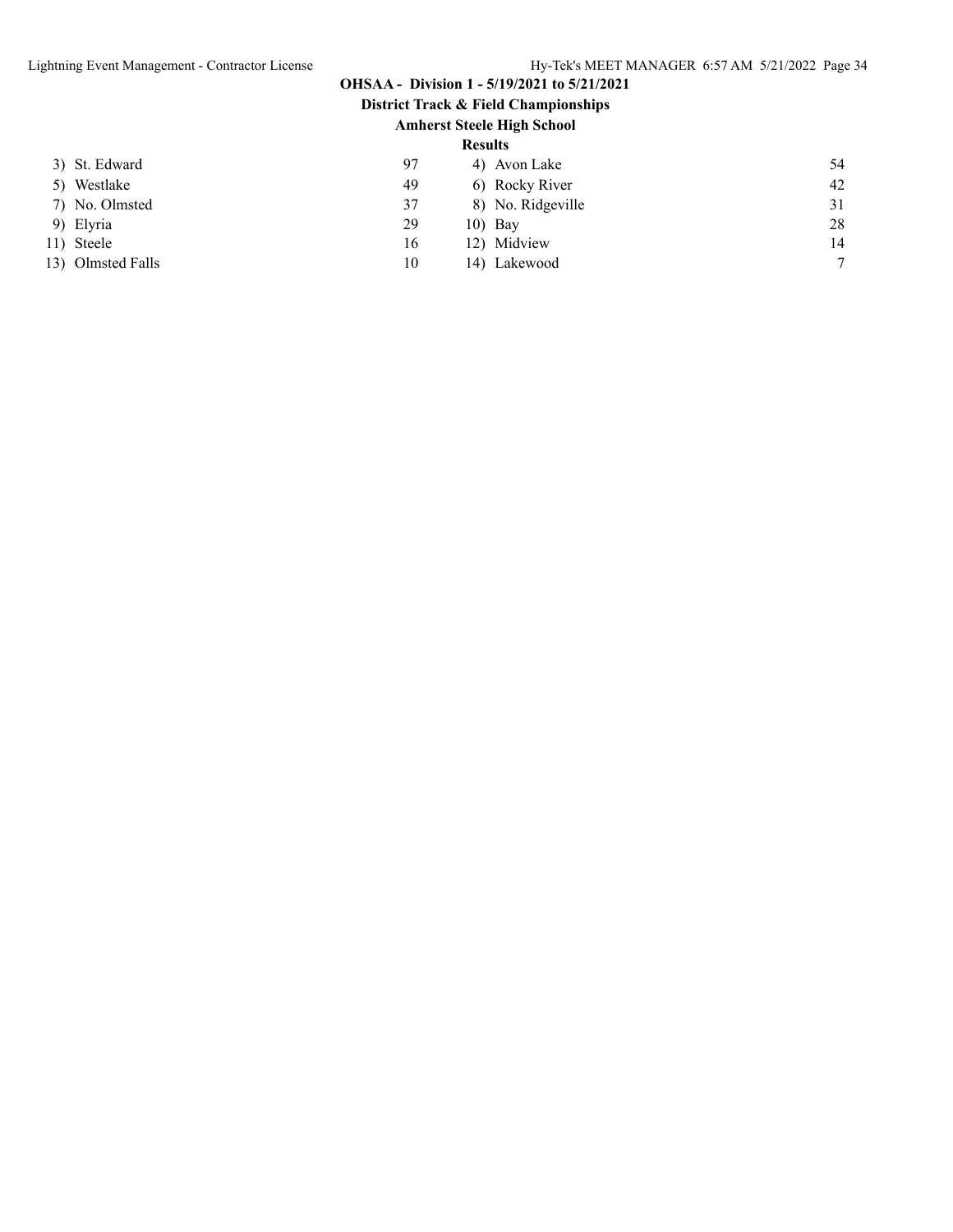**OHSAA - Division 1 - 5/19/2021 to 5/21/2021**

**District Track & Field Championships**

**Amherst Steele High School**

**Results**

| | | | |
|---|---|---|---|
| 3) St. Edward | 97 | 4) Avon Lake | 54 |
| 5) Westlake | 49 | 6) Rocky River | 42 |
| 7) No. Olmsted | 37 | 8) No. Ridgeville | 31 |
| 9) Elyria | 29 | 10) Bay | 28 |
| 11) Steele | 16 | 12) Midview | 14 |
| 13) Olmsted Falls | 10 | 14) Lakewood | 7 |